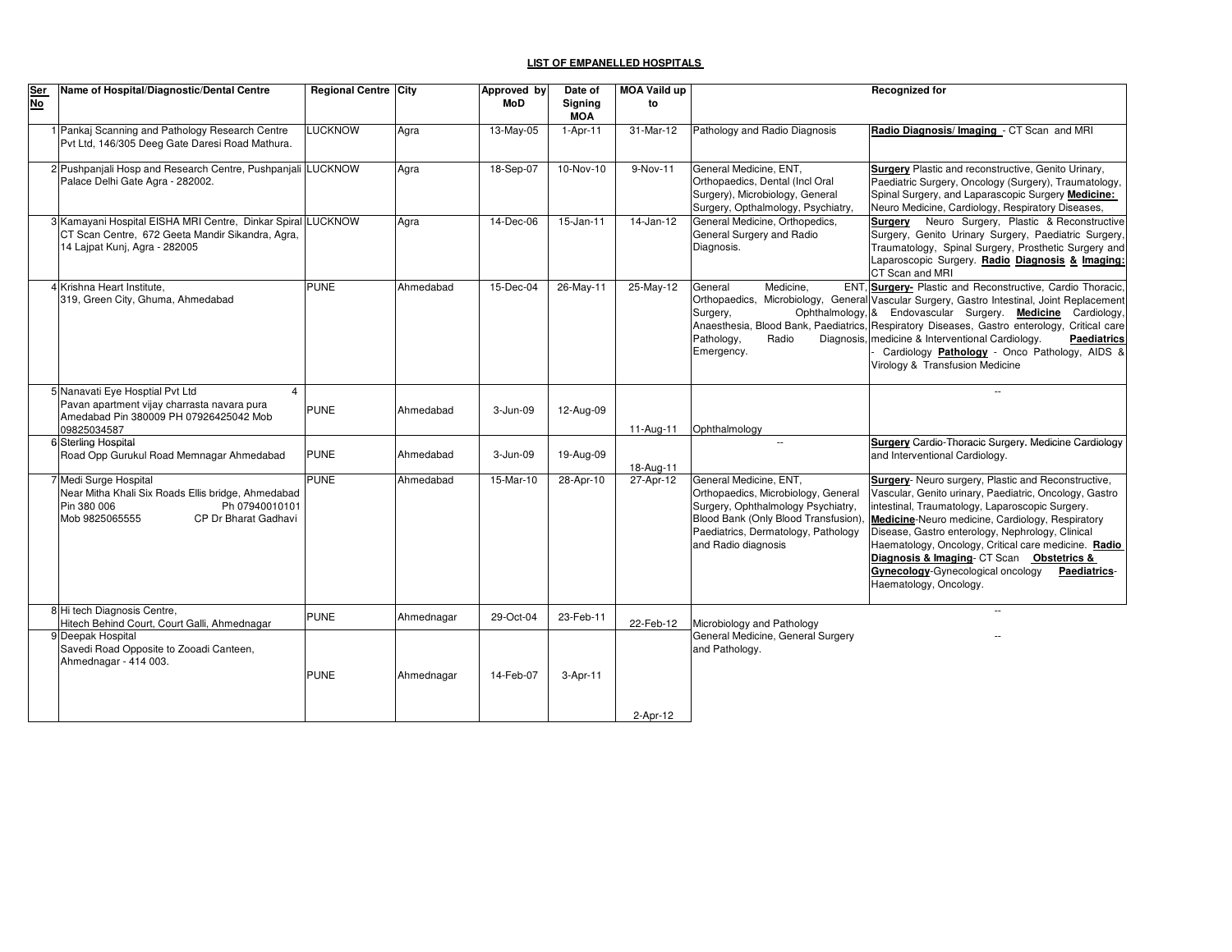# LIST OF EMPANELLED HOSPITALS

| Ser No | Name of Hospital/Diagnostic/Dental Centre | Regional Centre | City | Approved by MoD | Date of Signing MOA | MOA Vaild up to | Recognized for | |
|---|---|---|---|---|---|---|---|---|
| 1 | Pankaj Scanning and Pathology Research Centre Pvt Ltd, 146/305 Deeg Gate Daresi Road Mathura. | LUCKNOW | Agra | 13-May-05 | 1-Apr-11 | 31-Mar-12 | Pathology and Radio Diagnosis | **Radio Diagnosis/ Imaging** - CT Scan and MRI |
| 2 | Pushpanjali Hosp and Research Centre, Pushpanjali Palace Delhi Gate Agra - 282002. | LUCKNOW | Agra | 18-Sep-07 | 10-Nov-10 | 9-Nov-11 | General Medicine, ENT, Orthopaedics, Dental (Incl Oral Surgery), Microbiology, General Surgery, Opthalmology, Psychiatry, | **Surgery** Plastic and reconstructive, Genito Urinary, Paediatric Surgery, Oncology (Surgery), Traumatology, Spinal Surgery, and Laparascopic Surgery **Medicine:** Neuro Medicine, Cardiology, Respiratory Diseases, |
| 3 | Kamayani Hospital EISHA MRI Centre, Dinkar Spiral CT Scan Centre, 672 Geeta Mandir Sikandra, Agra, 14 Lajpat Kunj, Agra - 282005 | LUCKNOW | Agra | 14-Dec-06 | 15-Jan-11 | 14-Jan-12 | General Medicine, Orthopedics, General Surgery and Radio Diagnosis. | **Surgery** Neuro Surgery, Plastic & Reconstructive Surgery, Genito Urinary Surgery, Paediatric Surgery, Traumatology, Spinal Surgery, Prosthetic Surgery and Laparoscopic Surgery. **Radio Diagnosis & Imaging:** CT Scan and MRI |
| 4 | Krishna Heart Institute, 319, Green City, Ghuma, Ahmedabad | PUNE | Ahmedabad | 15-Dec-04 | 26-May-11 | 25-May-12 | General Medicine, ENT, Orthopaedics, Microbiology, General Surgery, Ophthalmology, Anaesthesia, Blood Bank, Paediatrics, Pathology, Radio Diagnosis, Emergency. | **Surgery-** Plastic and Reconstructive, Cardio Thoracic, Vascular Surgery, Gastro Intestinal, Joint Replacement & Endovascular Surgery. **Medicine** Cardiology, Respiratory Diseases, Gastro enterology, Critical care medicine & Interventional Cardiology. **Paediatrics** - Cardiology **Pathology** - Onco Pathology, AIDS & Virology & Transfusion Medicine |
| 5 | Nanavati Eye Hosptial Pvt Ltd 4 Pavan apartment vijay charrasta navara pura Amedabad Pin 380009 PH 07926425042 Mob 09825034587 | PUNE | Ahmedabad | 3-Jun-09 | 12-Aug-09 | 11-Aug-11 | Ophthalmology | -- |
| 6 | Sterling Hospital Road Opp Gurukul Road Memnagar Ahmedabad | PUNE | Ahmedabad | 3-Jun-09 | 19-Aug-09 | 18-Aug-11 | -- | **Surgery** Cardio-Thoracic Surgery. Medicine Cardiology and Interventional Cardiology. |
| 7 | Medi Surge Hospital Near Mitha Khali Six Roads Ellis bridge, Ahmedabad Pin 380 006 Ph 07940010101 Mob 9825065555 CP Dr Bharat Gadhavi | PUNE | Ahmedabad | 15-Mar-10 | 28-Apr-10 | 27-Apr-12 | General Medicine, ENT, Orthopaedics, Microbiology, General Surgery, Ophthalmology Psychiatry, Blood Bank (Only Blood Transfusion), Paediatrics, Dermatology, Pathology and Radio diagnosis | **Surgery**- Neuro surgery, Plastic and Reconstructive, Vascular, Genito urinary, Paediatric, Oncology, Gastro intestinal, Traumatology, Laparoscopic Surgery. **Medicine**-Neuro medicine, Cardiology, Respiratory Disease, Gastro enterology, Nephrology, Clinical Haematology, Oncology, Critical care medicine. **Radio Diagnosis & Imaging**- CT Scan **Obstetrics & Gynecology**-Gynecological oncology **Paediatrics**-Haematology, Oncology. |
| 8 | Hi tech Diagnosis Centre, Hitech Behind Court, Court Galli, Ahmednagar | PUNE | Ahmednagar | 29-Oct-04 | 23-Feb-11 | 22-Feb-12 | Microbiology and Pathology | -- |
| 9 | Deepak Hospital Savedi Road Opposite to Zooadi Canteen, Ahmednagar - 414 003. | PUNE | Ahmednagar | 14-Feb-07 | 3-Apr-11 | 2-Apr-12 | General Medicine, General Surgery and Pathology. | -- |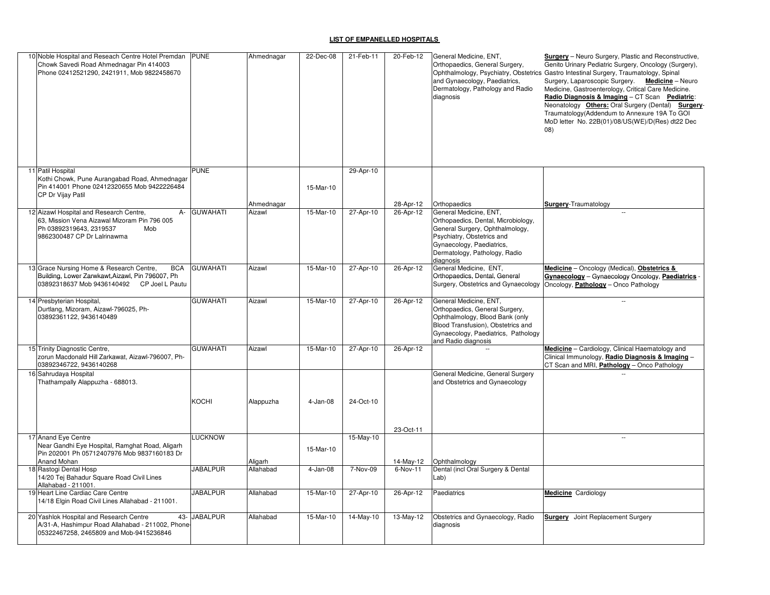## LIST OF EMPANELLED HOSPITALS

| | | | | | | | | |
|---|---|---|---|---|---|---|---|---|
| 10 | Noble Hospital and Reseach Centre Hotel Premdan Chowk Savedi Road Ahmednagar Pin 414003 Phone 02412521290, 2421911, Mob 9822458670 | PUNE | Ahmednagar | 22-Dec-08 | 21-Feb-11 | 20-Feb-12 | General Medicine, ENT, Orthopaedics, General Surgery, Ophthalmology, Psychiatry, Obstetrics and Gynaecology, Paediatrics, Dermatology, Pathology and Radio diagnosis | **Surgery** – Neuro Surgery, Plastic and Reconstructive, Genito Urinary Pediatric Surgery, Oncology (Surgery), Gastro Intestinal Surgery, Traumatology, Spinal Surgery, Laparoscopic Surgery. **Medicine** – Neuro Medicine, Gastroenterology, Critical Care Medicine. **Radio Diagnosis & Imaging** – CT Scan **Pediatric**: Neonatology **Others:** Oral Surgery (Dental) **Surgery**-Traumatology(Addendum to Annexure 19A To GOI MoD letter No. 22B(01)/08/US(WE)/D(Res) dt22 Dec 08) |
| 11 | Patil Hospital Kothi Chowk, Pune Aurangabad Road, Ahmednagar Pin 414001 Phone 02412320655 Mob 9422226484 CP Dr Vijay Patil | PUNE | Ahmednagar | 15-Mar-10 | 29-Apr-10 | 28-Apr-12 | Orthopaedics | **Surgery**-Traumatology |
| 12 | Aizawl Hospital and Research Centre, A-63, Mission Vena Aizawal Mizoram Pin 796 005 Ph 03892319643, 2319537 Mob 9862300487 CP Dr Lalrinawma | GUWAHATI | Aizawl | 15-Mar-10 | 27-Apr-10 | 26-Apr-12 | General Medicine, ENT, Orthopaedics, Dental, Microbiology, General Surgery, Ophthalmology, Psychiatry, Obstetrics and Gynaecology, Paediatrics, Dermatology, Pathology, Radio diagnosis | -- |
| 13 | Grace Nursing Home & Research Centre, BCA Building, Lower Zarkawt,Aizawl, Pin 796007, Ph 03892318637 Mob 9436140492 CP Joel L Pautu | GUWAHATI | Aizawl | 15-Mar-10 | 27-Apr-10 | 26-Apr-12 | General Medicine, ENT, Orthopaedics, Dental, General Surgery, Obstetrics and Gynaecology | **Medicine** – Oncology (Medical), **Obstetrics & Gynaecology** – Gynaecology Oncology, **Paediatrics** - Oncology, **Pathology** – Onco Pathology |
| 14 | Presbyterian Hospital, Durtlang, Mizoram, Aizawl-796025, Ph-03892361122, 9436140489 | GUWAHATI | Aizawl | 15-Mar-10 | 27-Apr-10 | 26-Apr-12 | General Medicine, ENT, Orthopaedics, General Surgery, Ophthalmology, Blood Bank (only Blood Transfusion), Obstetrics and Gynaecology, Paediatrics, Pathology and Radio diagnosis | -- |
| 15 | Trinity Diagnostic Centre, zorun Macdonald Hill Zarkawat, Aizawl-796007, Ph-03892346722, 9436140268 | GUWAHATI | Aizawl | 15-Mar-10 | 27-Apr-10 | 26-Apr-12 | -- | **Medicine** – Cardiology, Clinical Haematology and Clinical Immunology, **Radio Diagnosis & Imaging** – CT Scan and MRI, **Pathology** – Onco Pathology |
| 16 | Sahrudaya Hospital Thathampally Alappuzha - 688013. | KOCHI | Alappuzha | 4-Jan-08 | 24-Oct-10 | 23-Oct-11 | General Medicine, General Surgery and Obstetrics and Gynaecology | -- |
| 17 | Anand Eye Centre Near Gandhi Eye Hospital, Ramghat Road, Aligarh Pin 202001 Ph 05712407976 Mob 9837160183 Dr Anand Mohan | LUCKNOW | Aligarh | 15-Mar-10 | 15-May-10 | 14-May-12 | Ophthalmology | -- |
| 18 | Rastogi Dental Hosp 14/20 Tej Bahadur Square Road Civil Lines Allahabad - 211001. | JABALPUR | Allahabad | 4-Jan-08 | 7-Nov-09 | 6-Nov-11 | Dental (incl Oral Surgery & Dental Lab) | |
| 19 | Heart Line Cardiac Care Centre 14/18 Elgin Road Civil Lines Allahabad - 211001. | JABALPUR | Allahabad | 15-Mar-10 | 27-Apr-10 | 26-Apr-12 | Paediatrics | **Medicine** Cardiology |
| 20 | Yashlok Hospital and Research Centre 43-A/31-A, Hashimpur Road Allahabad - 211002, Phone-05322467258, 2465809 and Mob-9415236846 | JABALPUR | Allahabad | 15-Mar-10 | 14-May-10 | 13-May-12 | Obstetrics and Gynaecology, Radio diagnosis | **Surgery** Joint Replacement Surgery |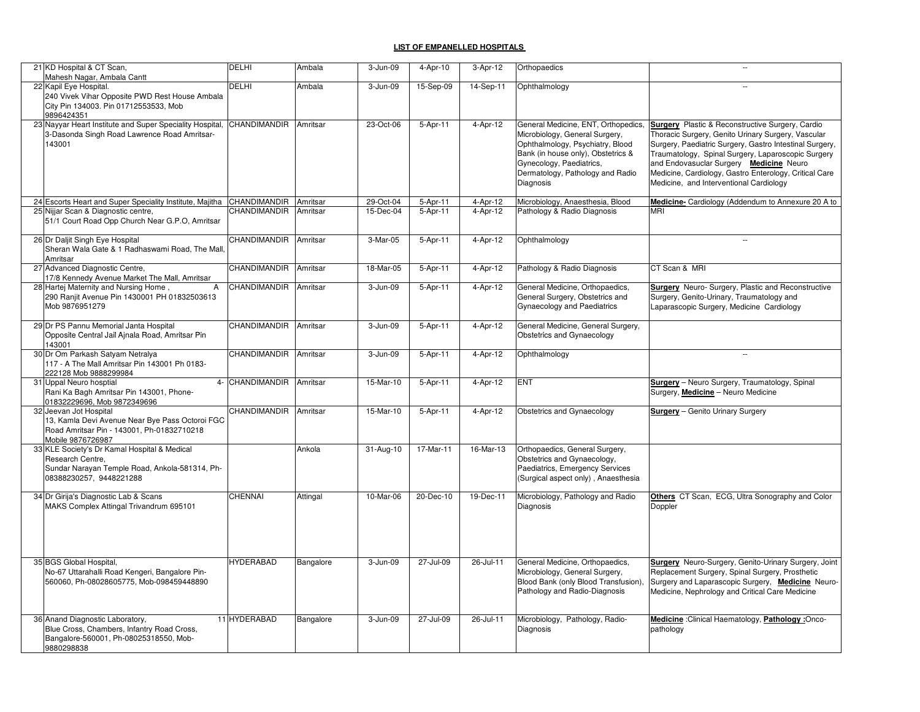**LIST OF EMPANELLED HOSPITALS**

| | | | | | | | | |
|---|---|---|---|---|---|---|---|---|
| 21 | KD Hospital & CT Scan, Mahesh Nagar, Ambala Cantt | DELHI | Ambala | 3-Jun-09 | 4-Apr-10 | 3-Apr-12 | Orthopaedics | -- |
| 22 | Kapil Eye Hospital. 240 Vivek Vihar Opposite PWD Rest House Ambala City Pin 134003. Pin 01712553533, Mob 9896424351 | DELHI | Ambala | 3-Jun-09 | 15-Sep-09 | 14-Sep-11 | Ophthalmology | -- |
| 23 | Nayyar Heart Institute and Super Speciality Hospital, 3-Dasonda Singh Road Lawrence Road Amritsar-143001 | CHANDIMANDIR | Amritsar | 23-Oct-06 | 5-Apr-11 | 4-Apr-12 | General Medicine, ENT, Orthopedics, Microbiology, General Surgery, Ophthalmology, Psychiatry, Blood Bank (in house only), Obstetrics & Gynecology, Paediatrics, Dermatology, Pathology and Radio Diagnosis | **Surgery** Plastic & Reconstructive Surgery, Cardio Thoracic Surgery, Genito Urinary Surgery, Vascular Surgery, Paediatric Surgery, Gastro Intestinal Surgery, Traumatology, Spinal Surgery, Laparoscopic Surgery and Endovasuclar Surgery **Medicine** Neuro Medicine, Cardiology, Gastro Enterology, Critical Care Medicine, and Interventional Cardiology |
| 24 | Escorts Heart and Super Speciality Institute, Majitha | CHANDIMANDIR | Amritsar | 29-Oct-04 | 5-Apr-11 | 4-Apr-12 | Microbiology, Anaesthesia, Blood | **Medicine-** Cardiology (Addendum to Annexure 20 A to |
| 25 | Nijjar Scan & Diagnostic centre, 51/1 Court Road Opp Church Near G.P.O, Amritsar | CHANDIMANDIR | Amritsar | 15-Dec-04 | 5-Apr-11 | 4-Apr-12 | Pathology & Radio Diagnosis | MRI |
| 26 | Dr Daljit Singh Eye Hospital Sheran Wala Gate & 1 Radhaswami Road, The Mall, Amritsar | CHANDIMANDIR | Amritsar | 3-Mar-05 | 5-Apr-11 | 4-Apr-12 | Ophthalmology | -- |
| 27 | Advanced Diagnostic Centre, 17/8 Kennedy Avenue Market The Mall, Amritsar | CHANDIMANDIR | Amritsar | 18-Mar-05 | 5-Apr-11 | 4-Apr-12 | Pathology & Radio Diagnosis | CT Scan & MRI |
| 28 | Hartej Maternity and Nursing Home, A 290 Ranjit Avenue Pin 1430001 PH 01832503613 Mob 9876951279 | CHANDIMANDIR | Amritsar | 3-Jun-09 | 5-Apr-11 | 4-Apr-12 | General Medicine, Orthopaedics, General Surgery, Obstetrics and Gynaecology and Paediatrics | **Surgery** Neuro- Surgery, Plastic and Reconstructive Surgery, Genito-Urinary, Traumatology and Laparascopic Surgery, Medicine Cardiology |
| 29 | Dr PS Pannu Memorial Janta Hospital Opposite Central Jail Ajnala Road, Amritsar Pin 143001 | CHANDIMANDIR | Amritsar | 3-Jun-09 | 5-Apr-11 | 4-Apr-12 | General Medicine, General Surgery, Obstetrics and Gynaecology | |
| 30 | Dr Om Parkash Satyam Netralya 117 - A The Mall Amritsar Pin 143001 Ph 0183-222128 Mob 9888299984 | CHANDIMANDIR | Amritsar | 3-Jun-09 | 5-Apr-11 | 4-Apr-12 | Ophthalmology | -- |
| 31 | Uppal Neuro hosptial 4- Rani Ka Bagh Amritsar Pin 143001, Phone-01832229696, Mob 9872349696 | CHANDIMANDIR | Amritsar | 15-Mar-10 | 5-Apr-11 | 4-Apr-12 | ENT | **Surgery** – Neuro Surgery, Traumatology, Spinal Surgery, **Medicine** – Neuro Medicine |
| 32 | Jeevan Jot Hospital 13, Kamla Devi Avenue Near Bye Pass Octoroi FGC Road Amritsar Pin - 143001, Ph-01832710218 Mobile 9876726987 | CHANDIMANDIR | Amritsar | 15-Mar-10 | 5-Apr-11 | 4-Apr-12 | Obstetrics and Gynaecology | **Surgery** – Genito Urinary Surgery |
| 33 | KLE Society's Dr Kamal Hospital & Medical Research Centre, Sundar Narayan Temple Road, Ankola-581314, Ph-08388230257, 9448221288 | | Ankola | 31-Aug-10 | 17-Mar-11 | 16-Mar-13 | Orthopaedics, General Surgery, Obstetrics and Gynaecology, Paediatrics, Emergency Services (Surgical aspect only), Anaesthesia | |
| 34 | Dr Girija's Diagnostic Lab & Scans MAKS Complex Attingal Trivandrum 695101 | CHENNAI | Attingal | 10-Mar-06 | 20-Dec-10 | 19-Dec-11 | Microbiology, Pathology and Radio Diagnosis | **Others** CT Scan, ECG, Ultra Sonography and Color Doppler |
| 35 | BGS Global Hospital, No-67 Uttarahalli Road Kengeri, Bangalore Pin-560060, Ph-08028605775, Mob-098459448890 | HYDERABAD | Bangalore | 3-Jun-09 | 27-Jul-09 | 26-Jul-11 | General Medicine, Orthopaedics, Microbiology, General Surgery, Blood Bank (only Blood Transfusion), Pathology and Radio-Diagnosis | **Surgery** Neuro-Surgery, Genito-Urinary Surgery, Joint Replacement Surgery, Spinal Surgery, Prosthetic Surgery and Laparascopic Surgery, **Medicine** Neuro-Medicine, Nephrology and Critical Care Medicine |
| 36 | Anand Diagnostic Laboratory, 11 Blue Cross, Chambers, Infantry Road Cross, Bangalore-560001, Ph-08025318550, Mob-9880298838 | HYDERABAD | Bangalore | 3-Jun-09 | 27-Jul-09 | 26-Jul-11 | Microbiology, Pathology, Radio-Diagnosis | **Medicine** :Clinical Haematology, **Pathology :**Onco-pathology |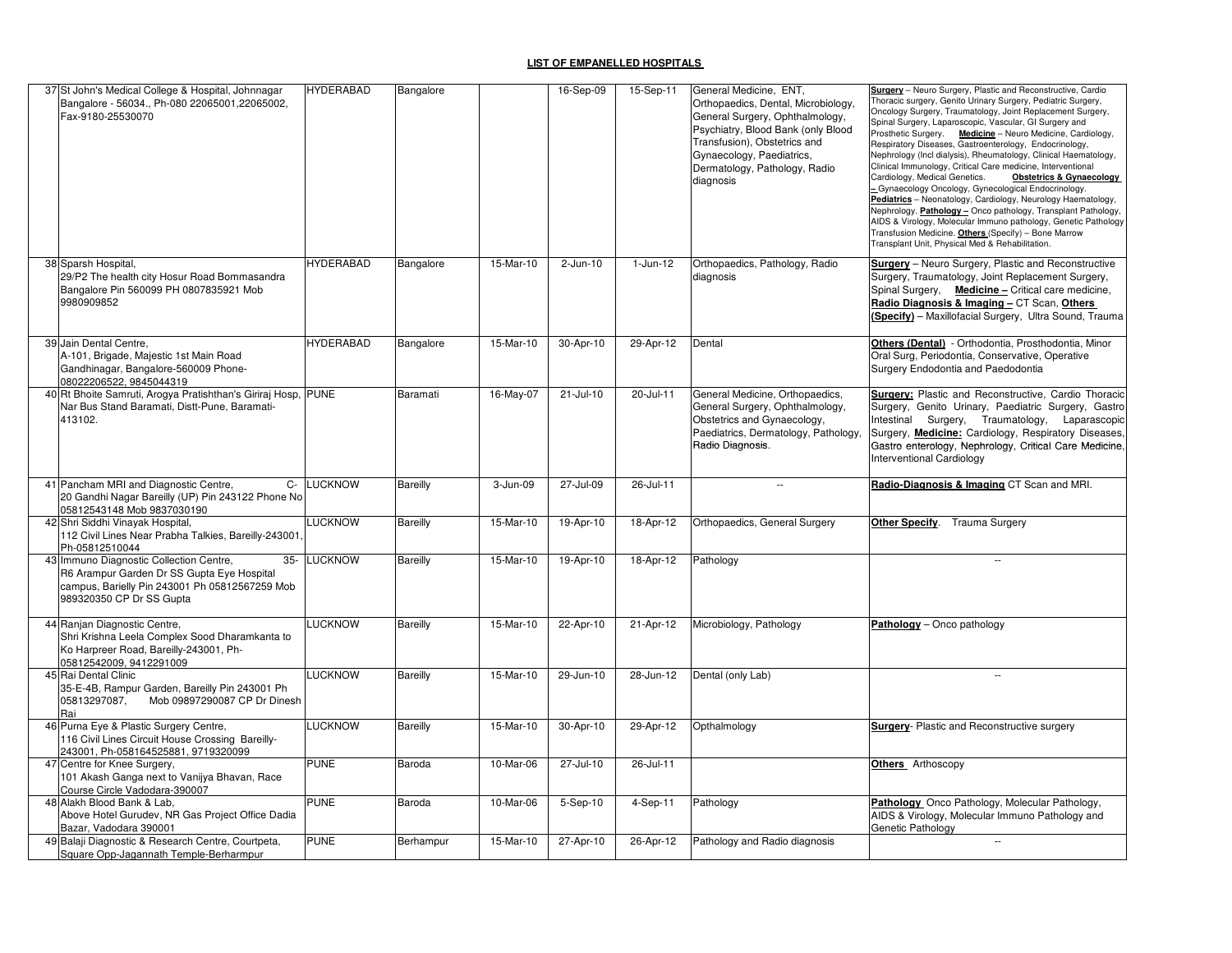## LIST OF EMPANELLED HOSPITALS

| | | | | | | | | |
|---|---|---|---|---|---|---|---|---|
| 37 | St John's Medical College & Hospital, Johnnagar Bangalore - 56034., Ph-080 22065001,22065002, Fax-9180-25530070 | HYDERABAD | Bangalore | | 16-Sep-09 | 15-Sep-11 | General Medicine, ENT, Orthopaedics, Dental, Microbiology, General Surgery, Ophthalmology, Psychiatry, Blood Bank (only Blood Transfusion), Obstetrics and Gynaecology, Paediatrics, Dermatology, Pathology, Radio diagnosis | **Surgery** – Neuro Surgery, Plastic and Reconstructive, Cardio Thoracic surgery, Genito Urinary Surgery, Pediatric Surgery, Oncology Surgery, Traumatology, Joint Replacement Surgery, Spinal Surgery, Laparoscopic, Vascular, GI Surgery and Prosthetic Surgery. **Medicine** – Neuro Medicine, Cardiology, Respiratory Diseases, Gastroenterology, Endocrinology, Nephrology (Incl dialysis), Rheumatology, Clinical Haematology, Clinical Immunology, Critical Care medicine, Interventional Cardiology, Medical Genetics. **Obstetrics & Gynaecology –** Gynaecology Oncology, Gynecological Endocrinology. **Pediatrics** – Neonatology, Cardiology, Neurology Haematology, Nephrology. **Pathology –** Onco pathology, Transplant Pathology, AIDS & Virology, Molecular Immuno pathology, Genetic Pathology Transfusion Medicine. **Others** (Specify) – Bone Marrow Transplant Unit, Physical Med & Rehabilitation. |
| 38 | Sparsh Hospital, 29/P2 The health city Hosur Road Bommasandra Bangalore Pin 560099 PH 0807835921 Mob 9980909852 | HYDERABAD | Bangalore | 15-Mar-10 | 2-Jun-10 | 1-Jun-12 | Orthopaedics, Pathology, Radio diagnosis | **Surgery** – Neuro Surgery, Plastic and Reconstructive Surgery, Traumatology, Joint Replacement Surgery, Spinal Surgery, **Medicine –** Critical care medicine, **Radio Diagnosis & Imaging –** CT Scan, **Others (Specify)** – Maxillofacial Surgery, Ultra Sound, Trauma |
| 39 | Jain Dental Centre, A-101, Brigade, Majestic 1st Main Road Gandhinagar, Bangalore-560009 Phone-08022206522, 9845044319 | HYDERABAD | Bangalore | 15-Mar-10 | 30-Apr-10 | 29-Apr-12 | Dental | **Others (Dental)** - Orthodontia, Prosthodontia, Minor Oral Surg, Periodontia, Conservative, Operative Surgery Endodontia and Paedodontia |
| 40 | Rt Bhoite Samruti, Arogya Pratishthan's Giriraj Hosp, Nar Bus Stand Baramati, Distt-Pune, Baramati-413102. | PUNE | Baramati | 16-May-07 | 21-Jul-10 | 20-Jul-11 | General Medicine, Orthopaedics, General Surgery, Ophthalmology, Obstetrics and Gynaecology, Paediatrics, Dermatology, Pathology, Radio Diagnosis. | **Surgery:** Plastic and Reconstructive, Cardio Thoracic Surgery, Genito Urinary, Paediatric Surgery, Gastro Intestinal Surgery, Traumatology, Laparascopic Surgery, **Medicine:** Cardiology, Respiratory Diseases, Gastro enterology, Nephrology, Critical Care Medicine, Interventional Cardiology |
| 41 | Pancham MRI and Diagnostic Centre, C-20 Gandhi Nagar Bareilly (UP) Pin 243122 Phone No 05812543148 Mob 9837030190 | LUCKNOW | Bareilly | 3-Jun-09 | 27-Jul-09 | 26-Jul-11 | -- | **Radio-Diagnosis & Imaging** CT Scan and MRI. |
| 42 | Shri Siddhi Vinayak Hospital, 112 Civil Lines Near Prabha Talkies, Bareilly-243001, Ph-05812510044 | LUCKNOW | Bareilly | 15-Mar-10 | 19-Apr-10 | 18-Apr-12 | Orthopaedics, General Surgery | **Other Specify**. Trauma Surgery |
| 43 | Immuno Diagnostic Collection Centre, 35-R6 Arampur Garden Dr SS Gupta Eye Hospital campus, Barielly Pin 243001 Ph 05812567259 Mob 989320350 CP Dr SS Gupta | LUCKNOW | Bareilly | 15-Mar-10 | 19-Apr-10 | 18-Apr-12 | Pathology | -- |
| 44 | Ranjan Diagnostic Centre, Shri Krishna Leela Complex Sood Dharamkanta to Ko Harpreer Road, Bareilly-243001, Ph-05812542009, 9412291009 | LUCKNOW | Bareilly | 15-Mar-10 | 22-Apr-10 | 21-Apr-12 | Microbiology, Pathology | **Pathology** – Onco pathology |
| 45 | Rai Dental Clinic 35-E-4B, Rampur Garden, Bareilly Pin 243001 Ph 05813297087, Mob 09897290087 CP Dr Dinesh Rai | LUCKNOW | Bareilly | 15-Mar-10 | 29-Jun-10 | 28-Jun-12 | Dental (only Lab) | -- |
| 46 | Purna Eye & Plastic Surgery Centre, 116 Civil Lines Circuit House Crossing Bareilly-243001, Ph-058164525881, 9719320099 | LUCKNOW | Bareilly | 15-Mar-10 | 30-Apr-10 | 29-Apr-12 | Opthalmology | **Surgery**- Plastic and Reconstructive surgery |
| 47 | Centre for Knee Surgery, 101 Akash Ganga next to Vanijya Bhavan, Race Course Circle Vadodara-390007 | PUNE | Baroda | 10-Mar-06 | 27-Jul-10 | 26-Jul-11 | | **Others** Arthoscopy |
| 48 | Alakh Blood Bank & Lab, Above Hotel Gurudev, NR Gas Project Office Dadia Bazar, Vadodara 390001 | PUNE | Baroda | 10-Mar-06 | 5-Sep-10 | 4-Sep-11 | Pathology | **Pathology** Onco Pathology, Molecular Pathology, AIDS & Virology, Molecular Immuno Pathology and Genetic Pathology |
| 49 | Balaji Diagnostic & Research Centre, Courtpeta, Square Opp-Jagannath Temple-Berharmpur | PUNE | Berhampur | 15-Mar-10 | 27-Apr-10 | 26-Apr-12 | Pathology and Radio diagnosis | -- |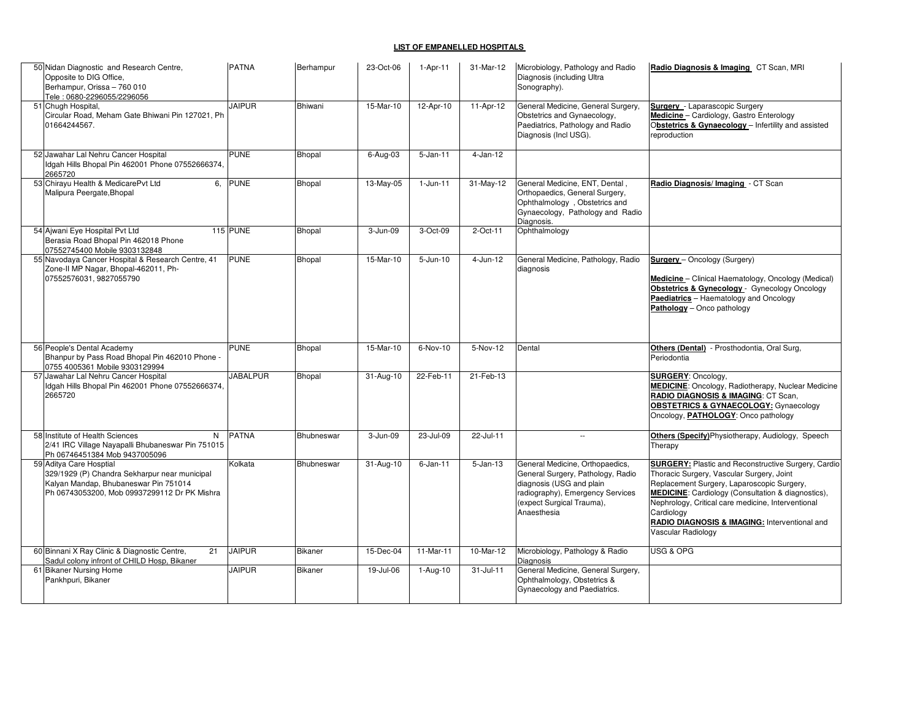## LIST OF EMPANELLED HOSPITALS

| | | | | | | | | |
|---|---|---|---|---|---|---|---|---|
| 50 | Nidan Diagnostic and Research Centre, Opposite to DIG Office, Berhampur, Orissa – 760 010 Tele : 0680-2296055/2296056 | PATNA | Berhampur | 23-Oct-06 | 1-Apr-11 | 31-Mar-12 | Microbiology, Pathology and Radio Diagnosis (including Ultra Sonography). | **Radio Diagnosis & Imaging** CT Scan, MRI |
| 51 | Chugh Hospital, Circular Road, Meham Gate Bhiwani Pin 127021, Ph 01664244567. | JAIPUR | Bhiwani | 15-Mar-10 | 12-Apr-10 | 11-Apr-12 | General Medicine, General Surgery, Obstetrics and Gynaecology, Paediatrics, Pathology and Radio Diagnosis (Incl USG). | **Surgery** - Laparascopic Surgery **Medicine** – Cardiology, Gastro Enterology **Obstetrics & Gynaecology** – Infertility and assisted reproduction |
| 52 | Jawahar Lal Nehru Cancer Hospital Idgah Hills Bhopal Pin 462001 Phone 07552666374, 2665720 | PUNE | Bhopal | 6-Aug-03 | 5-Jan-11 | 4-Jan-12 | | |
| 53 | Chirayu Health & MedicarePvt Ltd 6, Malipura Peergate,Bhopal | PUNE | Bhopal | 13-May-05 | 1-Jun-11 | 31-May-12 | General Medicine, ENT, Dental , Orthopaedics, General Surgery, Ophthalmology , Obstetrics and Gynaecology, Pathology and Radio Diagnosis. | **Radio Diagnosis/ Imaging** - CT Scan |
| 54 | Ajwani Eye Hospital Pvt Ltd 115 Berasia Road Bhopal Pin 462018 Phone 07552745400 Mobile 9303132848 | PUNE | Bhopal | 3-Jun-09 | 3-Oct-09 | 2-Oct-11 | Ophthalmology | |
| 55 | Navodaya Cancer Hospital & Research Centre, 41 Zone-II MP Nagar, Bhopal-462011, Ph- 07552576031, 9827055790 | PUNE | Bhopal | 15-Mar-10 | 5-Jun-10 | 4-Jun-12 | General Medicine, Pathology, Radio diagnosis | **Surgery** – Oncology (Surgery) **Medicine** – Clinical Haematology, Oncology (Medical) **Obstetrics & Gynecology** - Gynecology Oncology **Paediatrics** – Haematology and Oncology **Pathology** – Onco pathology |
| 56 | People's Dental Academy Bhanpur by Pass Road Bhopal Pin 462010 Phone - 0755 4005361 Mobile 9303129994 | PUNE | Bhopal | 15-Mar-10 | 6-Nov-10 | 5-Nov-12 | Dental | **Others (Dental)** - Prosthodontia, Oral Surg, Periodontia |
| 57 | Jawahar Lal Nehru Cancer Hospital Idgah Hills Bhopal Pin 462001 Phone 07552666374, 2665720 | JABALPUR | Bhopal | 31-Aug-10 | 22-Feb-11 | 21-Feb-13 | | **SURGERY**: Oncology, **MEDICINE**: Oncology, Radiotherapy, Nuclear Medicine **RADIO DIAGNOSIS & IMAGING**: CT Scan, **OBSTETRICS & GYNAECOLOGY:** Gynaecology Oncology, **PATHOLOGY**: Onco pathology |
| 58 | Institute of Health Sciences N 2/41 IRC Village Nayapalli Bhubaneswar Pin 751015 Ph 06746451384 Mob 9437005096 | PATNA | Bhubneswar | 3-Jun-09 | 23-Jul-09 | 22-Jul-11 | -- | **Others (Specify)**Physiotherapy, Audiology, Speech Therapy |
| 59 | Aditya Care Hosptial 329/1929 (P) Chandra Sekharpur near municipal Kalyan Mandap, Bhubaneswar Pin 751014 Ph 06743053200, Mob 09937299112 Dr PK Mishra | Kolkata | Bhubneswar | 31-Aug-10 | 6-Jan-11 | 5-Jan-13 | General Medicine, Orthopaedics, General Surgery, Pathology, Radio diagnosis (USG and plain radiography), Emergency Services (expect Surgical Trauma), Anaesthesia | **SURGERY:** Plastic and Reconstructive Surgery, Cardio Thoracic Surgery, Vascular Surgery, Joint Replacement Surgery, Laparoscopic Surgery, **MEDICINE**: Cardiology (Consultation & diagnostics), Nephrology, Critical care medicine, Interventional Cardiology **RADIO DIAGNOSIS & IMAGING:** Interventional and Vascular Radiology |
| 60 | Binnani X Ray Clinic & Diagnostic Centre, 21 Sadul colony infront of CHILD Hosp, Bikaner | JAIPUR | Bikaner | 15-Dec-04 | 11-Mar-11 | 10-Mar-12 | Microbiology, Pathology & Radio Diagnosis | USG & OPG |
| 61 | Bikaner Nursing Home Pankhpuri, Bikaner | JAIPUR | Bikaner | 19-Jul-06 | 1-Aug-10 | 31-Jul-11 | General Medicine, General Surgery, Ophthalmology, Obstetrics & Gynaecology and Paediatrics. | |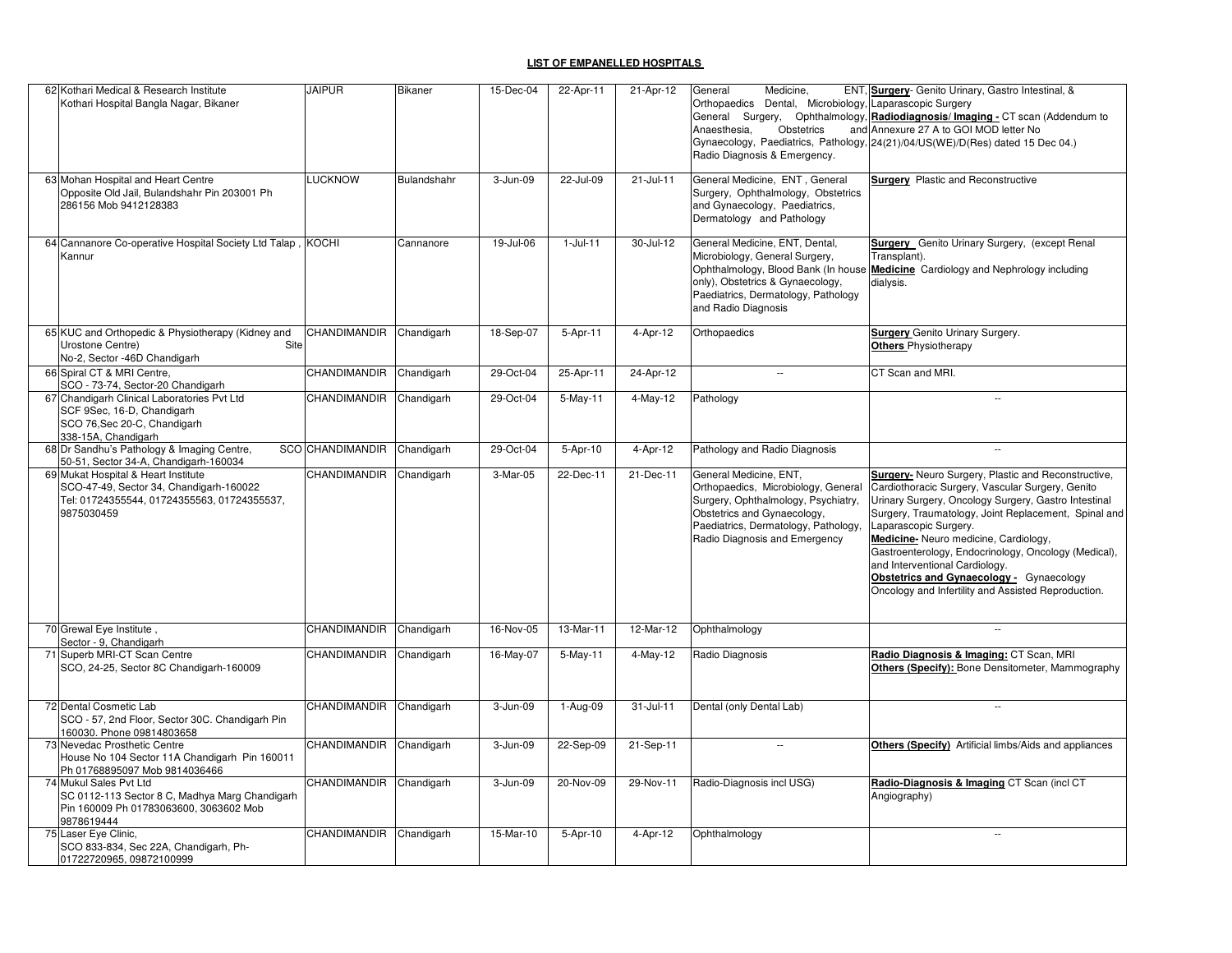## LIST OF EMPANELLED HOSPITALS

| | | | | | | | | |
|---|---|---|---|---|---|---|---|---|
| 62 | Kothari Medical & Research Institute Kothari Hospital Bangla Nagar, Bikaner | JAIPUR | Bikaner | 15-Dec-04 | 22-Apr-11 | 21-Apr-12 | General Medicine, ENT, Orthopaedics Dental, Microbiology, General Surgery, Ophthalmology, Anaesthesia, Obstetrics and Gynaecology, Paediatrics, Pathology, Radio Diagnosis & Emergency. | **Surgery**- Genito Urinary, Gastro Intestinal, & Laparascopic Surgery **Radiodiagnosis/ Imaging -** CT scan (Addendum to Annexure 27 A to GOI MOD letter No 24(21)/04/US(WE)/D(Res) dated 15 Dec 04.) |
| 63 | Mohan Hospital and Heart Centre Opposite Old Jail, Bulandshahr Pin 203001 Ph 286156 Mob 9412128383 | LUCKNOW | Bulandshahr | 3-Jun-09 | 22-Jul-09 | 21-Jul-11 | General Medicine, ENT , General Surgery, Ophthalmology, Obstetrics and Gynaecology, Paediatrics, Dermatology and Pathology | **Surgery** Plastic and Reconstructive |
| 64 | Cannanore Co-operative Hospital Society Ltd Talap , Kannur | KOCHI | Cannanore | 19-Jul-06 | 1-Jul-11 | 30-Jul-12 | General Medicine, ENT, Dental, Microbiology, General Surgery, Ophthalmology, Blood Bank (In house only), Obstetrics & Gynaecology, Paediatrics, Dermatology, Pathology and Radio Diagnosis | **Surgery** Genito Urinary Surgery, (except Renal Transplant). **Medicine** Cardiology and Nephrology including dialysis. |
| 65 | KUC and Orthopedic & Physiotherapy (Kidney and Urostone Centre) Site No-2, Sector -46D Chandigarh | CHANDIMANDIR | Chandigarh | 18-Sep-07 | 5-Apr-11 | 4-Apr-12 | Orthopaedics | **Surgery** Genito Urinary Surgery. **Others** Physiotherapy |
| 66 | Spiral CT & MRI Centre, SCO - 73-74, Sector-20 Chandigarh | CHANDIMANDIR | Chandigarh | 29-Oct-04 | 25-Apr-11 | 24-Apr-12 | -- | CT Scan and MRI. |
| 67 | Chandigarh Clinical Laboratories Pvt Ltd SCF 9Sec, 16-D, Chandigarh SCO 76,Sec 20-C, Chandigarh 338-15A, Chandigarh | CHANDIMANDIR | Chandigarh | 29-Oct-04 | 5-May-11 | 4-May-12 | Pathology | -- |
| 68 | Dr Sandhu's Pathology & Imaging Centre, SCO 50-51, Sector 34-A, Chandigarh-160034 | CHANDIMANDIR | Chandigarh | 29-Oct-04 | 5-Apr-10 | 4-Apr-12 | Pathology and Radio Diagnosis | -- |
| 69 | Mukat Hospital & Heart Institute SCO-47-49, Sector 34, Chandigarh-160022 Tel: 01724355544, 01724355563, 01724355537, 9875030459 | CHANDIMANDIR | Chandigarh | 3-Mar-05 | 22-Dec-11 | 21-Dec-11 | General Medicine, ENT, Orthopaedics, Microbiology, General Surgery, Ophthalmology, Psychiatry, Obstetrics and Gynaecology, Paediatrics, Dermatology, Pathology, Radio Diagnosis and Emergency | **Surgery-** Neuro Surgery, Plastic and Reconstructive, Cardiothoracic Surgery, Vascular Surgery, Genito Urinary Surgery, Oncology Surgery, Gastro Intestinal Surgery, Traumatology, Joint Replacement, Spinal and Laparascopic Surgery. **Medicine-** Neuro medicine, Cardiology, Gastroenterology, Endocrinology, Oncology (Medical), and Interventional Cardiology. **Obstetrics and Gynaecology -** Gynaecology Oncology and Infertility and Assisted Reproduction. |
| 70 | Grewal Eye Institute , Sector - 9, Chandigarh | CHANDIMANDIR | Chandigarh | 16-Nov-05 | 13-Mar-11 | 12-Mar-12 | Ophthalmology | -- |
| 71 | Superb MRI-CT Scan Centre SCO, 24-25, Sector 8C Chandigarh-160009 | CHANDIMANDIR | Chandigarh | 16-May-07 | 5-May-11 | 4-May-12 | Radio Diagnosis | **Radio Diagnosis & Imaging:** CT Scan, MRI **Others (Specify):** Bone Densitometer, Mammography |
| 72 | Dental Cosmetic Lab SCO - 57, 2nd Floor, Sector 30C. Chandigarh Pin 160030. Phone 09814803658 | CHANDIMANDIR | Chandigarh | 3-Jun-09 | 1-Aug-09 | 31-Jul-11 | Dental (only Dental Lab) | -- |
| 73 | Nevedac Prosthetic Centre House No 104 Sector 11A Chandigarh Pin 160011 Ph 01768895097 Mob 9814036466 | CHANDIMANDIR | Chandigarh | 3-Jun-09 | 22-Sep-09 | 21-Sep-11 | -- | **Others (Specify)** Artificial limbs/Aids and appliances |
| 74 | Mukul Sales Pvt Ltd SC 0112-113 Sector 8 C, Madhya Marg Chandigarh Pin 160009 Ph 01783063600, 3063602 Mob 9878619444 | CHANDIMANDIR | Chandigarh | 3-Jun-09 | 20-Nov-09 | 29-Nov-11 | Radio-Diagnosis incl USG) | **Radio-Diagnosis & Imaging** CT Scan (incl CT Angiography) |
| 75 | Laser Eye Clinic, SCO 833-834, Sec 22A, Chandigarh, Ph-01722720965, 09872100999 | CHANDIMANDIR | Chandigarh | 15-Mar-10 | 5-Apr-10 | 4-Apr-12 | Ophthalmology | -- |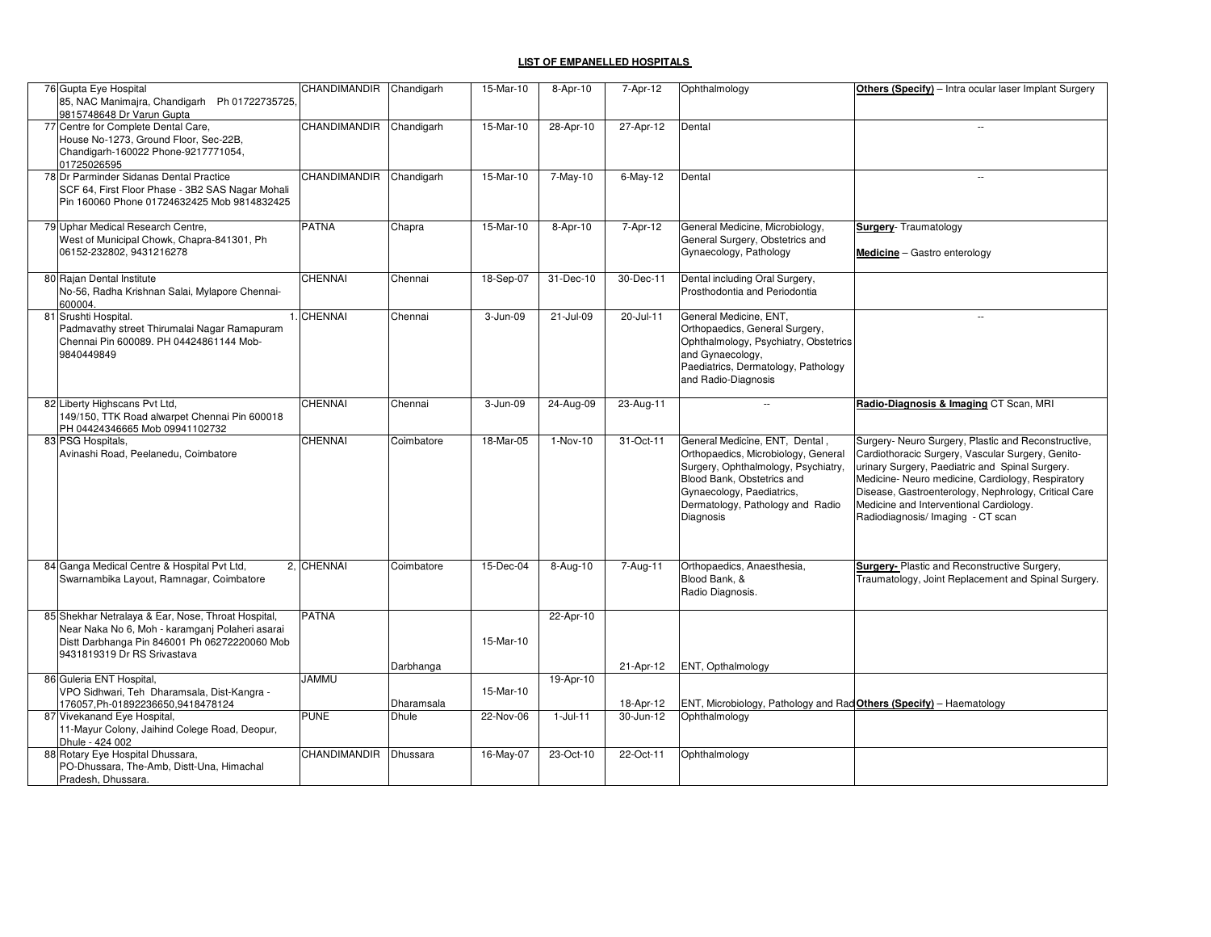**LIST OF EMPANELLED HOSPITALS**

| | | | | | | | | |
|---|---|---|---|---|---|---|---|---|
| 76 | Gupta Eye Hospital 85, NAC Manimajra, Chandigarh Ph 01722735725, 9815748648 Dr Varun Gupta | CHANDIMANDIR | Chandigarh | 15-Mar-10 | 8-Apr-10 | 7-Apr-12 | Ophthalmology | **Others (Specify)** – Intra ocular laser Implant Surgery |
| 77 | Centre for Complete Dental Care, House No-1273, Ground Floor, Sec-22B, Chandigarh-160022 Phone-9217771054, 01725026595 | CHANDIMANDIR | Chandigarh | 15-Mar-10 | 28-Apr-10 | 27-Apr-12 | Dental | -- |
| 78 | Dr Parminder Sidanas Dental Practice SCF 64, First Floor Phase - 3B2 SAS Nagar Mohali Pin 160060 Phone 01724632425 Mob 9814832425 | CHANDIMANDIR | Chandigarh | 15-Mar-10 | 7-May-10 | 6-May-12 | Dental | -- |
| 79 | Uphar Medical Research Centre, West of Municipal Chowk, Chapra-841301, Ph 06152-232802, 9431216278 | PATNA | Chapra | 15-Mar-10 | 8-Apr-10 | 7-Apr-12 | General Medicine, Microbiology, General Surgery, Obstetrics and Gynaecology, Pathology | **Surgery**- Traumatology<br>**Medicine** – Gastro enterology |
| 80 | Rajan Dental Institute No-56, Radha Krishnan Salai, Mylapore Chennai-600004. | CHENNAI | Chennai | 18-Sep-07 | 31-Dec-10 | 30-Dec-11 | Dental including Oral Surgery, Prosthodontia and Periodontia | |
| 81 | Srushti Hospital. 1. Padmavathy street Thirumalai Nagar Ramapuram Chennai Pin 600089. PH 04424861144 Mob-9840449849 | CHENNAI | Chennai | 3-Jun-09 | 21-Jul-09 | 20-Jul-11 | General Medicine, ENT, Orthopaedics, General Surgery, Ophthalmology, Psychiatry, Obstetrics and Gynaecology, Paediatrics, Dermatology, Pathology and Radio-Diagnosis | -- |
| 82 | Liberty Highscans Pvt Ltd, 149/150, TTK Road alwarpet Chennai Pin 600018 PH 04424346665 Mob 09941102732 | CHENNAI | Chennai | 3-Jun-09 | 24-Aug-09 | 23-Aug-11 | -- | **Radio-Diagnosis & Imaging** CT Scan, MRI |
| 83 | PSG Hospitals, Avinashi Road, Peelanedu, Coimbatore | CHENNAI | Coimbatore | 18-Mar-05 | 1-Nov-10 | 31-Oct-11 | General Medicine, ENT, Dental , Orthopaedics, Microbiology, General Surgery, Ophthalmology, Psychiatry, Blood Bank, Obstetrics and Gynaecology, Paediatrics, Dermatology, Pathology and Radio Diagnosis | Surgery- Neuro Surgery, Plastic and Reconstructive, Cardiothoracic Surgery, Vascular Surgery, Genito-urinary Surgery, Paediatric and Spinal Surgery. Medicine- Neuro medicine, Cardiology, Respiratory Disease, Gastroenterology, Nephrology, Critical Care Medicine and Interventional Cardiology. Radiodiagnosis/ Imaging - CT scan |
| 84 | Ganga Medical Centre & Hospital Pvt Ltd, 2, Swarnambika Layout, Ramnagar, Coimbatore | CHENNAI | Coimbatore | 15-Dec-04 | 8-Aug-10 | 7-Aug-11 | Orthopaedics, Anaesthesia, Blood Bank, & Radio Diagnosis. | **Surgery-** Plastic and Reconstructive Surgery, Traumatology, Joint Replacement and Spinal Surgery. |
| 85 | Shekhar Netralaya & Ear, Nose, Throat Hospital, Near Naka No 6, Moh - karamganj Polaheri asarai Distt Darbhanga Pin 846001 Ph 06272220060 Mob 9431819319 Dr RS Srivastava | PATNA | Darbhanga | 15-Mar-10 | 22-Apr-10 | 21-Apr-12 | ENT, Opthalmology | |
| 86 | Guleria ENT Hospital, VPO Sidhwari, Teh Dharamsala, Dist-Kangra - 176057,Ph-01892236650,9418478124 | JAMMU | Dharamsala | 15-Mar-10 | 19-Apr-10 | 18-Apr-12 | ENT, Microbiology, Pathology and Rad | **Others (Specify)** – Haematology |
| 87 | Vivekanand Eye Hospital, 11-Mayur Colony, Jaihind Colege Road, Deopur, Dhule - 424 002 | PUNE | Dhule | 22-Nov-06 | 1-Jul-11 | 30-Jun-12 | Ophthalmology | |
| 88 | Rotary Eye Hospital Dhussara, PO-Dhussara, The-Amb, Distt-Una, Himachal Pradesh, Dhussara. | CHANDIMANDIR | Dhussara | 16-May-07 | 23-Oct-10 | 22-Oct-11 | Ophthalmology | |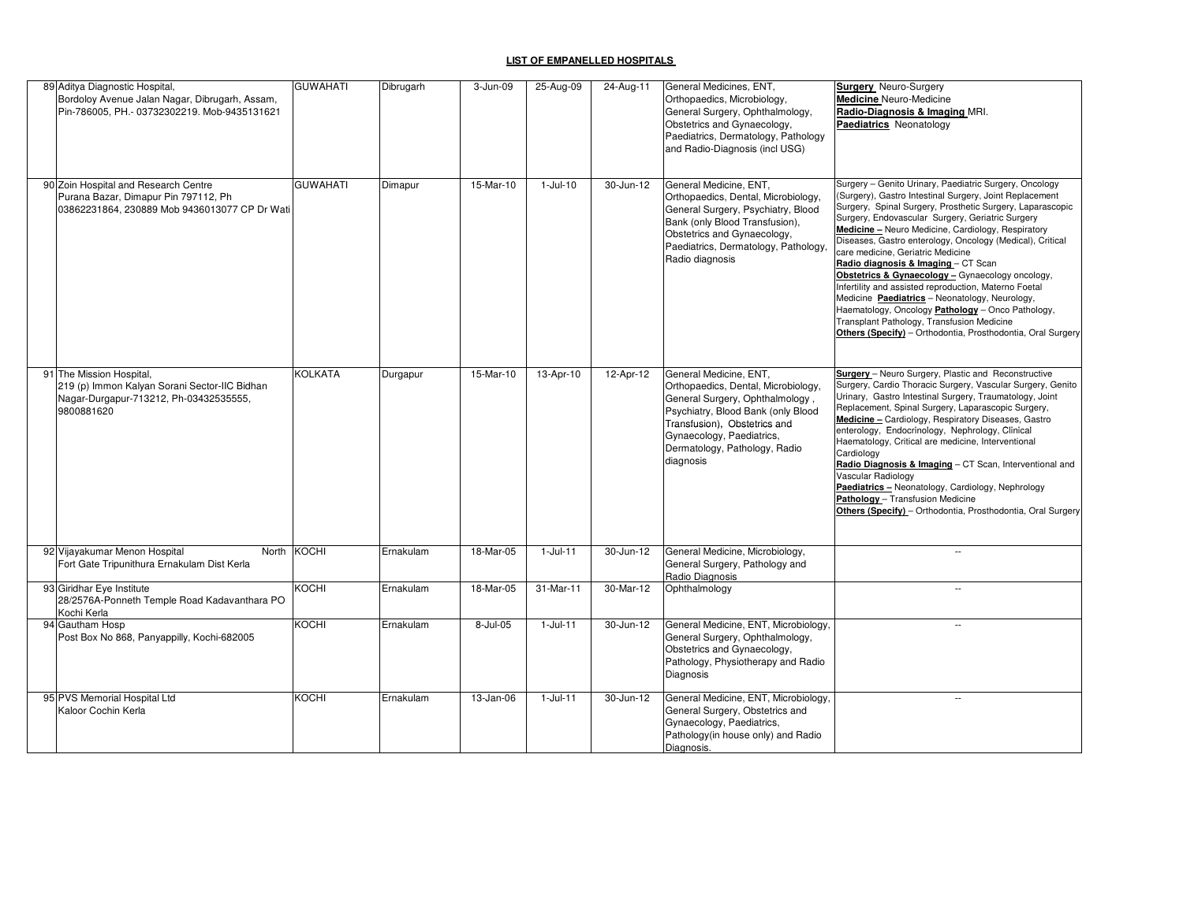## LIST OF EMPANELLED HOSPITALS

| | | | | | | | | |
|---|---|---|---|---|---|---|---|---|
| 89 | Aditya Diagnostic Hospital, Bordoloy Avenue Jalan Nagar, Dibrugarh, Assam, Pin-786005, PH.- 03732302219. Mob-9435131621 | GUWAHATI | Dibrugarh | 3-Jun-09 | 25-Aug-09 | 24-Aug-11 | General Medicines, ENT, Orthopaedics, Microbiology, General Surgery, Ophthalmology, Obstetrics and Gynaecology, Paediatrics, Dermatology, Pathology and Radio-Diagnosis (incl USG) | **Surgery** Neuro-Surgery **Medicine** Neuro-Medicine **Radio-Diagnosis & Imaging** MRI. **Paediatrics** Neonatology |
| 90 | Zoin Hospital and Research Centre Purana Bazar, Dimapur Pin 797112, Ph 03862231864, 230889 Mob 9436013077 CP Dr Wati | GUWAHATI | Dimapur | 15-Mar-10 | 1-Jul-10 | 30-Jun-12 | General Medicine, ENT, Orthopaedics, Dental, Microbiology, General Surgery, Psychiatry, Blood Bank (only Blood Transfusion), Obstetrics and Gynaecology, Paediatrics, Dermatology, Pathology, Radio diagnosis | Surgery – Genito Urinary, Paediatric Surgery, Oncology (Surgery), Gastro Intestinal Surgery, Joint Replacement Surgery, Spinal Surgery, Prosthetic Surgery, Laparascopic Surgery, Endovascular Surgery, Geriatric Surgery **Medicine –** Neuro Medicine, Cardiology, Respiratory Diseases, Gastro enterology, Oncology (Medical), Critical care medicine, Geriatric Medicine **Radio diagnosis & Imaging** – CT Scan **Obstetrics & Gynaecology –** Gynaecology oncology, Infertility and assisted reproduction, Materno Foetal Medicine **Paediatrics** – Neonatology, Neurology, Haematology, Oncology **Pathology** – Onco Pathology, Transplant Pathology, Transfusion Medicine **Others (Specify)** – Orthodontia, Prosthodontia, Oral Surgery |
| 91 | The Mission Hospital, 219 (p) Immon Kalyan Sorani Sector-IIC Bidhan Nagar-Durgapur-713212, Ph-03432535555, 9800881620 | KOLKATA | Durgapur | 15-Mar-10 | 13-Apr-10 | 12-Apr-12 | General Medicine, ENT, Orthopaedics, Dental, Microbiology, General Surgery, Ophthalmology , Psychiatry, Blood Bank (only Blood Transfusion), Obstetrics and Gynaecology, Paediatrics, Dermatology, Pathology, Radio diagnosis | **Surgery** – Neuro Surgery, Plastic and Reconstructive Surgery, Cardio Thoracic Surgery, Vascular Surgery, Genito Urinary, Gastro Intestinal Surgery, Traumatology, Joint Replacement, Spinal Surgery, Laparascopic Surgery, **Medicine –** Cardiology, Respiratory Diseases, Gastro enterology, Endocrinology, Nephrology, Clinical Haematology, Critical are medicine, Interventional Cardiology **Radio Diagnosis & Imaging** – CT Scan, Interventional and Vascular Radiology **Paediatrics –** Neonatology, Cardiology, Nephrology **Pathology** – Transfusion Medicine **Others (Specify)** – Orthodontia, Prosthodontia, Oral Surgery |
| 92 | Vijayakumar Menon Hospital North Fort Gate Tripunithura Ernakulam Dist Kerla | KOCHI | Ernakulam | 18-Mar-05 | 1-Jul-11 | 30-Jun-12 | General Medicine, Microbiology, General Surgery, Pathology and Radio Diagnosis | -- |
| 93 | Giridhar Eye Institute 28/2576A-Ponneth Temple Road Kadavanthara PO Kochi Kerla | KOCHI | Ernakulam | 18-Mar-05 | 31-Mar-11 | 30-Mar-12 | Ophthalmology | -- |
| 94 | Gautham Hosp Post Box No 868, Panyappilly, Kochi-682005 | KOCHI | Ernakulam | 8-Jul-05 | 1-Jul-11 | 30-Jun-12 | General Medicine, ENT, Microbiology, General Surgery, Ophthalmology, Obstetrics and Gynaecology, Pathology, Physiotherapy and Radio Diagnosis | -- |
| 95 | PVS Memorial Hospital Ltd Kaloor Cochin Kerla | KOCHI | Ernakulam | 13-Jan-06 | 1-Jul-11 | 30-Jun-12 | General Medicine, ENT, Microbiology, General Surgery, Obstetrics and Gynaecology, Paediatrics, Pathology(in house only) and Radio Diagnosis. | -- |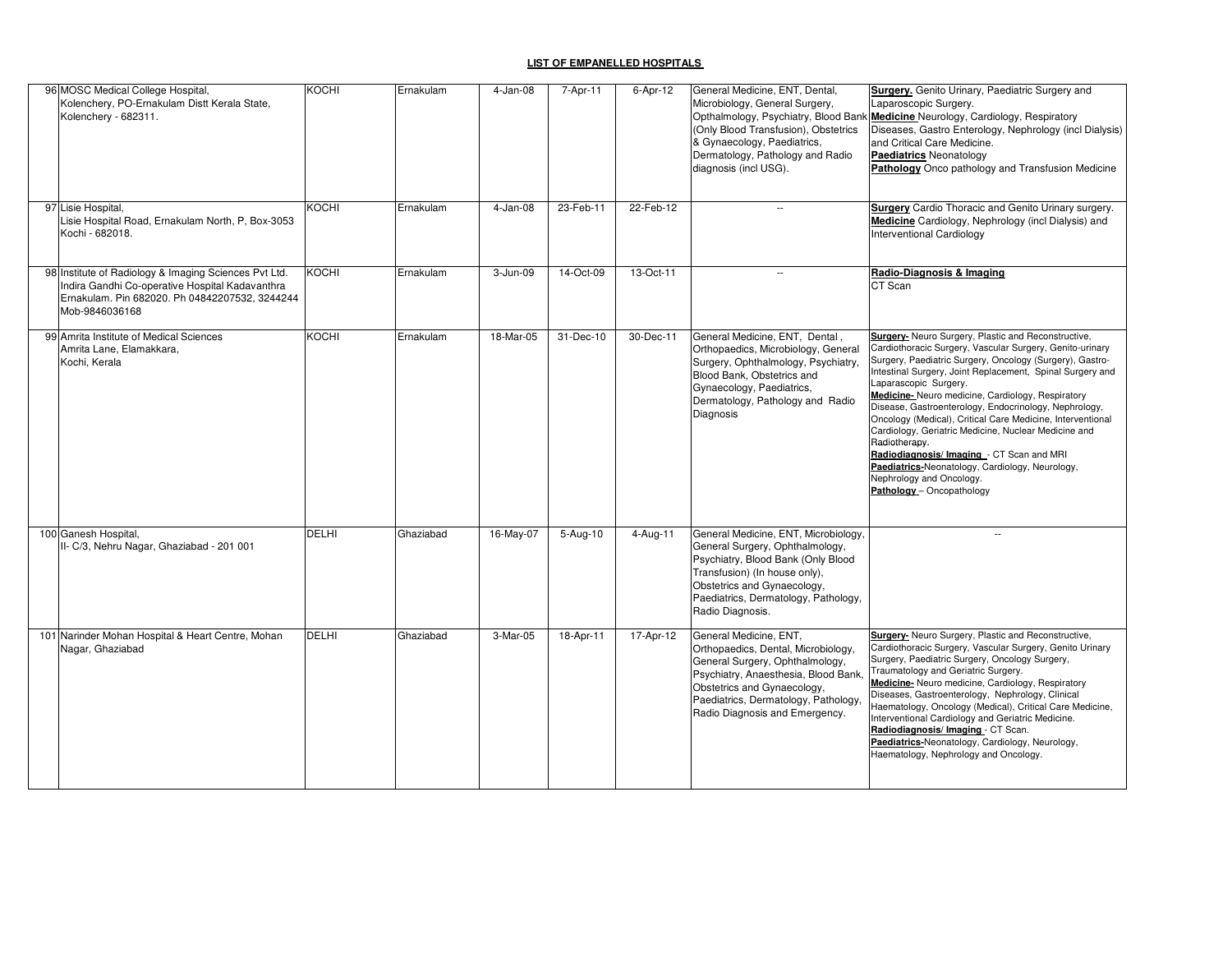## LIST OF EMPANELLED HOSPITALS

| | | | | | | | | |
|---|---|---|---|---|---|---|---|---|
| 96 | MOSC Medical College Hospital, Kolenchery, PO-Ernakulam Distt Kerala State, Kolenchery - 682311. | KOCHI | Ernakulam | 4-Jan-08 | 7-Apr-11 | 6-Apr-12 | General Medicine, ENT, Dental, Microbiology, General Surgery, Opthalmology, Psychiatry, Blood Bank (Only Blood Transfusion), Obstetrics & Gynaecology, Paediatrics, Dermatology, Pathology and Radio diagnosis (incl USG). | **Surgery.** Genito Urinary, Paediatric Surgery and Laparoscopic Surgery. **Medicine** Neurology, Cardiology, Respiratory Diseases, Gastro Enterology, Nephrology (incl Dialysis) and Critical Care Medicine. **Paediatrics** Neonatology **Pathology** Onco pathology and Transfusion Medicine |
| 97 | Lisie Hospital, Lisie Hospital Road, Ernakulam North, P, Box-3053 Kochi - 682018. | KOCHI | Ernakulam | 4-Jan-08 | 23-Feb-11 | 22-Feb-12 | -- | **Surgery** Cardio Thoracic and Genito Urinary surgery. **Medicine** Cardiology, Nephrology (incl Dialysis) and Interventional Cardiology |
| 98 | Institute of Radiology & Imaging Sciences Pvt Ltd. Indira Gandhi Co-operative Hospital Kadavanthra Ernakulam. Pin 682020. Ph 04842207532, 3244244 Mob-9846036168 | KOCHI | Ernakulam | 3-Jun-09 | 14-Oct-09 | 13-Oct-11 | -- | **Radio-Diagnosis & Imaging** CT Scan |
| 99 | Amrita Institute of Medical Sciences Amrita Lane, Elamakkara, Kochi, Kerala | KOCHI | Ernakulam | 18-Mar-05 | 31-Dec-10 | 30-Dec-11 | General Medicine, ENT, Dental , Orthopaedics, Microbiology, General Surgery, Ophthalmology, Psychiatry, Blood Bank, Obstetrics and Gynaecology, Paediatrics, Dermatology, Pathology and Radio Diagnosis | **Surgery-** Neuro Surgery, Plastic and Reconstructive, Cardiothoracic Surgery, Vascular Surgery, Genito-urinary Surgery, Paediatric Surgery, Oncology (Surgery), Gastro-Intestinal Surgery, Joint Replacement, Spinal Surgery and Laparascopic Surgery. **Medicine-** Neuro medicine, Cardiology, Respiratory Disease, Gastroenterology, Endocrinology, Nephrology, Oncology (Medical), Critical Care Medicine, Interventional Cardiology, Geriatric Medicine, Nuclear Medicine and Radiotherapy. **Radiodiagnosis/ Imaging** - CT Scan and MRI **Paediatrics-**Neonatology, Cardiology, Neurology, Nephrology and Oncology. **Pathology** – Oncopathology |
| 100 | Ganesh Hospital, II- C/3, Nehru Nagar, Ghaziabad - 201 001 | DELHI | Ghaziabad | 16-May-07 | 5-Aug-10 | 4-Aug-11 | General Medicine, ENT, Microbiology, General Surgery, Ophthalmology, Psychiatry, Blood Bank (Only Blood Transfusion) (In house only), Obstetrics and Gynaecology, Paediatrics, Dermatology, Pathology, Radio Diagnosis. | -- |
| 101 | Narinder Mohan Hospital & Heart Centre, Mohan Nagar, Ghaziabad | DELHI | Ghaziabad | 3-Mar-05 | 18-Apr-11 | 17-Apr-12 | General Medicine, ENT, Orthopaedics, Dental, Microbiology, General Surgery, Ophthalmology, Psychiatry, Anaesthesia, Blood Bank, Obstetrics and Gynaecology, Paediatrics, Dermatology, Pathology, Radio Diagnosis and Emergency. | **Surgery-** Neuro Surgery, Plastic and Reconstructive, Cardiothoracic Surgery, Vascular Surgery, Genito Urinary Surgery, Paediatric Surgery, Oncology Surgery, Traumatology and Geriatric Surgery. **Medicine-** Neuro medicine, Cardiology, Respiratory Diseases, Gastroenterology, Nephrology, Clinical Haematology, Oncology (Medical), Critical Care Medicine, Interventional Cardiology and Geriatric Medicine. **Radiodiagnosis/ Imaging** - CT Scan. **Paediatrics-**Neonatology, Cardiology, Neurology, Haematology, Nephrology and Oncology. |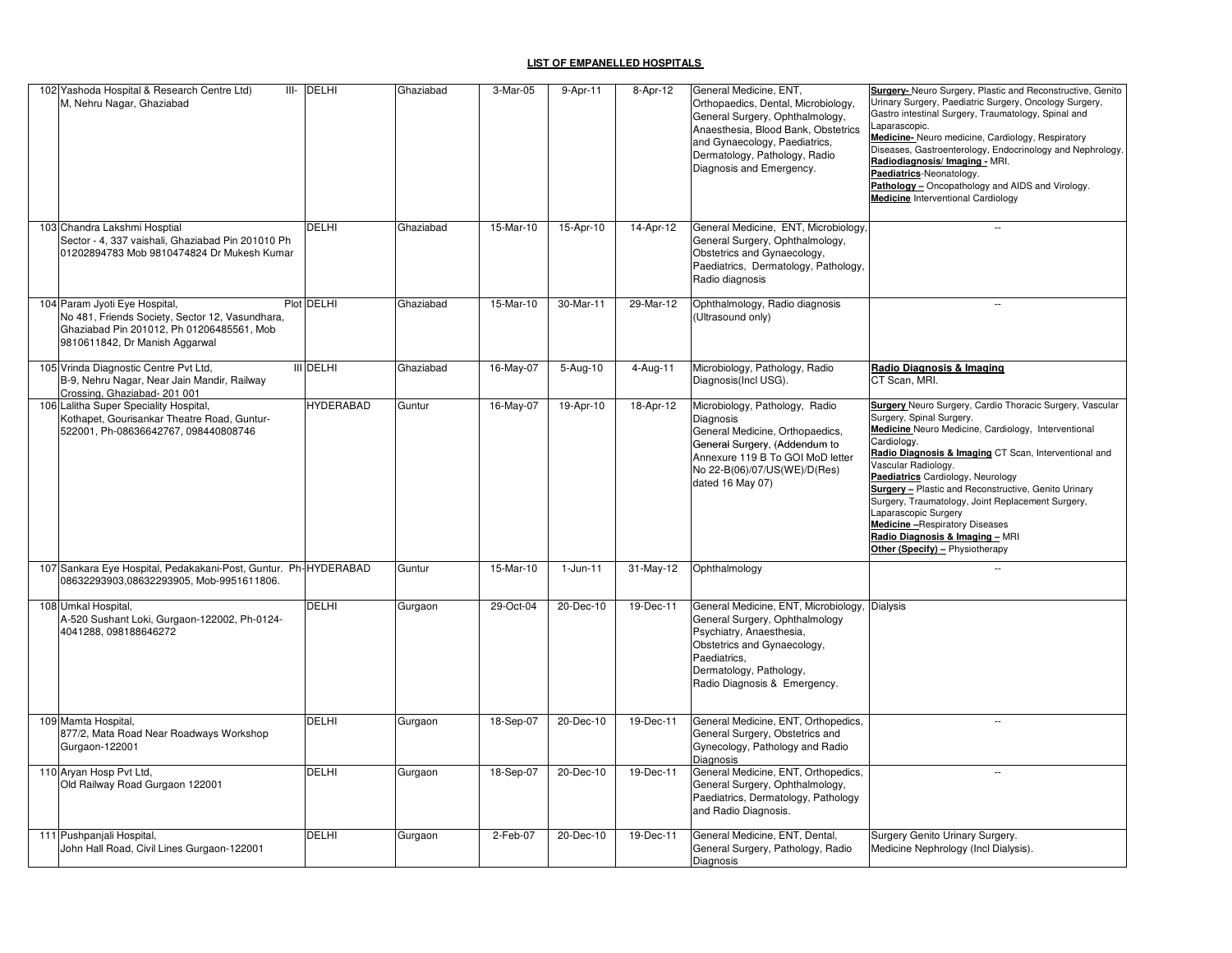## LIST OF EMPANELLED HOSPITALS

| | | | | | | | | | |
|---|---|---|---|---|---|---|---|---|---|
| 102 | Yashoda Hospital & Research Centre Ltd) III-M, Nehru Nagar, Ghaziabad | DELHI | Ghaziabad | 3-Mar-05 | 9-Apr-11 | 8-Apr-12 | General Medicine, ENT, Orthopaedics, Dental, Microbiology, General Surgery, Ophthalmology, Anaesthesia, Blood Bank, Obstetrics and Gynaecology, Paediatrics, Dermatology, Pathology, Radio Diagnosis and Emergency. | **Surgery-** Neuro Surgery, Plastic and Reconstructive, Genito Urinary Surgery, Paediatric Surgery, Oncology Surgery, Gastro intestinal Surgery, Traumatology, Spinal and Laparascopic. **Medicine-** Neuro medicine, Cardiology, Respiratory Diseases, Gastroenterology, Endocrinology and Nephrology. **Radiodiagnosis/ Imaging -** MRI. **Paediatrics**-Neonatology. **Pathology –** Oncopathology and AIDS and Virology. **Medicine** Interventional Cardiology |
| 103 | Chandra Lakshmi Hosptial Sector - 4, 337 vaishali, Ghaziabad Pin 201010 Ph 01202894783 Mob 9810474824 Dr Mukesh Kumar | DELHI | Ghaziabad | 15-Mar-10 | 15-Apr-10 | 14-Apr-12 | General Medicine, ENT, Microbiology, General Surgery, Ophthalmology, Obstetrics and Gynaecology, Paediatrics, Dermatology, Pathology, Radio diagnosis | -- |
| 104 | Param Jyoti Eye Hospital, Plot No 481, Friends Society, Sector 12, Vasundhara, Ghaziabad Pin 201012, Ph 01206485561, Mob 9810611842, Dr Manish Aggarwal | DELHI | Ghaziabad | 15-Mar-10 | 30-Mar-11 | 29-Mar-12 | Ophthalmology, Radio diagnosis (Ultrasound only) | -- |
| 105 | Vrinda Diagnostic Centre Pvt Ltd, III B-9, Nehru Nagar, Near Jain Mandir, Railway Crossing, Ghaziabad- 201 001 | DELHI | Ghaziabad | 16-May-07 | 5-Aug-10 | 4-Aug-11 | Microbiology, Pathology, Radio Diagnosis(Incl USG). | **Radio Diagnosis & Imaging** CT Scan, MRI. |
| 106 | Lalitha Super Speciality Hospital, Kothapet, Gourisankar Theatre Road, Guntur-522001, Ph-08636642767, 098440808746 | HYDERABAD | Guntur | 16-May-07 | 19-Apr-10 | 18-Apr-12 | Microbiology, Pathology, Radio Diagnosis General Medicine, Orthopaedics, ~~General Surgery~~, (Addendum to Annexure 119 B To GOI MoD letter No 22-B(06)/07/US(WE)/D(Res) dated 16 May 07) | **Surgery** Neuro Surgery, Cardio Thoracic Surgery, Vascular Surgery, Spinal Surgery. **Medicine** Neuro Medicine, Cardiology, Interventional Cardiology. **Radio Diagnosis & Imaging** CT Scan, Interventional and Vascular Radiology. **Paediatrics** Cardiology, Neurology **Surgery –** Plastic and Reconstructive, Genito Urinary Surgery, Traumatology, Joint Replacement Surgery, Laparascopic Surgery **Medicine –**Respiratory Diseases **Radio Diagnosis & Imaging –** MRI **Other (Specify) –** Physiotherapy |
| 107 | Sankara Eye Hospital, Pedakakani-Post, Guntur. Ph-08632293903,08632293905, Mob-9951611806. | HYDERABAD | Guntur | 15-Mar-10 | 1-Jun-11 | 31-May-12 | Ophthalmology | -- |
| 108 | Umkal Hospital, A-520 Sushant Loki, Gurgaon-122002, Ph-0124-4041288, 098188646272 | DELHI | Gurgaon | 29-Oct-04 | 20-Dec-10 | 19-Dec-11 | General Medicine, ENT, Microbiology, General Surgery, Ophthalmology Psychiatry, Anaesthesia, Obstetrics and Gynaecology, Paediatrics, Dermatology, Pathology, Radio Diagnosis & Emergency. | Dialysis |
| 109 | Mamta Hospital, 877/2, Mata Road Near Roadways Workshop Gurgaon-122001 | DELHI | Gurgaon | 18-Sep-07 | 20-Dec-10 | 19-Dec-11 | General Medicine, ENT, Orthopedics, General Surgery, Obstetrics and Gynecology, Pathology and Radio Diagnosis | -- |
| 110 | Aryan Hosp Pvt Ltd, Old Railway Road Gurgaon 122001 | DELHI | Gurgaon | 18-Sep-07 | 20-Dec-10 | 19-Dec-11 | General Medicine, ENT, Orthopedics, General Surgery, Ophthalmology, Paediatrics, Dermatology, Pathology and Radio Diagnosis. | -- |
| 111 | Pushpanjali Hospital, John Hall Road, Civil Lines Gurgaon-122001 | DELHI | Gurgaon | 2-Feb-07 | 20-Dec-10 | 19-Dec-11 | General Medicine, ENT, Dental, General Surgery, Pathology, Radio Diagnosis | Surgery Genito Urinary Surgery. Medicine Nephrology (Incl Dialysis). |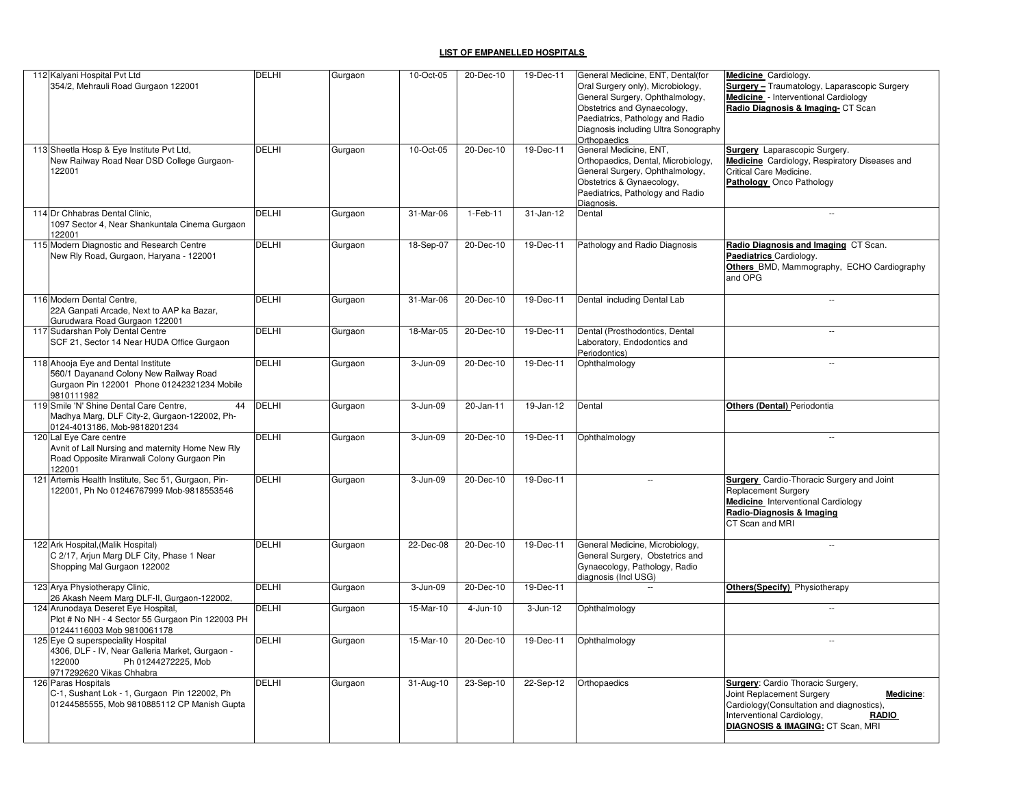## LIST OF EMPANELLED HOSPITALS

| | | | | | | | | |
|---|---|---|---|---|---|---|---|---|
| 112 | Kalyani Hospital Pvt Ltd<br>354/2, Mehrauli Road Gurgaon 122001 | DELHI | Gurgaon | 10-Oct-05 | 20-Dec-10 | 19-Dec-11 | General Medicine, ENT, Dental(for Oral Surgery only), Microbiology, General Surgery, Ophthalmology, Obstetrics and Gynaecology, Paediatrics, Pathology and Radio Diagnosis including Ultra Sonography Orthopaedics | **Medicine** Cardiology.<br>**Surgery –** Traumatology, Laparascopic Surgery<br>**Medicine** - Interventional Cardiology<br>**Radio Diagnosis & Imaging-** CT Scan |
| 113 | Sheetla Hosp & Eye Institute Pvt Ltd,<br>New Railway Road Near DSD College Gurgaon-122001 | DELHI | Gurgaon | 10-Oct-05 | 20-Dec-10 | 19-Dec-11 | General Medicine, ENT, Orthopaedics, Dental, Microbiology, General Surgery, Ophthalmology, Obstetrics & Gynaecology, Paediatrics, Pathology and Radio Diagnosis. | **Surgery** Laparascopic Surgery.<br>**Medicine** Cardiology, Respiratory Diseases and Critical Care Medicine.<br>**Pathology** Onco Pathology |
| 114 | Dr Chhabras Dental Clinic,<br>1097 Sector 4, Near Shankuntala Cinema Gurgaon 122001 | DELHI | Gurgaon | 31-Mar-06 | 1-Feb-11 | 31-Jan-12 | Dental | -- |
| 115 | Modern Diagnostic and Research Centre<br>New Rly Road, Gurgaon, Haryana - 122001 | DELHI | Gurgaon | 18-Sep-07 | 20-Dec-10 | 19-Dec-11 | Pathology and Radio Diagnosis | **Radio Diagnosis and Imaging** CT Scan.<br>**Paediatrics** Cardiology.<br>**Others** BMD, Mammography, ECHO Cardiography and OPG |
| 116 | Modern Dental Centre,<br>22A Ganpati Arcade, Next to AAP ka Bazar, Gurudwara Road Gurgaon 122001 | DELHI | Gurgaon | 31-Mar-06 | 20-Dec-10 | 19-Dec-11 | Dental including Dental Lab | -- |
| 117 | Sudarshan Poly Dental Centre<br>SCF 21, Sector 14 Near HUDA Office Gurgaon | DELHI | Gurgaon | 18-Mar-05 | 20-Dec-10 | 19-Dec-11 | Dental (Prosthodontics, Dental Laboratory, Endodontics and Periodontics) | -- |
| 118 | Ahooja Eye and Dental Institute<br>560/1 Dayanand Colony New Railway Road Gurgaon Pin 122001 Phone 01242321234 Mobile 9810111982 | DELHI | Gurgaon | 3-Jun-09 | 20-Dec-10 | 19-Dec-11 | Ophthalmology | -- |
| 119 | Smile 'N' Shine Dental Care Centre, 44 Madhya Marg, DLF City-2, Gurgaon-122002, Ph-0124-4013186, Mob-9818201234 | DELHI | Gurgaon | 3-Jun-09 | 20-Jan-11 | 19-Jan-12 | Dental | **Others (Dental)** Periodontia |
| 120 | Lal Eye Care centre<br>Avnit of Lall Nursing and maternity Home New Rly Road Opposite Miranwali Colony Gurgaon Pin 122001 | DELHI | Gurgaon | 3-Jun-09 | 20-Dec-10 | 19-Dec-11 | Ophthalmology | -- |
| 121 | Artemis Health Institute, Sec 51, Gurgaon, Pin-122001, Ph No 01246767999 Mob-9818553546 | DELHI | Gurgaon | 3-Jun-09 | 20-Dec-10 | 19-Dec-11 | -- | **Surgery** Cardio-Thoracic Surgery and Joint Replacement Surgery<br>**Medicine** Interventional Cardiology<br>**Radio-Diagnosis & Imaging**<br>CT Scan and MRI |
| 122 | Ark Hospital,(Malik Hospital)<br>C 2/17, Arjun Marg DLF City, Phase 1 Near Shopping Mal Gurgaon 122002 | DELHI | Gurgaon | 22-Dec-08 | 20-Dec-10 | 19-Dec-11 | General Medicine, Microbiology, General Surgery, Obstetrics and Gynaecology, Pathology, Radio diagnosis (Incl USG) | -- |
| 123 | Arya Physiotherapy Clinic,<br>26 Akash Neem Marg DLF-II, Gurgaon-122002, | DELHI | Gurgaon | 3-Jun-09 | 20-Dec-10 | 19-Dec-11 | -- | **Others(Specify)** Physiotherapy |
| 124 | Arunodaya Deseret Eye Hospital,<br>Plot # No NH - 4 Sector 55 Gurgaon Pin 122003 PH 01244116003 Mob 9810061178 | DELHI | Gurgaon | 15-Mar-10 | 4-Jun-10 | 3-Jun-12 | Ophthalmology | -- |
| 125 | Eye Q superspeciality Hospital<br>4306, DLF - IV, Near Galleria Market, Gurgaon - 122000 Ph 01244272225, Mob 9717292620 Vikas Chhabra | DELHI | Gurgaon | 15-Mar-10 | 20-Dec-10 | 19-Dec-11 | Ophthalmology | -- |
| 126 | Paras Hospitals<br>C-1, Sushant Lok - 1, Gurgaon Pin 122002, Ph 01244585555, Mob 9810885112 CP Manish Gupta | DELHI | Gurgaon | 31-Aug-10 | 23-Sep-10 | 22-Sep-12 | Orthopaedics | **Surgery**: Cardio Thoracic Surgery, Joint Replacement Surgery **Medicine**: Cardiology(Consultation and diagnostics), Interventional Cardiology, **RADIO DIAGNOSIS & IMAGING:** CT Scan, MRI |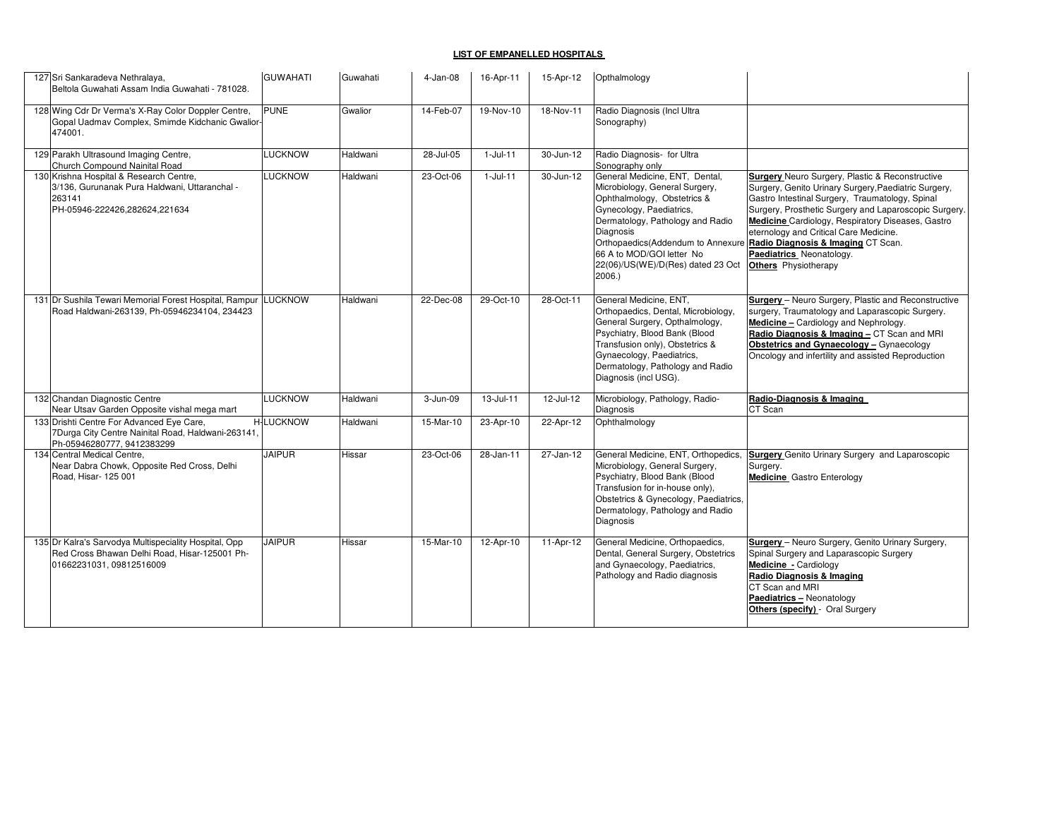## LIST OF EMPANELLED HOSPITALS

| | | | | | | | | |
|---|---|---|---|---|---|---|---|---|
| 127 | Sri Sankaradeva Nethralaya, Beltola Guwahati Assam India Guwahati - 781028. | GUWAHATI | Guwahati | 4-Jan-08 | 16-Apr-11 | 15-Apr-12 | Opthalmology | |
| 128 | Wing Cdr Dr Verma's X-Ray Color Doppler Centre, Gopal Uadmav Complex, Smimde Kidchanic Gwalior-474001. | PUNE | Gwalior | 14-Feb-07 | 19-Nov-10 | 18-Nov-11 | Radio Diagnosis (Incl Ultra Sonography) | |
| 129 | Parakh Ultrasound Imaging Centre, Church Compound Nainital Road | LUCKNOW | Haldwani | 28-Jul-05 | 1-Jul-11 | 30-Jun-12 | Radio Diagnosis- for Ultra Sonography only | |
| 130 | Krishna Hospital & Research Centre, 3/136, Gurunanak Pura Haldwani, Uttaranchal - 263141 PH-05946-222426,282624,221634 | LUCKNOW | Haldwani | 23-Oct-06 | 1-Jul-11 | 30-Jun-12 | General Medicine, ENT, Dental, Microbiology, General Surgery, Ophthalmology, Obstetrics & Gynecology, Paediatrics, Dermatology, Pathology and Radio Diagnosis Orthopaedics(Addendum to Annexure 66 A to MOD/GOI letter No 22(06)/US(WE)/D(Res) dated 23 Oct 2006.) | **Surgery** Neuro Surgery, Plastic & Reconstructive Surgery, Genito Urinary Surgery,Paediatric Surgery, Gastro Intestinal Surgery, Traumatology, Spinal Surgery, Prosthetic Surgery and Laparoscopic Surgery. **Medicine** Cardiology, Respiratory Diseases, Gastro eternology and Critical Care Medicine. **Radio Diagnosis & Imaging** CT Scan. **Paediatrics** Neonatology. **Others** Physiotherapy |
| 131 | Dr Sushila Tewari Memorial Forest Hospital, Rampur Road Haldwani-263139, Ph-05946234104, 234423 | LUCKNOW | Haldwani | 22-Dec-08 | 29-Oct-10 | 28-Oct-11 | General Medicine, ENT, Orthopaedics, Dental, Microbiology, General Surgery, Opthalmology, Psychiatry, Blood Bank (Blood Transfusion only), Obstetrics & Gynaecology, Paediatrics, Dermatology, Pathology and Radio Diagnosis (incl USG). | **Surgery** – Neuro Surgery, Plastic and Reconstructive surgery, Traumatology and Laparascopic Surgery. **Medicine –** Cardiology and Nephrology. **Radio Diagnosis & Imaging –** CT Scan and MRI **Obstetrics and Gynaecology –** Gynaecology Oncology and infertility and assisted Reproduction |
| 132 | Chandan Diagnostic Centre Near Utsav Garden Opposite vishal mega mart | LUCKNOW | Haldwani | 3-Jun-09 | 13-Jul-11 | 12-Jul-12 | Microbiology, Pathology, Radio-Diagnosis | **Radio-Diagnosis & Imaging** CT Scan |
| 133 | Drishti Centre For Advanced Eye Care, H-7Durga City Centre Nainital Road, Haldwani-263141, Ph-05946280777, 9412383299 | LUCKNOW | Haldwani | 15-Mar-10 | 23-Apr-10 | 22-Apr-12 | Ophthalmology | |
| 134 | Central Medical Centre, Near Dabra Chowk, Opposite Red Cross, Delhi Road, Hisar- 125 001 | JAIPUR | Hissar | 23-Oct-06 | 28-Jan-11 | 27-Jan-12 | General Medicine, ENT, Orthopedics, Microbiology, General Surgery, Psychiatry, Blood Bank (Blood Transfusion for in-house only), Obstetrics & Gynecology, Paediatrics, Dermatology, Pathology and Radio Diagnosis | **Surgery** Genito Urinary Surgery and Laparoscopic Surgery. **Medicine** Gastro Enterology |
| 135 | Dr Kalra's Sarvodya Multispeciality Hospital, Opp Red Cross Bhawan Delhi Road, Hisar-125001 Ph-01662231031, 09812516009 | JAIPUR | Hissar | 15-Mar-10 | 12-Apr-10 | 11-Apr-12 | General Medicine, Orthopaedics, Dental, General Surgery, Obstetrics and Gynaecology, Paediatrics, Pathology and Radio diagnosis | **Surgery** – Neuro Surgery, Genito Urinary Surgery, Spinal Surgery and Laparascopic Surgery **Medicine -** Cardiology **Radio Diagnosis & Imaging** CT Scan and MRI **Paediatrics –** Neonatology **Others (specify)** - Oral Surgery |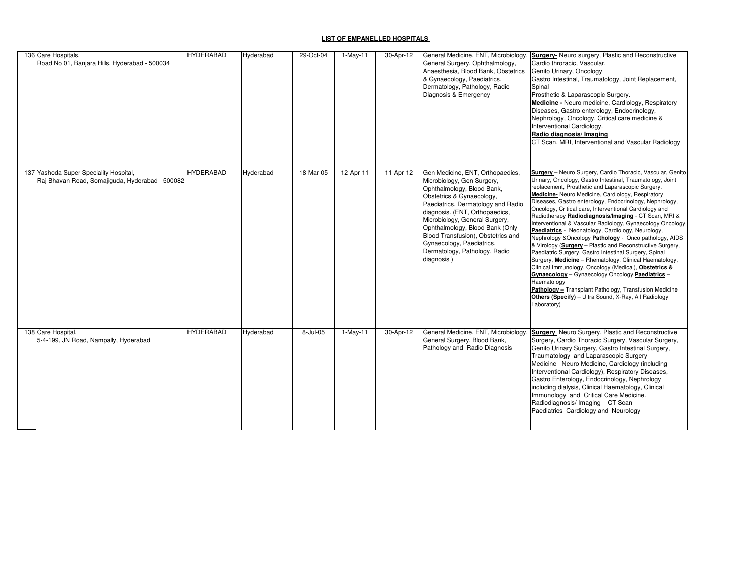**LIST OF EMPANELLED HOSPITALS**

| | | | | | | | | |
|---|---|---|---|---|---|---|---|---|
| 136 | Care Hospitals,<br>Road No 01, Banjara Hills, Hyderabad - 500034 | HYDERABAD | Hyderabad | 29-Oct-04 | 1-May-11 | 30-Apr-12 | General Medicine, ENT, Microbiology, General Surgery, Ophthalmology, Anaesthesia, Blood Bank, Obstetrics & Gynaecology, Paediatrics, Dermatology, Pathology, Radio Diagnosis & Emergency | **Surgery-** Neuro surgery, Plastic and Reconstructive Cardio throracic, Vascular,<br>Genito Urinary, Oncology<br>Gastro Intestinal, Traumatology, Joint Replacement, Spinal<br>Prosthetic & Laparascopic Surgery.<br>**Medicine -** Neuro medicine, Cardiology, Respiratory Diseases, Gastro enterology, Endocrinology, Nephrology, Oncology, Critical care medicine & Interventional Cardiology.<br>**Radio diagnosis/ Imaging**<br>CT Scan, MRI, Interventional and Vascular Radiology |
| 137 | Yashoda Super Speciality Hospital,<br>Raj Bhavan Road, Somajiguda, Hyderabad - 500082 | HYDERABAD | Hyderabad | 18-Mar-05 | 12-Apr-11 | 11-Apr-12 | Gen Medicine, ENT, Orthopaedics, Microbiology, Gen Surgery, Ophthalmology, Blood Bank, Obstetrics & Gynaecology, Paediatrics, Dermatology and Radio diagnosis. (ENT, Orthopaedics, Microbiology, General Surgery, Ophthalmology, Blood Bank (Only Blood Transfusion), Obstetrics and Gynaecology, Paediatrics, Dermatology, Pathology, Radio diagnosis ) | **Surgery** – Neuro Surgery, Cardio Thoracic, Vascular, Genito Urinary, Oncology, Gastro Intestinal, Traumatology, Joint replacement, Prosthetic and Laparascopic Surgery. **Medicine-** Neuro Medicine, Cardiology, Respiratory Diseases, Gastro enterology, Endocrinology, Nephrology, Oncology, Critical care, Interventional Cardiology and Radiotherapy **Radiodiagnosis/Imaging** - CT Scan, MRI & Interventional & Vascular Radiology, Gynaecology Oncology **Paediatrics** - Neonatology, Cardiology, Neurology, Nephrology &Oncology **Pathology** - Onco pathology, AIDS & Virology (**Surgery** – Plastic and Reconstructive Surgery, Paediatric Surgery, Gastro Intestinal Surgery, Spinal Surgery, **Medicine** – Rhematology, Clinical Haematology, Clinical Immunology, Oncology (Medical), **Obstetrics & Gynaecology** – Gynaecology Oncology.**Paediatrics** – Haematology<br>**Pathology –** Transplant Pathology, Transfusion Medicine **Others (Specify)** – Ultra Sound, X-Ray, All Radiology Laboratory) |
| 138 | Care Hospital,<br>5-4-199, JN Road, Nampally, Hyderabad | HYDERABAD | Hyderabad | 8-Jul-05 | 1-May-11 | 30-Apr-12 | General Medicine, ENT, Microbiology, General Surgery, Blood Bank, Pathology and Radio Diagnosis | **Surgery** Neuro Surgery, Plastic and Reconstructive Surgery, Cardio Thoracic Surgery, Vascular Surgery, Genito Urinary Surgery, Gastro Intestinal Surgery, Traumatology and Laparascopic Surgery<br>Medicine Neuro Medicine, Cardiology (including Interventional Cardiology), Respiratory Diseases, Gastro Enterology, Endocrinology, Nephrology including dialysis, Clinical Haematology, Clinical Immunology and Critical Care Medicine.<br>Radiodiagnosis/ Imaging - CT Scan<br>Paediatrics Cardiology and Neurology |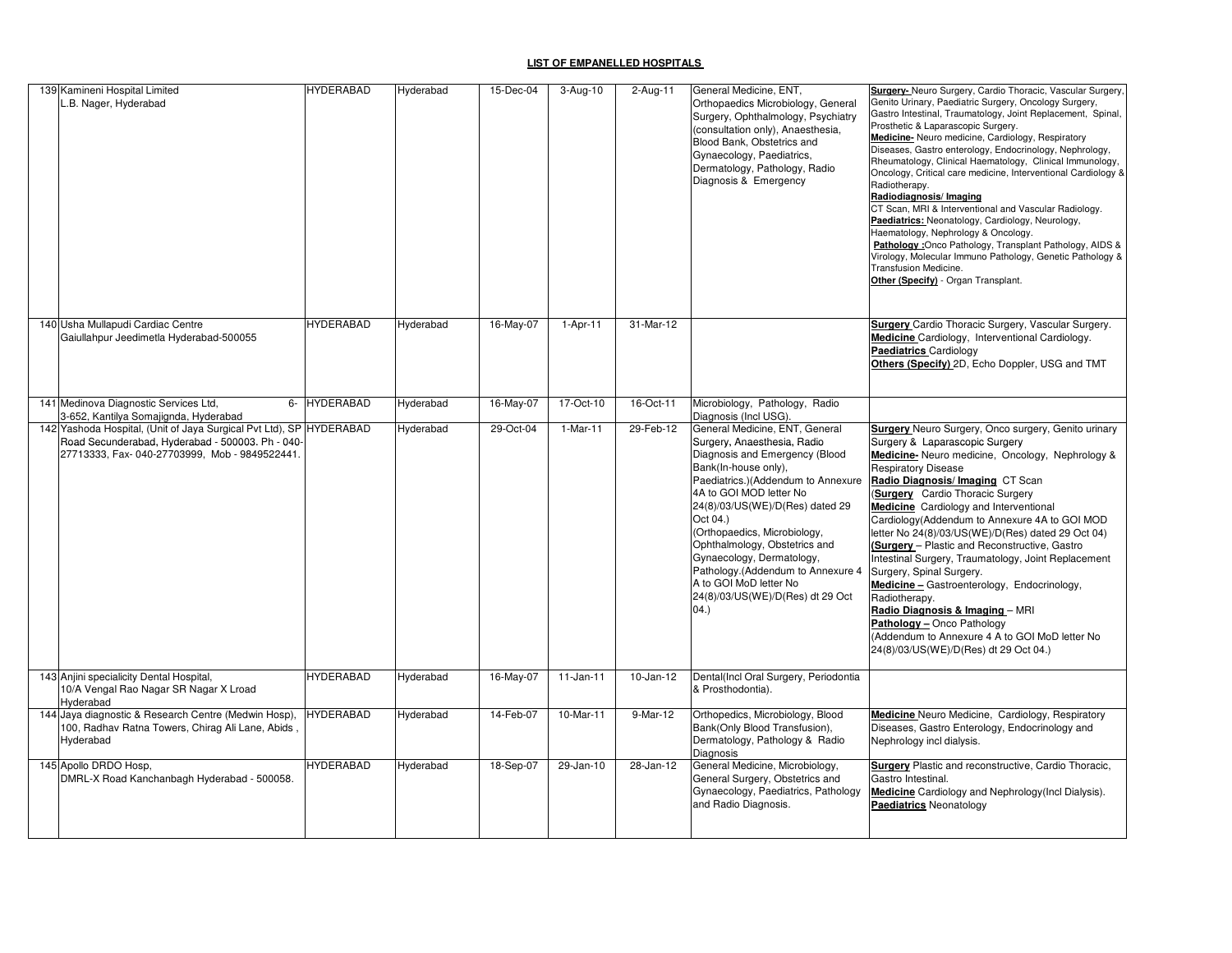## LIST OF EMPANELLED HOSPITALS

| | | | | | | | | |
|---|---|---|---|---|---|---|---|---|
| 139 | Kamineni Hospital Limited L.B. Nager, Hyderabad | HYDERABAD | Hyderabad | 15-Dec-04 | 3-Aug-10 | 2-Aug-11 | General Medicine, ENT, Orthopaedics Microbiology, General Surgery, Ophthalmology, Psychiatry (consultation only), Anaesthesia, Blood Bank, Obstetrics and Gynaecology, Paediatrics, Dermatology, Pathology, Radio Diagnosis & Emergency | **Surgery-** Neuro Surgery, Cardio Thoracic, Vascular Surgery, Genito Urinary, Paediatric Surgery, Oncology Surgery, Gastro Intestinal, Traumatology, Joint Replacement, Spinal, Prosthetic & Laparascopic Surgery. **Medicine-** Neuro medicine, Cardiology, Respiratory Diseases, Gastro enterology, Endocrinology, Nephrology, Rheumatology, Clinical Haematology, Clinical Immunology, Oncology, Critical care medicine, Interventional Cardiology & Radiotherapy. **Radiodiagnosis/ Imaging** CT Scan, MRI & Interventional and Vascular Radiology. **Paediatrics:** Neonatology, Cardiology, Neurology, Haematology, Nephrology & Oncology. **Pathology :**Onco Pathology, Transplant Pathology, AIDS & Virology, Molecular Immuno Pathology, Genetic Pathology & Transfusion Medicine. **Other (Specify)** - Organ Transplant. |
| 140 | Usha Mullapudi Cardiac Centre Gaiullahpur Jeedimetla Hyderabad-500055 | HYDERABAD | Hyderabad | 16-May-07 | 1-Apr-11 | 31-Mar-12 | | **Surgery** Cardio Thoracic Surgery, Vascular Surgery. **Medicine** Cardiology, Interventional Cardiology. **Paediatrics** Cardiology **Others (Specify)** 2D, Echo Doppler, USG and TMT |
| 141 | Medinova Diagnostic Services Ltd, 6-3-652, Kantilya Somajignda, Hyderabad | HYDERABAD | Hyderabad | 16-May-07 | 17-Oct-10 | 16-Oct-11 | Microbiology, Pathology, Radio Diagnosis (Incl USG). | |
| 142 | Yashoda Hospital, (Unit of Jaya Surgical Pvt Ltd), SP Road Secunderabad, Hyderabad - 500003. Ph - 040-27713333, Fax- 040-27703999, Mob - 9849522441. | HYDERABAD | Hyderabad | 29-Oct-04 | 1-Mar-11 | 29-Feb-12 | General Medicine, ENT, General Surgery, Anaesthesia, Radio Diagnosis and Emergency (Blood Bank(In-house only), Paediatrics.)(Addendum to Annexure 4A to GOI MOD letter No 24(8)/03/US(WE)/D(Res) dated 29 Oct 04.) (Orthopaedics, Microbiology, Ophthalmology, Obstetrics and Gynaecology, Dermatology, Pathology.(Addendum to Annexure 4 A to GOI MoD letter No 24(8)/03/US(WE)/D(Res) dt 29 Oct 04.) | **Surgery** Neuro Surgery, Onco surgery, Genito urinary Surgery & Laparascopic Surgery **Medicine-** Neuro medicine, Oncology, Nephrology & Respiratory Disease **Radio Diagnosis/ Imaging** CT Scan (**Surgery** Cardio Thoracic Surgery **Medicine** Cardiology and Interventional Cardiology(Addendum to Annexure 4A to GOI MOD letter No 24(8)/03/US(WE)/D(Res) dated 29 Oct 04) **(Surgery** – Plastic and Reconstructive, Gastro Intestinal Surgery, Traumatology, Joint Replacement Surgery, Spinal Surgery. **Medicine –** Gastroenterology, Endocrinology, Radiotherapy. **Radio Diagnosis & Imaging** – MRI **Pathology –** Onco Pathology (Addendum to Annexure 4 A to GOI MoD letter No 24(8)/03/US(WE)/D(Res) dt 29 Oct 04.) |
| 143 | Anjini specialicity Dental Hospital, 10/A Vengal Rao Nagar SR Nagar X Lroad Hyderabad | HYDERABAD | Hyderabad | 16-May-07 | 11-Jan-11 | 10-Jan-12 | Dental(Incl Oral Surgery, Periodontia & Prosthodontia). | |
| 144 | Jaya diagnostic & Research Centre (Medwin Hosp), 100, Radhav Ratna Towers, Chirag Ali Lane, Abids , Hyderabad | HYDERABAD | Hyderabad | 14-Feb-07 | 10-Mar-11 | 9-Mar-12 | Orthopedics, Microbiology, Blood Bank(Only Blood Transfusion), Dermatology, Pathology & Radio Diagnosis | **Medicine** Neuro Medicine, Cardiology, Respiratory Diseases, Gastro Enterology, Endocrinology and Nephrology incl dialysis. |
| 145 | Apollo DRDO Hosp, DMRL-X Road Kanchanbagh Hyderabad - 500058. | HYDERABAD | Hyderabad | 18-Sep-07 | 29-Jan-10 | 28-Jan-12 | General Medicine, Microbiology, General Surgery, Obstetrics and Gynaecology, Paediatrics, Pathology and Radio Diagnosis. | **Surgery** Plastic and reconstructive, Cardio Thoracic, Gastro Intestinal. **Medicine** Cardiology and Nephrology(Incl Dialysis). **Paediatrics** Neonatology |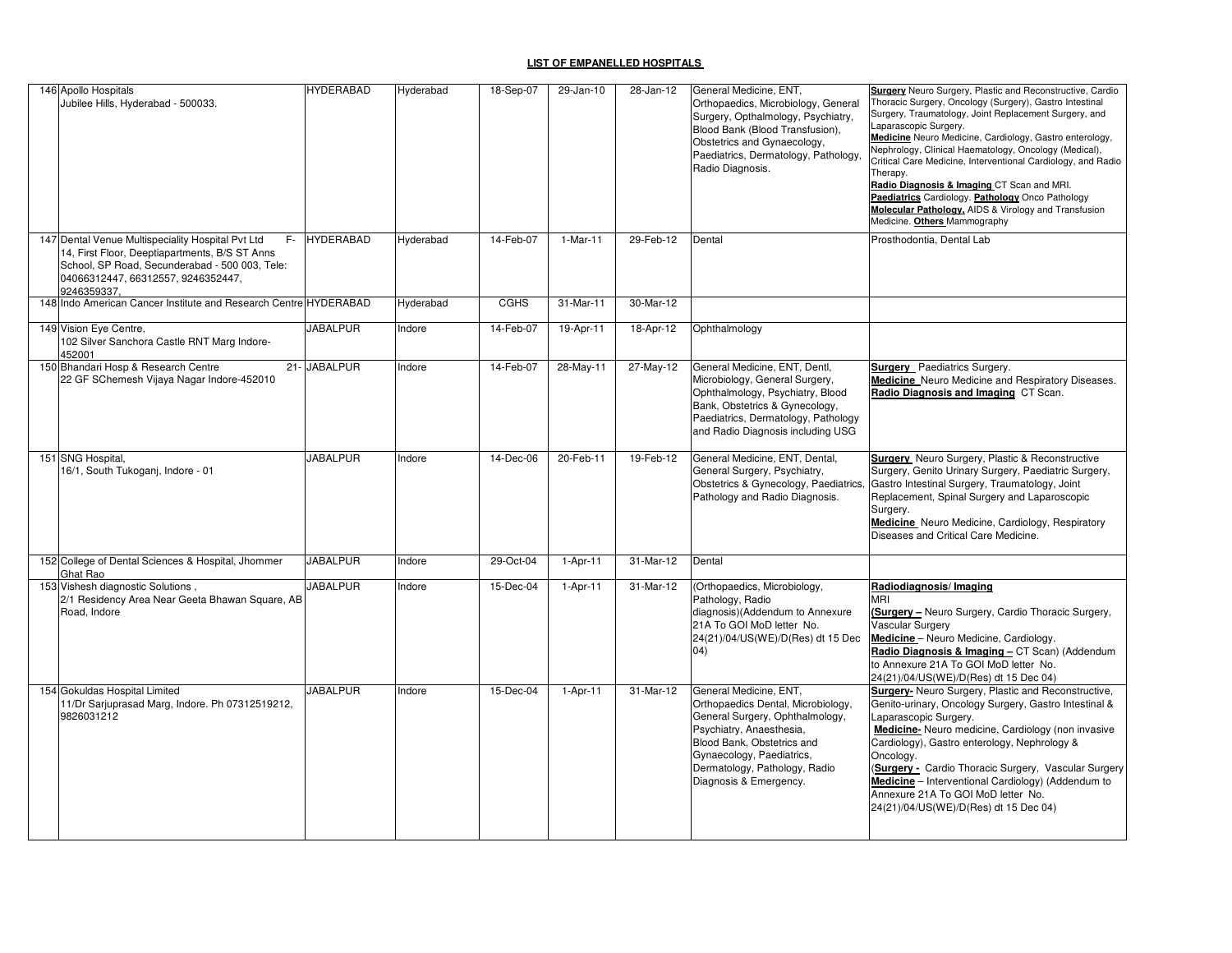## LIST OF EMPANELLED HOSPITALS

| | | | | | | | | |
|---|---|---|---|---|---|---|---|---|
| 146 | Apollo Hospitals Jubilee Hills, Hyderabad - 500033. | HYDERABAD | Hyderabad | 18-Sep-07 | 29-Jan-10 | 28-Jan-12 | General Medicine, ENT, Orthopaedics, Microbiology, General Surgery, Opthalmology, Psychiatry, Blood Bank (Blood Transfusion), Obstetrics and Gynaecology, Paediatrics, Dermatology, Pathology, Radio Diagnosis. | **Surgery** Neuro Surgery, Plastic and Reconstructive, Cardio Thoracic Surgery, Oncology (Surgery), Gastro Intestinal Surgery, Traumatology, Joint Replacement Surgery, and Laparascopic Surgery. **Medicine** Neuro Medicine, Cardiology, Gastro enterology, Nephrology, Clinical Haematology, Oncology (Medical), Critical Care Medicine, Interventional Cardiology, and Radio Therapy. **Radio Diagnosis & Imaging** CT Scan and MRI. **Paediatrics** Cardiology. **Pathology** Onco Pathology **Molecular Pathology,** AIDS & Virology and Transfusion Medicine. **Others** Mammography |
| 147 | Dental Venue Multispeciality Hospital Pvt Ltd F-14, First Floor, Deeptiapartments, B/S ST Anns School, SP Road, Secunderabad - 500 003, Tele: 04066312447, 66312557, 9246352447, 9246359337, | HYDERABAD | Hyderabad | 14-Feb-07 | 1-Mar-11 | 29-Feb-12 | Dental | Prosthodontia, Dental Lab |
| 148 | Indo American Cancer Institute and Research Centre | HYDERABAD | Hyderabad | CGHS | 31-Mar-11 | 30-Mar-12 | | |
| 149 | Vision Eye Centre, 102 Silver Sanchora Castle RNT Marg Indore-452001 | JABALPUR | Indore | 14-Feb-07 | 19-Apr-11 | 18-Apr-12 | Ophthalmology | |
| 150 | Bhandari Hosp & Research Centre 21-22 GF SChemesh Vijaya Nagar Indore-452010 | JABALPUR | Indore | 14-Feb-07 | 28-May-11 | 27-May-12 | General Medicine, ENT, Dentl, Microbiology, General Surgery, Ophthalmology, Psychiatry, Blood Bank, Obstetrics & Gynecology, Paediatrics, Dermatology, Pathology and Radio Diagnosis including USG | **Surgery** Paediatrics Surgery. **Medicine** Neuro Medicine and Respiratory Diseases. **Radio Diagnosis and Imaging** CT Scan. |
| 151 | SNG Hospital, 16/1, South Tukoganj, Indore - 01 | JABALPUR | Indore | 14-Dec-06 | 20-Feb-11 | 19-Feb-12 | General Medicine, ENT, Dental, General Surgery, Psychiatry, Obstetrics & Gynecology, Paediatrics, Pathology and Radio Diagnosis. | **Surgery** Neuro Surgery, Plastic & Reconstructive Surgery, Genito Urinary Surgery, Paediatric Surgery, Gastro Intestinal Surgery, Traumatology, Joint Replacement, Spinal Surgery and Laparoscopic Surgery. **Medicine** Neuro Medicine, Cardiology, Respiratory Diseases and Critical Care Medicine. |
| 152 | College of Dental Sciences & Hospital, Jhommer Ghat Rao | JABALPUR | Indore | 29-Oct-04 | 1-Apr-11 | 31-Mar-12 | Dental | |
| 153 | Vishesh diagnostic Solutions , 2/1 Residency Area Near Geeta Bhawan Square, AB Road, Indore | JABALPUR | Indore | 15-Dec-04 | 1-Apr-11 | 31-Mar-12 | (Orthopaedics, Microbiology, Pathology, Radio diagnosis)(Addendum to Annexure 21A To GOI MoD letter No. 24(21)/04/US(WE)/D(Res) dt 15 Dec 04) | **Radiodiagnosis/ Imaging** MRI **(Surgery –** Neuro Surgery, Cardio Thoracic Surgery, Vascular Surgery **Medicine** – Neuro Medicine, Cardiology. **Radio Diagnosis & Imaging –** CT Scan) (Addendum to Annexure 21A To GOI MoD letter No. 24(21)/04/US(WE)/D(Res) dt 15 Dec 04) |
| 154 | Gokuldas Hospital Limited 11/Dr Sarjuprasad Marg, Indore. Ph 07312519212, 9826031212 | JABALPUR | Indore | 15-Dec-04 | 1-Apr-11 | 31-Mar-12 | General Medicine, ENT, Orthopaedics Dental, Microbiology, General Surgery, Ophthalmology, Psychiatry, Anaesthesia, Blood Bank, Obstetrics and Gynaecology, Paediatrics, Dermatology, Pathology, Radio Diagnosis & Emergency. | **Surgery-** Neuro Surgery, Plastic and Reconstructive, Genito-urinary, Oncology Surgery, Gastro Intestinal & Laparascopic Surgery. **Medicine-** Neuro medicine, Cardiology (non invasive Cardiology), Gastro enterology, Nephrology & Oncology. (**Surgery -** Cardio Thoracic Surgery, Vascular Surgery **Medicine** – Interventional Cardiology) (Addendum to Annexure 21A To GOI MoD letter No. 24(21)/04/US(WE)/D(Res) dt 15 Dec 04) |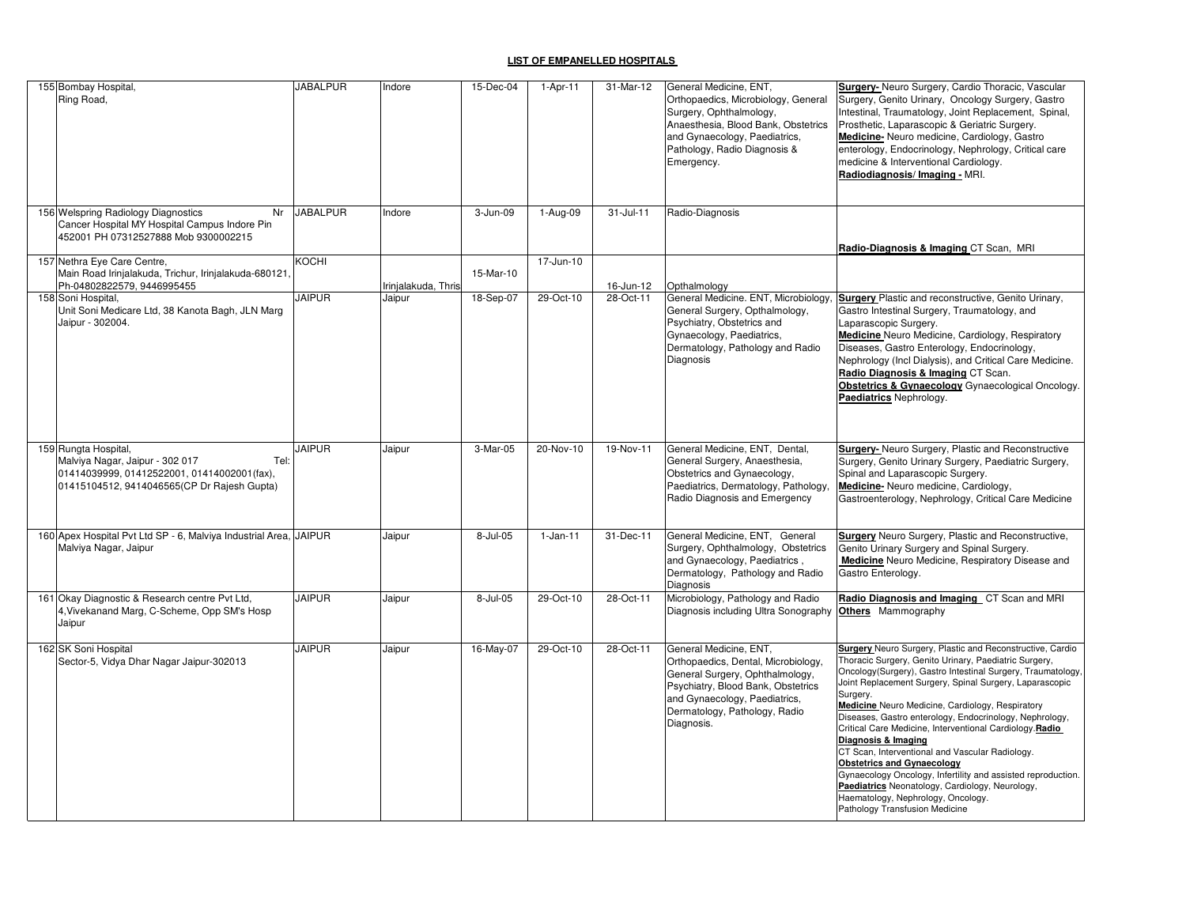## LIST OF EMPANELLED HOSPITALS

| | | | | | | | | |
|---|---|---|---|---|---|---|---|---|
| 155 | Bombay Hospital, Ring Road, | JABALPUR | Indore | 15-Dec-04 | 1-Apr-11 | 31-Mar-12 | General Medicine, ENT, Orthopaedics, Microbiology, General Surgery, Ophthalmology, Anaesthesia, Blood Bank, Obstetrics and Gynaecology, Paediatrics, Pathology, Radio Diagnosis & Emergency. | **Surgery-** Neuro Surgery, Cardio Thoracic, Vascular Surgery, Genito Urinary, Oncology Surgery, Gastro Intestinal, Traumatology, Joint Replacement, Spinal, Prosthetic, Laparascopic & Geriatric Surgery. **Medicine-** Neuro medicine, Cardiology, Gastro enterology, Endocrinology, Nephrology, Critical care medicine & Interventional Cardiology. **Radiodiagnosis/ Imaging -** MRI. |
| 156 | Welspring Radiology Diagnostics Nr Cancer Hospital MY Hospital Campus Indore Pin 452001 PH 07312527888 Mob 9300002215 | JABALPUR | Indore | 3-Jun-09 | 1-Aug-09 | 31-Jul-11 | Radio-Diagnosis | **Radio-Diagnosis & Imaging** CT Scan, MRI |
| 157 | Nethra Eye Care Centre, Main Road Irinjalakuda, Trichur, Irinjalakuda-680121, Ph-04802822579, 9446995455 | KOCHI | Irinjalakuda, Thris | 15-Mar-10 | 17-Jun-10 | 16-Jun-12 | Opthalmology | |
| 158 | Soni Hospital, Unit Soni Medicare Ltd, 38 Kanota Bagh, JLN Marg Jaipur - 302004. | JAIPUR | Jaipur | 18-Sep-07 | 29-Oct-10 | 28-Oct-11 | General Medicine. ENT, Microbiology, General Surgery, Opthalmology, Psychiatry, Obstetrics and Gynaecology, Paediatrics, Dermatology, Pathology and Radio Diagnosis | **Surgery** Plastic and reconstructive, Genito Urinary, Gastro Intestinal Surgery, Traumatology, and Laparascopic Surgery. **Medicine** Neuro Medicine, Cardiology, Respiratory Diseases, Gastro Enterology, Endocrinology, Nephrology (Incl Dialysis), and Critical Care Medicine. **Radio Diagnosis & Imaging** CT Scan. **Obstetrics & Gynaecology** Gynaecological Oncology. **Paediatrics** Nephrology. |
| 159 | Rungta Hospital, Malviya Nagar, Jaipur - 302 017 Tel: 01414039999, 01412522001, 01414002001(fax), 01415104512, 9414046565(CP Dr Rajesh Gupta) | JAIPUR | Jaipur | 3-Mar-05 | 20-Nov-10 | 19-Nov-11 | General Medicine, ENT, Dental, General Surgery, Anaesthesia, Obstetrics and Gynaecology, Paediatrics, Dermatology, Pathology, Radio Diagnosis and Emergency | **Surgery-** Neuro Surgery, Plastic and Reconstructive Surgery, Genito Urinary Surgery, Paediatric Surgery, Spinal and Laparascopic Surgery. **Medicine-** Neuro medicine, Cardiology, Gastroenterology, Nephrology, Critical Care Medicine |
| 160 | Apex Hospital Pvt Ltd SP - 6, Malviya Industrial Area, Malviya Nagar, Jaipur | JAIPUR | Jaipur | 8-Jul-05 | 1-Jan-11 | 31-Dec-11 | General Medicine, ENT, General Surgery, Ophthalmology, Obstetrics and Gynaecology, Paediatrics , Dermatology, Pathology and Radio Diagnosis | **Surgery** Neuro Surgery, Plastic and Reconstructive, Genito Urinary Surgery and Spinal Surgery. **Medicine** Neuro Medicine, Respiratory Disease and Gastro Enterology. |
| 161 | Okay Diagnostic & Research centre Pvt Ltd, 4,Vivekanand Marg, C-Scheme, Opp SM's Hosp Jaipur | JAIPUR | Jaipur | 8-Jul-05 | 29-Oct-10 | 28-Oct-11 | Microbiology, Pathology and Radio Diagnosis including Ultra Sonography | **Radio Diagnosis and Imaging** CT Scan and MRI **Others** Mammography |
| 162 | SK Soni Hospital Sector-5, Vidya Dhar Nagar Jaipur-302013 | JAIPUR | Jaipur | 16-May-07 | 29-Oct-10 | 28-Oct-11 | General Medicine, ENT, Orthopaedics, Dental, Microbiology, General Surgery, Ophthalmology, Psychiatry, Blood Bank, Obstetrics and Gynaecology, Paediatrics, Dermatology, Pathology, Radio Diagnosis. | **Surgery** Neuro Surgery, Plastic and Reconstructive, Cardio Thoracic Surgery, Genito Urinary, Paediatric Surgery, Oncology(Surgery), Gastro Intestinal Surgery, Traumatology, Joint Replacement Surgery, Spinal Surgery, Laparascopic Surgery. **Medicine** Neuro Medicine, Cardiology, Respiratory Diseases, Gastro enterology, Endocrinology, Nephrology, Critical Care Medicine, Interventional Cardiology. **Radio Diagnosis & Imaging** CT Scan, Interventional and Vascular Radiology. **Obstetrics and Gynaecology** Gynaecology Oncology, Infertility and assisted reproduction. **Paediatrics** Neonatology, Cardiology, Neurology, Haematology, Nephrology, Oncology. Pathology Transfusion Medicine |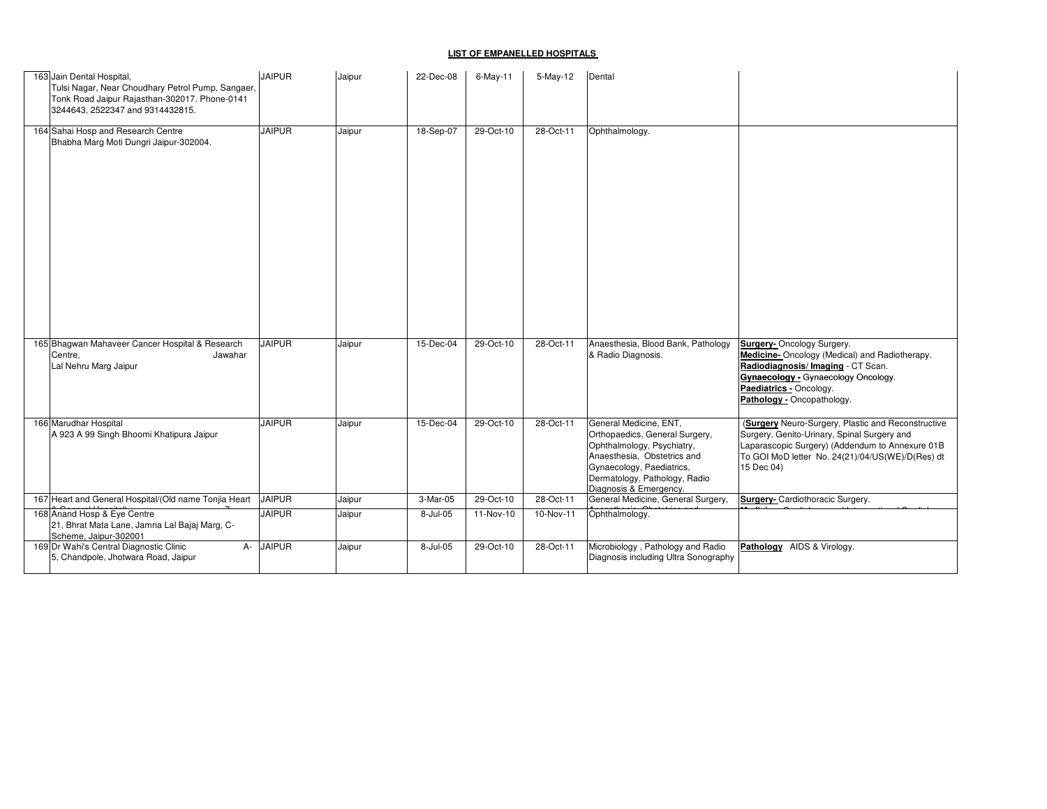## LIST OF EMPANELLED HOSPITALS

| | | | | | | | | |
|---|---|---|---|---|---|---|---|---|
| 163 | Jain Dental Hospital, Tulsi Nagar, Near Choudhary Petrol Pump, Sangaer, Tonk Road Jaipur Rajasthan-302017. Phone-0141 3244643, 2522347 and 9314432815. | JAIPUR | Jaipur | 22-Dec-08 | 6-May-11 | 5-May-12 | Dental | |
| 164 | Sahai Hosp and Research Centre Bhabha Marg Moti Dungri Jaipur-302004. | JAIPUR | Jaipur | 18-Sep-07 | 29-Oct-10 | 28-Oct-11 | Ophthalmology. | |
| 165 | Bhagwan Mahaveer Cancer Hospital & Research Centre, Jawahar Lal Nehru Marg Jaipur | JAIPUR | Jaipur | 15-Dec-04 | 29-Oct-10 | 28-Oct-11 | Anaesthesia, Blood Bank, Pathology & Radio Diagnosis. | **Surgery-** Oncology Surgery. **Medicine-** Oncology (Medical) and Radiotherapy. **Radiodiagnosis/ Imaging** - CT Scan. **Gynaecology -** Gynaecology Oncology. **Paediatrics -** Oncology. **Pathology -** Oncopathology. |
| 166 | Marudhar Hospital A 923 A 99 Singh Bhoomi Khatipura Jaipur | JAIPUR | Jaipur | 15-Dec-04 | 29-Oct-10 | 28-Oct-11 | General Medicine, ENT, Orthopaedics, General Surgery, Ophthalmology, Psychiatry, Anaesthesia, Obstetrics and Gynaecology, Paediatrics, Dermatology, Pathology, Radio Diagnosis & Emergency. | (**Surgery** Neuro-Surgery, Plastic and Reconstructive Surgery, Genito-Urinary, Spinal Surgery and Laparascopic Surgery) (Addendum to Annexure 01B To GOI MoD letter No. 24(21)/04/US(WE)/D(Res) dt 15 Dec 04) |
| 167 | Heart and General Hospital/(Old name Tonjia Heart | JAIPUR | Jaipur | 3-Mar-05 | 29-Oct-10 | 28-Oct-11 | General Medicine, General Surgery, | **Surgery-** Cardiothoracic Surgery. |
| 168 | Anand Hosp & Eye Centre 21, Bhrat Mata Lane, Jamna Lal Bajaj Marg, C-Scheme, Jaipur-302001 | JAIPUR | Jaipur | 8-Jul-05 | 11-Nov-10 | 10-Nov-11 | Ophthalmology. | |
| 169 | Dr Wahi's Central Diagnostic Clinic A-5, Chandpole, Jhotwara Road, Jaipur | JAIPUR | Jaipur | 8-Jul-05 | 29-Oct-10 | 28-Oct-11 | Microbiology , Pathology and Radio Diagnosis including Ultra Sonography | **Pathology** AIDS & Virology. |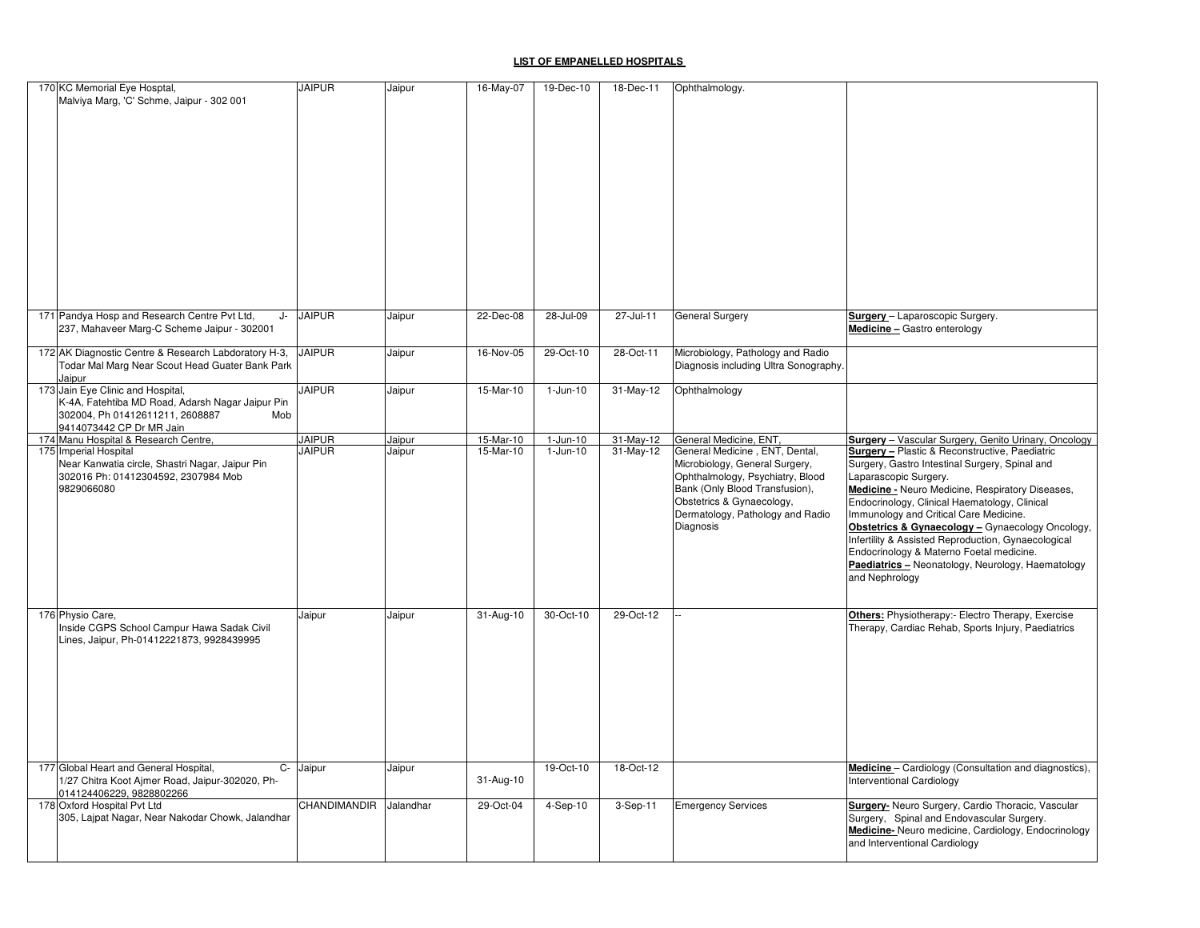## LIST OF EMPANELLED HOSPITALS

| | | | | | | | | |
|---|---|---|---|---|---|---|---|---|
| 170 | KC Memorial Eye Hosptal, Malviya Marg, 'C' Schme, Jaipur - 302 001 | JAIPUR | Jaipur | 16-May-07 | 19-Dec-10 | 18-Dec-11 | Ophthalmology. | |
| 171 | Pandya Hosp and Research Centre Pvt Ltd, J-237, Mahaveer Marg-C Scheme Jaipur - 302001 | JAIPUR | Jaipur | 22-Dec-08 | 28-Jul-09 | 27-Jul-11 | General Surgery | **Surgery** – Laparoscopic Surgery. **Medicine –** Gastro enterology |
| 172 | AK Diagnostic Centre & Research Labdoratory H-3, Todar Mal Marg Near Scout Head Guater Bank Park Jaipur | JAIPUR | Jaipur | 16-Nov-05 | 29-Oct-10 | 28-Oct-11 | Microbiology, Pathology and Radio Diagnosis including Ultra Sonography. | |
| 173 | Jain Eye Clinic and Hospital, K-4A, Fatehtiba MD Road, Adarsh Nagar Jaipur Pin 302004, Ph 01412611211, 2608887 Mob 9414073442 CP Dr MR Jain | JAIPUR | Jaipur | 15-Mar-10 | 1-Jun-10 | 31-May-12 | Ophthalmology | |
| 174 | Manu Hospital & Research Centre, | JAIPUR | Jaipur | 15-Mar-10 | 1-Jun-10 | 31-May-12 | General Medicine, ENT, | **Surgery** – Vascular Surgery, Genito Urinary, Oncology |
| 175 | Imperial Hospital Near Kanwatia circle, Shastri Nagar, Jaipur Pin 302016 Ph: 01412304592, 2307984 Mob 9829066080 | JAIPUR | Jaipur | 15-Mar-10 | 1-Jun-10 | 31-May-12 | General Medicine , ENT, Dental, Microbiology, General Surgery, Ophthalmology, Psychiatry, Blood Bank (Only Blood Transfusion), Obstetrics & Gynaecology, Dermatology, Pathology and Radio Diagnosis | **Surgery –** Plastic & Reconstructive, Paediatric Surgery, Gastro Intestinal Surgery, Spinal and Laparascopic Surgery. **Medicine -** Neuro Medicine, Respiratory Diseases, Endocrinology, Clinical Haematology, Clinical Immunology and Critical Care Medicine. **Obstetrics & Gynaecology –** Gynaecology Oncology, Infertility & Assisted Reproduction, Gynaecological Endocrinology & Materno Foetal medicine. **Paediatrics –** Neonatology, Neurology, Haematology and Nephrology |
| 176 | Physio Care, Inside CGPS School Campur Hawa Sadak Civil Lines, Jaipur, Ph-01412221873, 9928439995 | Jaipur | Jaipur | 31-Aug-10 | 30-Oct-10 | 29-Oct-12 | -- | **Others:** Physiotherapy:- Electro Therapy, Exercise Therapy, Cardiac Rehab, Sports Injury, Paediatrics |
| 177 | Global Heart and General Hospital, C-1/27 Chitra Koot Ajmer Road, Jaipur-302020, Ph-014124406229, 9828802266 | Jaipur | Jaipur | 31-Aug-10 | 19-Oct-10 | 18-Oct-12 | | **Medicine** – Cardiology (Consultation and diagnostics), Interventional Cardiology |
| 178 | Oxford Hospital Pvt Ltd 305, Lajpat Nagar, Near Nakodar Chowk, Jalandhar | CHANDIMANDIR | Jalandhar | 29-Oct-04 | 4-Sep-10 | 3-Sep-11 | Emergency Services | **Surgery-** Neuro Surgery, Cardio Thoracic, Vascular Surgery, Spinal and Endovascular Surgery. **Medicine-** Neuro medicine, Cardiology, Endocrinology and Interventional Cardiology |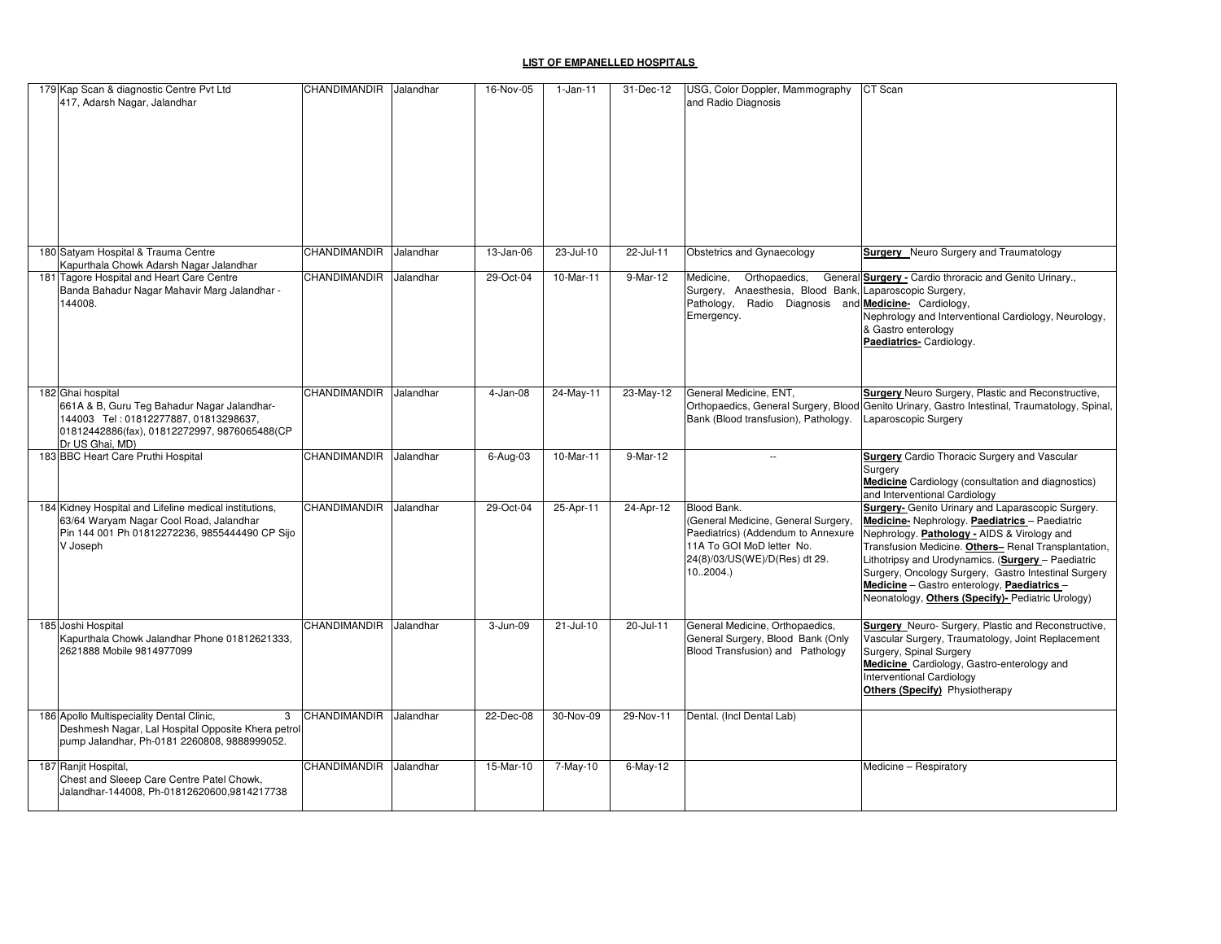## LIST OF EMPANELLED HOSPITALS

| | | | | | | | | | |
|---|---|---|---|---|---|---|---|---|---|
| 179 | Kap Scan & diagnostic Centre Pvt Ltd<br>417, Adarsh Nagar, Jalandhar | CHANDIMANDIR | Jalandhar | 16-Nov-05 | 1-Jan-11 | 31-Dec-12 | USG, Color Doppler, Mammography and Radio Diagnosis | CT Scan |
| 180 | Satyam Hospital & Trauma Centre<br>Kapurthala Chowk Adarsh Nagar Jalandhar | CHANDIMANDIR | Jalandhar | 13-Jan-06 | 23-Jul-10 | 22-Jul-11 | Obstetrics and Gynaecology | **Surgery** Neuro Surgery and Traumatology |
| 181 | Tagore Hospital and Heart Care Centre<br>Banda Bahadur Nagar Mahavir Marg Jalandhar - 144008. | CHANDIMANDIR | Jalandhar | 29-Oct-04 | 10-Mar-11 | 9-Mar-12 | Medicine, Orthopaedics, General Surgery, Anaesthesia, Blood Bank, Pathology, Radio Diagnosis and Emergency. | **Surgery -** Cardio throracic and Genito Urinary., Laparoscopic Surgery,<br>**Medicine-** Cardiology,<br>Nephrology and Interventional Cardiology, Neurology, & Gastro enterology<br>**Paediatrics-** Cardiology. |
| 182 | Ghai hospital<br>661A & B, Guru Teg Bahadur Nagar Jalandhar-144003 Tel : 01812277887, 01813298637, 01812442886(fax), 01812272997, 9876065488(CP Dr US Ghai, MD) | CHANDIMANDIR | Jalandhar | 4-Jan-08 | 24-May-11 | 23-May-12 | General Medicine, ENT, Orthopaedics, General Surgery, Blood Bank (Blood transfusion), Pathology. | **Surgery** Neuro Surgery, Plastic and Reconstructive, Genito Urinary, Gastro Intestinal, Traumatology, Spinal, Laparoscopic Surgery |
| 183 | BBC Heart Care Pruthi Hospital | CHANDIMANDIR | Jalandhar | 6-Aug-03 | 10-Mar-11 | 9-Mar-12 | -- | **Surgery** Cardio Thoracic Surgery and Vascular Surgery<br>**Medicine** Cardiology (consultation and diagnostics) and Interventional Cardiology |
| 184 | Kidney Hospital and Lifeline medical institutions, 63/64 Waryam Nagar Cool Road, Jalandhar<br>Pin 144 001 Ph 01812272236, 9855444490 CP Sijo V Joseph | CHANDIMANDIR | Jalandhar | 29-Oct-04 | 25-Apr-11 | 24-Apr-12 | Blood Bank.<br>(General Medicine, General Surgery, Paediatrics) (Addendum to Annexure 11A To GOI MoD letter No. 24(8)/03/US(WE)/D(Res) dt 29. 10..2004.) | **Surgery-** Genito Urinary and Laparascopic Surgery. **Medicine-** Nephrology. **Paediatrics** – Paediatric Nephrology. **Pathology -** AIDS & Virology and Transfusion Medicine. **Others–** Renal Transplantation, Lithotripsy and Urodynamics. (**Surgery** – Paediatric Surgery, Oncology Surgery, Gastro Intestinal Surgery **Medicine** – Gastro enterology, **Paediatrics** – Neonatology, **Others (Specify)-** Pediatric Urology) |
| 185 | Joshi Hospital<br>Kapurthala Chowk Jalandhar Phone 01812621333, 2621888 Mobile 9814977099 | CHANDIMANDIR | Jalandhar | 3-Jun-09 | 21-Jul-10 | 20-Jul-11 | General Medicine, Orthopaedics, General Surgery, Blood Bank (Only Blood Transfusion) and Pathology | **Surgery** Neuro- Surgery, Plastic and Reconstructive, Vascular Surgery, Traumatology, Joint Replacement Surgery, Spinal Surgery<br>**Medicine** Cardiology, Gastro-enterology and Interventional Cardiology<br>**Others (Specify)** Physiotherapy |
| 186 | Apollo Multispeciality Dental Clinic, 3 Deshmesh Nagar, Lal Hospital Opposite Khera petrol pump Jalandhar, Ph-0181 2260808, 9888999052. | CHANDIMANDIR | Jalandhar | 22-Dec-08 | 30-Nov-09 | 29-Nov-11 | Dental. (Incl Dental Lab) | |
| 187 | Ranjit Hospital,<br>Chest and Sleeep Care Centre Patel Chowk, Jalandhar-144008, Ph-01812620600,9814217738 | CHANDIMANDIR | Jalandhar | 15-Mar-10 | 7-May-10 | 6-May-12 | | Medicine – Respiratory |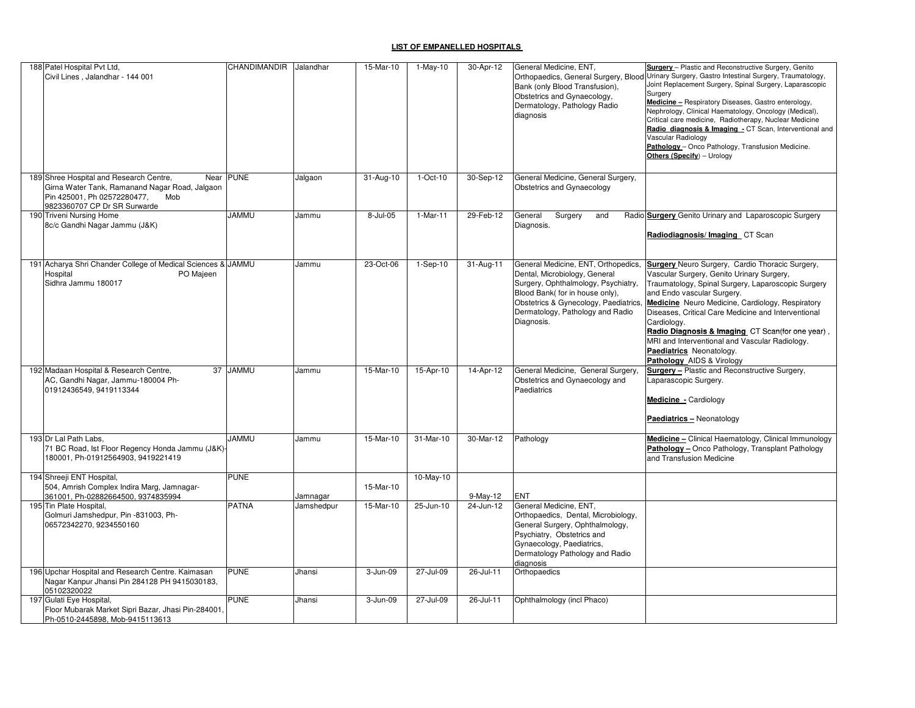## LIST OF EMPANELLED HOSPITALS

| | | | | | | | |
|---|---|---|---|---|---|---|---|
| 188 Patel Hospital Pvt Ltd, Civil Lines , Jalandhar - 144 001 | CHANDIMANDIR | Jalandhar | 15-Mar-10 | 1-May-10 | 30-Apr-12 | General Medicine, ENT, Orthopaedics, General Surgery, Blood Bank (only Blood Transfusion), Obstetrics and Gynaecology, Dermatology, Pathology Radio diagnosis | **Surgery** – Plastic and Reconstructive Surgery, Genito Urinary Surgery, Gastro Intestinal Surgery, Traumatology, Joint Replacement Surgery, Spinal Surgery, Laparascopic Surgery **Medicine –** Respiratory Diseases, Gastro enterology, Nephrology, Clinical Haematology, Oncology (Medical), Critical care medicine, Radiotherapy, Nuclear Medicine **Radio diagnosis & Imaging -** CT Scan, Interventional and Vascular Radiology **Pathology** – Onco Pathology, Transfusion Medicine. **Others (Specify)** – Urology |
| 189 Shree Hospital and Research Centre, Near Girna Water Tank, Ramanand Nagar Road, Jalgaon Pin 425001, Ph 02572280477, Mob 9823360707 CP Dr SR Surwarde | PUNE | Jalgaon | 31-Aug-10 | 1-Oct-10 | 30-Sep-12 | General Medicine, General Surgery, Obstetrics and Gynaecology | |
| 190 Triveni Nursing Home 8c/c Gandhi Nagar Jammu (J&K) | JAMMU | Jammu | 8-Jul-05 | 1-Mar-11 | 29-Feb-12 | General Surgery and Radio Diagnosis. | **Surgery** Genito Urinary and Laparoscopic Surgery **Radiodiagnosis/ Imaging** CT Scan |
| 191 Acharya Shri Chander College of Medical Sciences & Hospital PO Majeen Sidhra Jammu 180017 | JAMMU | Jammu | 23-Oct-06 | 1-Sep-10 | 31-Aug-11 | General Medicine, ENT, Orthopedics, Dental, Microbiology, General Surgery, Ophthalmology, Psychiatry, Blood Bank( for in house only), Obstetrics & Gynecology, Paediatrics, Dermatology, Pathology and Radio Diagnosis. | **Surgery** Neuro Surgery, Cardio Thoracic Surgery, Vascular Surgery, Genito Urinary Surgery, Traumatology, Spinal Surgery, Laparoscopic Surgery and Endo vascular Surgery. **Medicine** Neuro Medicine, Cardiology, Respiratory Diseases, Critical Care Medicine and Interventional Cardiology. **Radio Diagnosis & Imaging** CT Scan(for one year) , MRI and Interventional and Vascular Radiology. **Paediatrics** Neonatology. **Pathology** AIDS & Virology |
| 192 Madaan Hospital & Research Centre, 37 AC, Gandhi Nagar, Jammu-180004 Ph-01912436549, 9419113344 | JAMMU | Jammu | 15-Mar-10 | 15-Apr-10 | 14-Apr-12 | General Medicine, General Surgery, Obstetrics and Gynaecology and Paediatrics | **Surgery –** Plastic and Reconstructive Surgery, Laparascopic Surgery. **Medicine -** Cardiology **Paediatrics –** Neonatology |
| 193 Dr Lal Path Labs, 71 BC Road, Ist Floor Regency Honda Jammu (J&K)-180001, Ph-01912564903, 9419221419 | JAMMU | Jammu | 15-Mar-10 | 31-Mar-10 | 30-Mar-12 | Pathology | **Medicine –** Clinical Haematology, Clinical Immunology **Pathology –** Onco Pathology, Transplant Pathology and Transfusion Medicine |
| 194 Shreeji ENT Hospital, 504, Amrish Complex Indira Marg, Jamnagar-361001, Ph-02882664500, 9374835994 | PUNE | Jamnagar | 15-Mar-10 | 10-May-10 | 9-May-12 | ENT | |
| 195 Tin Plate Hospital, Golmuri Jamshedpur, Pin -831003, Ph-06572342270, 9234550160 | PATNA | Jamshedpur | 15-Mar-10 | 25-Jun-10 | 24-Jun-12 | General Medicine, ENT, Orthopaedics, Dental, Microbiology, General Surgery, Ophthalmology, Psychiatry, Obstetrics and Gynaecology, Paediatrics, Dermatology Pathology and Radio diagnosis | |
| 196 Upchar Hospital and Research Centre. Kaimasan Nagar Kanpur Jhansi Pin 284128 PH 9415030183, 05102320022 | PUNE | Jhansi | 3-Jun-09 | 27-Jul-09 | 26-Jul-11 | Orthopaedics | |
| 197 Gulati Eye Hospital, Floor Mubarak Market Sipri Bazar, Jhasi Pin-284001, Ph-0510-2445898, Mob-9415113613 | PUNE | Jhansi | 3-Jun-09 | 27-Jul-09 | 26-Jul-11 | Ophthalmology (incl Phaco) | |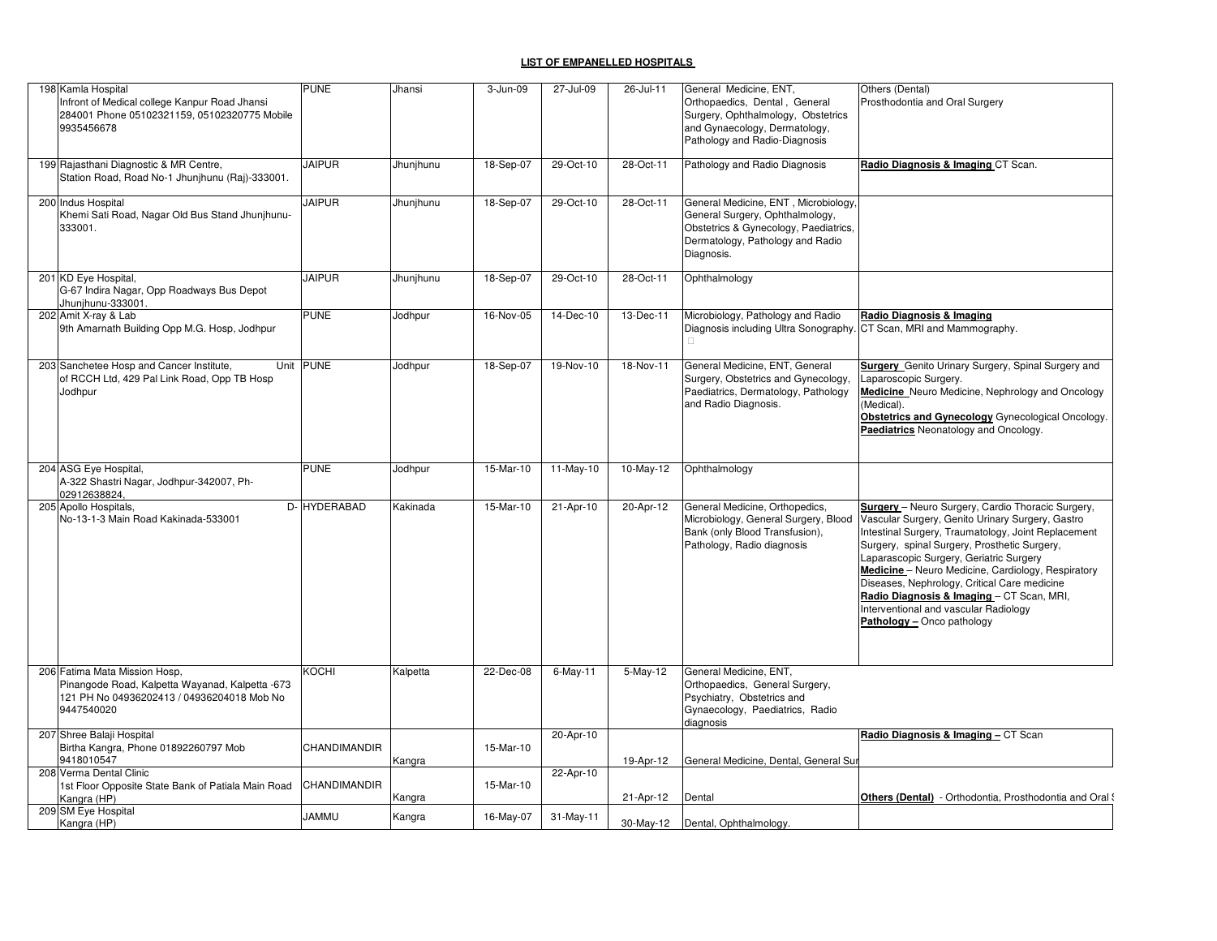## LIST OF EMPANELLED HOSPITALS

| | | | | | | | | |
|---|---|---|---|---|---|---|---|---|
| 198 | Kamla Hospital<br>Infront of Medical college Kanpur Road Jhansi 284001 Phone 05102321159, 05102320775 Mobile 9935456678 | PUNE | Jhansi | 3-Jun-09 | 27-Jul-09 | 26-Jul-11 | General Medicine, ENT, Orthopaedics, Dental , General Surgery, Ophthalmology, Obstetrics and Gynaecology, Dermatology, Pathology and Radio-Diagnosis | Others (Dental)<br>Prosthodontia and Oral Surgery |
| 199 | Rajasthani Diagnostic & MR Centre,<br>Station Road, Road No-1 Jhunjhunu (Raj)-333001. | JAIPUR | Jhunjhunu | 18-Sep-07 | 29-Oct-10 | 28-Oct-11 | Pathology and Radio Diagnosis | **Radio Diagnosis & Imaging** CT Scan. |
| 200 | Indus Hospital<br>Khemi Sati Road, Nagar Old Bus Stand Jhunjhunu-333001. | JAIPUR | Jhunjhunu | 18-Sep-07 | 29-Oct-10 | 28-Oct-11 | General Medicine, ENT , Microbiology, General Surgery, Ophthalmology, Obstetrics & Gynecology, Paediatrics, Dermatology, Pathology and Radio Diagnosis. | |
| 201 | KD Eye Hospital,<br>G-67 Indira Nagar, Opp Roadways Bus Depot Jhunjhunu-333001. | JAIPUR | Jhunjhunu | 18-Sep-07 | 29-Oct-10 | 28-Oct-11 | Ophthalmology | |
| 202 | Amit X-ray & Lab<br>9th Amarnath Building Opp M.G. Hosp, Jodhpur | PUNE | Jodhpur | 16-Nov-05 | 14-Dec-10 | 13-Dec-11 | Microbiology, Pathology and Radio Diagnosis including Ultra Sonography. | **Radio Diagnosis & Imaging**<br>CT Scan, MRI and Mammography. |
| 203 | Sanchetee Hosp and Cancer Institute, Unit of RCCH Ltd, 429 Pal Link Road, Opp TB Hosp Jodhpur | PUNE | Jodhpur | 18-Sep-07 | 19-Nov-10 | 18-Nov-11 | General Medicine, ENT, General Surgery, Obstetrics and Gynecology, Paediatrics, Dermatology, Pathology and Radio Diagnosis. | **Surgery** Genito Urinary Surgery, Spinal Surgery and Laparoscopic Surgery.<br>**Medicine** Neuro Medicine, Nephrology and Oncology (Medical).<br>**Obstetrics and Gynecology** Gynecological Oncology.<br>**Paediatrics** Neonatology and Oncology. |
| 204 | ASG Eye Hospital,<br>A-322 Shastri Nagar, Jodhpur-342007, Ph-02912638824, | PUNE | Jodhpur | 15-Mar-10 | 11-May-10 | 10-May-12 | Ophthalmology | |
| 205 | Apollo Hospitals, D-No-13-1-3 Main Road Kakinada-533001 | HYDERABAD | Kakinada | 15-Mar-10 | 21-Apr-10 | 20-Apr-12 | General Medicine, Orthopedics, Microbiology, General Surgery, Blood Bank (only Blood Transfusion), Pathology, Radio diagnosis | **Surgery** – Neuro Surgery, Cardio Thoracic Surgery, Vascular Surgery, Genito Urinary Surgery, Gastro Intestinal Surgery, Traumatology, Joint Replacement Surgery, spinal Surgery, Prosthetic Surgery, Laparascopic Surgery, Geriatric Surgery<br>**Medicine** – Neuro Medicine, Cardiology, Respiratory Diseases, Nephrology, Critical Care medicine<br>**Radio Diagnosis & Imaging** – CT Scan, MRI, Interventional and vascular Radiology<br>**Pathology –** Onco pathology |
| 206 | Fatima Mata Mission Hosp,<br>Pinangode Road, Kalpetta Wayanad, Kalpetta -673 121 PH No 04936202413 / 04936204018 Mob No 9447540020 | KOCHI | Kalpetta | 22-Dec-08 | 6-May-11 | 5-May-12 | General Medicine, ENT, Orthopaedics, General Surgery, Psychiatry, Obstetrics and Gynaecology, Paediatrics, Radio diagnosis | |
| 207 | Shree Balaji Hospital<br>Birtha Kangra, Phone 01892260797 Mob 9418010547 | CHANDIMANDIR | Kangra | 15-Mar-10 | 20-Apr-10 | 19-Apr-12 | General Medicine, Dental, General Sur | **Radio Diagnosis & Imaging –** CT Scan |
| 208 | Verma Dental Clinic<br>1st Floor Opposite State Bank of Patiala Main Road Kangra (HP) | CHANDIMANDIR | Kangra | 15-Mar-10 | 22-Apr-10 | 21-Apr-12 | Dental | **Others (Dental)** - Orthodontia, Prosthodontia and Oral S |
| 209 | SM Eye Hospital<br>Kangra (HP) | JAMMU | Kangra | 16-May-07 | 31-May-11 | 30-May-12 | Dental, Ophthalmology. | |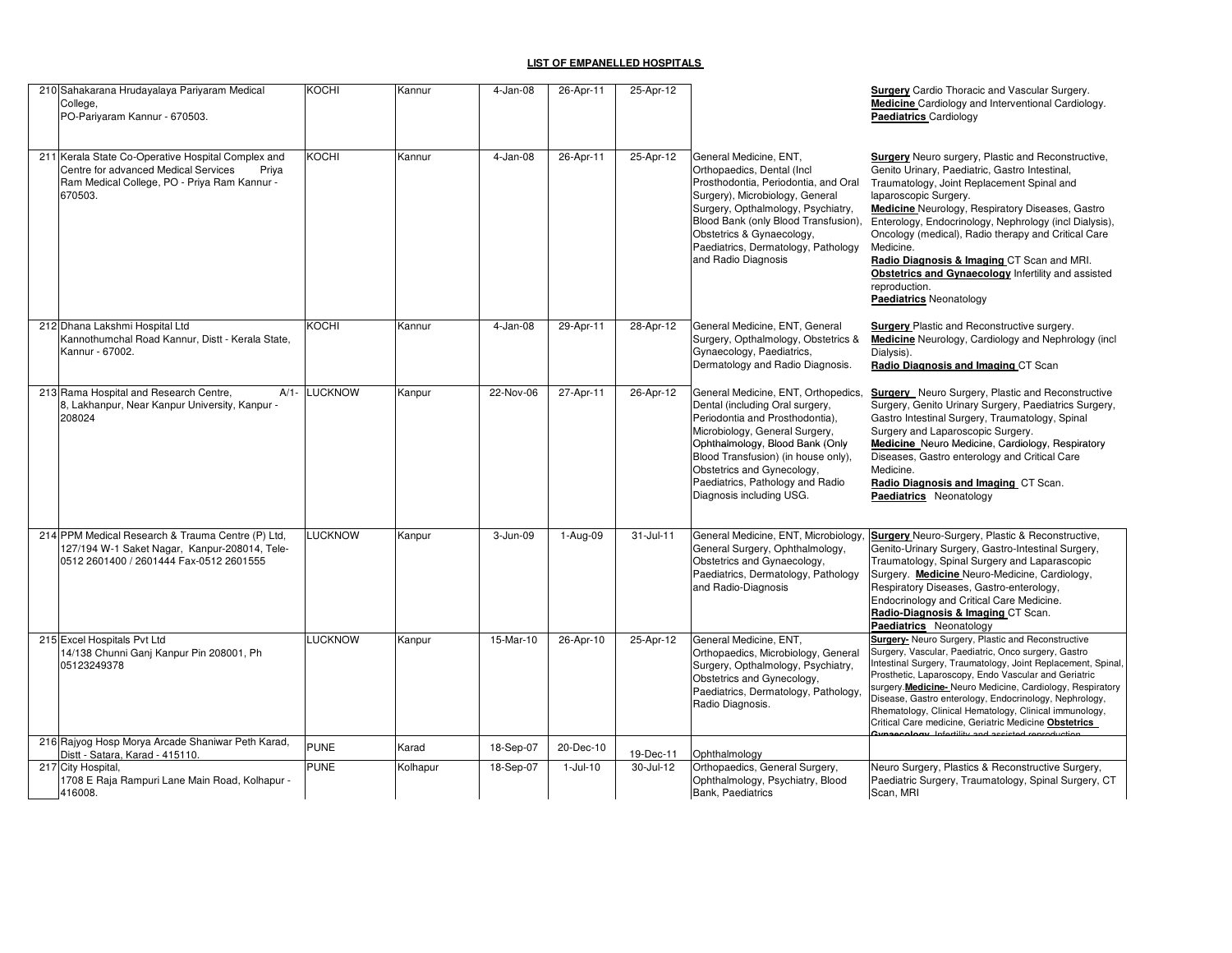## LIST OF EMPANELLED HOSPITALS

| | | | | | | | | | |
|---|---|---|---|---|---|---|---|---|---|
| 210 | Sahakarana Hrudayalaya Pariyaram Medical College, PO-Pariyaram Kannur - 670503. | KOCHI | Kannur | 4-Jan-08 | 26-Apr-11 | 25-Apr-12 | | **Surgery** Cardio Thoracic and Vascular Surgery. **Medicine** Cardiology and Interventional Cardiology. **Paediatrics** Cardiology | |
| 211 | Kerala State Co-Operative Hospital Complex and Centre for advanced Medical Services Priya Ram Medical College, PO - Priya Ram Kannur - 670503. | KOCHI | Kannur | 4-Jan-08 | 26-Apr-11 | 25-Apr-12 | General Medicine, ENT, Orthopaedics, Dental (Incl Prosthodontia, Periodontia, and Oral Surgery), Microbiology, General Surgery, Opthalmology, Psychiatry, Blood Bank (only Blood Transfusion), Obstetrics & Gynaecology, Paediatrics, Dermatology, Pathology and Radio Diagnosis | **Surgery** Neuro surgery, Plastic and Reconstructive, Genito Urinary, Paediatric, Gastro Intestinal, Traumatology, Joint Replacement Spinal and laparoscopic Surgery. **Medicine** Neurology, Respiratory Diseases, Gastro Enterology, Endocrinology, Nephrology (incl Dialysis), Oncology (medical), Radio therapy and Critical Care Medicine. **Radio Diagnosis & Imaging** CT Scan and MRI. **Obstetrics and Gynaecology** Infertility and assisted reproduction. **Paediatrics** Neonatology | |
| 212 | Dhana Lakshmi Hospital Ltd Kannothumchal Road Kannur, Distt - Kerala State, Kannur - 67002. | KOCHI | Kannur | 4-Jan-08 | 29-Apr-11 | 28-Apr-12 | General Medicine, ENT, General Surgery, Opthalmology, Obstetrics & Gynaecology, Paediatrics, Dermatology and Radio Diagnosis. | **Surgery** Plastic and Reconstructive surgery. **Medicine** Neurology, Cardiology and Nephrology (incl Dialysis). **Radio Diagnosis and Imaging** CT Scan | |
| 213 | Rama Hospital and Research Centre, A/1-8, Lakhanpur, Near Kanpur University, Kanpur - 208024 | LUCKNOW | Kanpur | 22-Nov-06 | 27-Apr-11 | 26-Apr-12 | General Medicine, ENT, Orthopedics, Dental (including Oral surgery, Periodontia and Prosthodontia), Microbiology, General Surgery, Ophthalmology, Blood Bank (Only Blood Transfusion) (in house only), Obstetrics and Gynecology, Paediatrics, Pathology and Radio Diagnosis including USG. | **Surgery** Neuro Surgery, Plastic and Reconstructive Surgery, Genito Urinary Surgery, Paediatrics Surgery, Gastro Intestinal Surgery, Traumatology, Spinal Surgery and Laparoscopic Surgery. **Medicine** Neuro Medicine, Cardiology, Respiratory Diseases, Gastro enterology and Critical Care Medicine. **Radio Diagnosis and Imaging** CT Scan. **Paediatrics** Neonatology | |
| 214 | PPM Medical Research & Trauma Centre (P) Ltd, 127/194 W-1 Saket Nagar, Kanpur-208014, Tele-0512 2601400 / 2601444 Fax-0512 2601555 | LUCKNOW | Kanpur | 3-Jun-09 | 1-Aug-09 | 31-Jul-11 | General Medicine, ENT, Microbiology, General Surgery, Ophthalmology, Obstetrics and Gynaecology, Paediatrics, Dermatology, Pathology and Radio-Diagnosis | **Surgery** Neuro-Surgery, Plastic & Reconstructive, Genito-Urinary Surgery, Gastro-Intestinal Surgery, Traumatology, Spinal Surgery and Laparascopic Surgery. **Medicine** Neuro-Medicine, Cardiology, Respiratory Diseases, Gastro-enterology, Endocrinology and Critical Care Medicine. **Radio-Diagnosis & Imaging** CT Scan. **Paediatrics** Neonatology | |
| 215 | Excel Hospitals Pvt Ltd 14/138 Chunni Ganj Kanpur Pin 208001, Ph 05123249378 | LUCKNOW | Kanpur | 15-Mar-10 | 26-Apr-10 | 25-Apr-12 | General Medicine, ENT, Orthopaedics, Microbiology, General Surgery, Opthalmology, Psychiatry, Obstetrics and Gynecology, Paediatrics, Dermatology, Pathology, Radio Diagnosis. | **Surgery-** Neuro Surgery, Plastic and Reconstructive Surgery, Vascular, Paediatric, Onco surgery, Gastro Intestinal Surgery, Traumatology, Joint Replacement, Spinal, Prosthetic, Laparoscopy, Endo Vascular and Geriatric surgery. **Medicine-** Neuro Medicine, Cardiology, Respiratory Disease, Gastro enterology, Endocrinology, Nephrology, Rhematology, Clinical Hematology, Clinical immunology, Critical Care medicine, Geriatric Medicine **Obstetrics Gynaecology** Infertility and assisted reproduction | |
| 216 | Rajyog Hosp Morya Arcade Shaniwar Peth Karad, Distt - Satara, Karad - 415110. | PUNE | Karad | 18-Sep-07 | 20-Dec-10 | 19-Dec-11 | Ophthalmology | | |
| 217 | City Hospital, 1708 E Raja Rampuri Lane Main Road, Kolhapur - 416008. | PUNE | Kolhapur | 18-Sep-07 | 1-Jul-10 | 30-Jul-12 | Orthopaedics, General Surgery, Ophthalmology, Psychiatry, Blood Bank, Paediatrics | Neuro Surgery, Plastics & Reconstructive Surgery, Paediatric Surgery, Traumatology, Spinal Surgery, CT Scan, MRI | |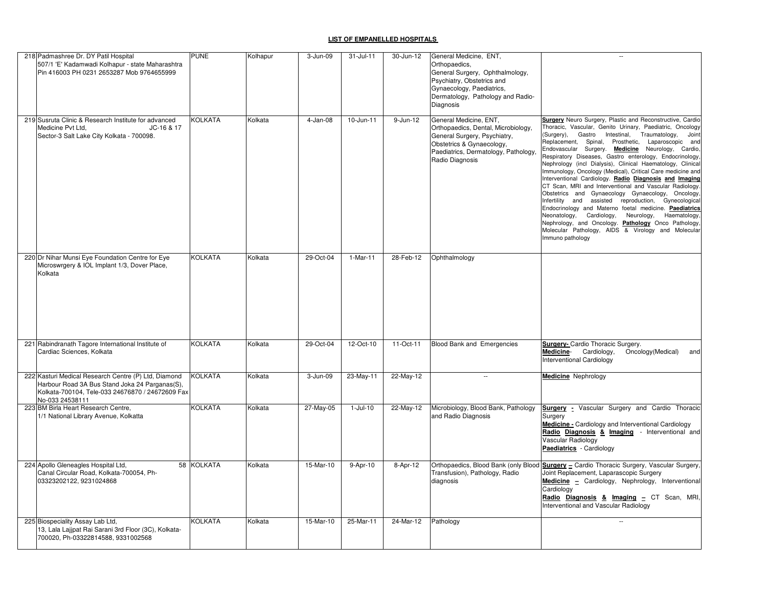# LIST OF EMPANELLED HOSPITALS

| | | | | | | | | |
|---|---|---|---|---|---|---|---|---|
| 218 | Padmashree Dr. DY Patil Hospital 507/1 'E' Kadamwadi Kolhapur - state Maharashtra Pin 416003 PH 0231 2653287 Mob 9764655999 | PUNE | Kolhapur | 3-Jun-09 | 31-Jul-11 | 30-Jun-12 | General Medicine, ENT, Orthopaedics, General Surgery, Ophthalmology, Psychiatry, Obstetrics and Gynaecology, Paediatrics, Dermatology, Pathology and Radio-Diagnosis | -- |
| 219 | Susruta Clinic & Research Institute for advanced Medicine Pvt Ltd, JC-16 & 17 Sector-3 Salt Lake City Kolkata - 700098. | KOLKATA | Kolkata | 4-Jan-08 | 10-Jun-11 | 9-Jun-12 | General Medicine, ENT, Orthopaedics, Dental, Microbiology, General Surgery, Psychiatry, Obstetrics & Gynaecology, Paediatrics, Dermatology, Pathology, Radio Diagnosis | **Surgery** Neuro Surgery, Plastic and Reconstructive, Cardio Thoracic, Vascular, Genito Urinary, Paediatric, Oncology (Surgery), Gastro Intestinal, Traumatology, Joint Replacement, Spinal, Prosthetic, Laparoscopic and Endovascular Surgery. **Medicine** Neurology, Cardio, Respiratory Diseases, Gastro enterology, Endocrinology, Nephrology (incl Dialysis), Clinical Haematology, Clinical Immunology, Oncology (Medical), Critical Care medicine and Interventional Cardiology. **Radio Diagnosis and Imaging** CT Scan, MRI and Interventional and Vascular Radiology. Obstetrics and Gynaecology Gynaecology, Oncology, Infertility and assisted reproduction, Gynecological Endocrinology and Materno foetal medicine. **Paediatrics** Neonatology, Cardiology, Neurology, Haematology, Nephrology, and Oncology. **Pathology** Onco Pathology, Molecular Pathology, AIDS & Virology and Molecular Immuno pathology |
| 220 | Dr Nihar Munsi Eye Foundation Centre for Eye Microswrgery & IOL Implant 1/3, Dover Place, Kolkata | KOLKATA | Kolkata | 29-Oct-04 | 1-Mar-11 | 28-Feb-12 | Ophthalmology | |
| 221 | Rabindranath Tagore International Institute of Cardiac Sciences, Kolkata | KOLKATA | Kolkata | 29-Oct-04 | 12-Oct-10 | 11-Oct-11 | Blood Bank and Emergencies | **Surgery-** Cardio Thoracic Surgery. **Medicine**- Cardiology, Oncology(Medical) and Interventional Cardiology |
| 222 | Kasturi Medical Research Centre (P) Ltd, Diamond Harbour Road 3A Bus Stand Joka 24 Parganas(S), Kolkata-700104, Tele-033 24676870 / 24672609 Fax No-033 24538111 | KOLKATA | Kolkata | 3-Jun-09 | 23-May-11 | 22-May-12 | -- | **Medicine** Nephrology |
| 223 | BM Birla Heart Research Centre, 1/1 National Library Avenue, Kolkatta | KOLKATA | Kolkata | 27-May-05 | 1-Jul-10 | 22-May-12 | Microbiology, Blood Bank, Pathology and Radio Diagnosis | **Surgery -** Vascular Surgery and Cardio Thoracic Surgery **Medicine -** Cardiology and Interventional Cardiology **Radio Diagnosis & Imaging** - Interventional and Vascular Radiology **Paediatrics** - Cardiology |
| 224 | Apollo Gleneagles Hospital Ltd, 58 Canal Circular Road, Kolkata-700054, Ph-03323202122, 9231024868 | KOLKATA | Kolkata | 15-Mar-10 | 9-Apr-10 | 8-Apr-12 | Orthopaedics, Blood Bank (only Blood Transfusion), Pathology, Radio diagnosis | **Surgery –** Cardio Thoracic Surgery, Vascular Surgery, Joint Replacement, Laparascopic Surgery **Medicine –** Cardiology, Nephrology, Interventional Cardiology **Radio Diagnosis & Imaging –** CT Scan, MRI, Interventional and Vascular Radiology |
| 225 | Biospeciality Assay Lab Ltd, 13, Lala Lajjpat Rai Sarani 3rd Floor (3C), Kolkata-700020, Ph-03322814588, 9331002568 | KOLKATA | Kolkata | 15-Mar-10 | 25-Mar-11 | 24-Mar-12 | Pathology | -- |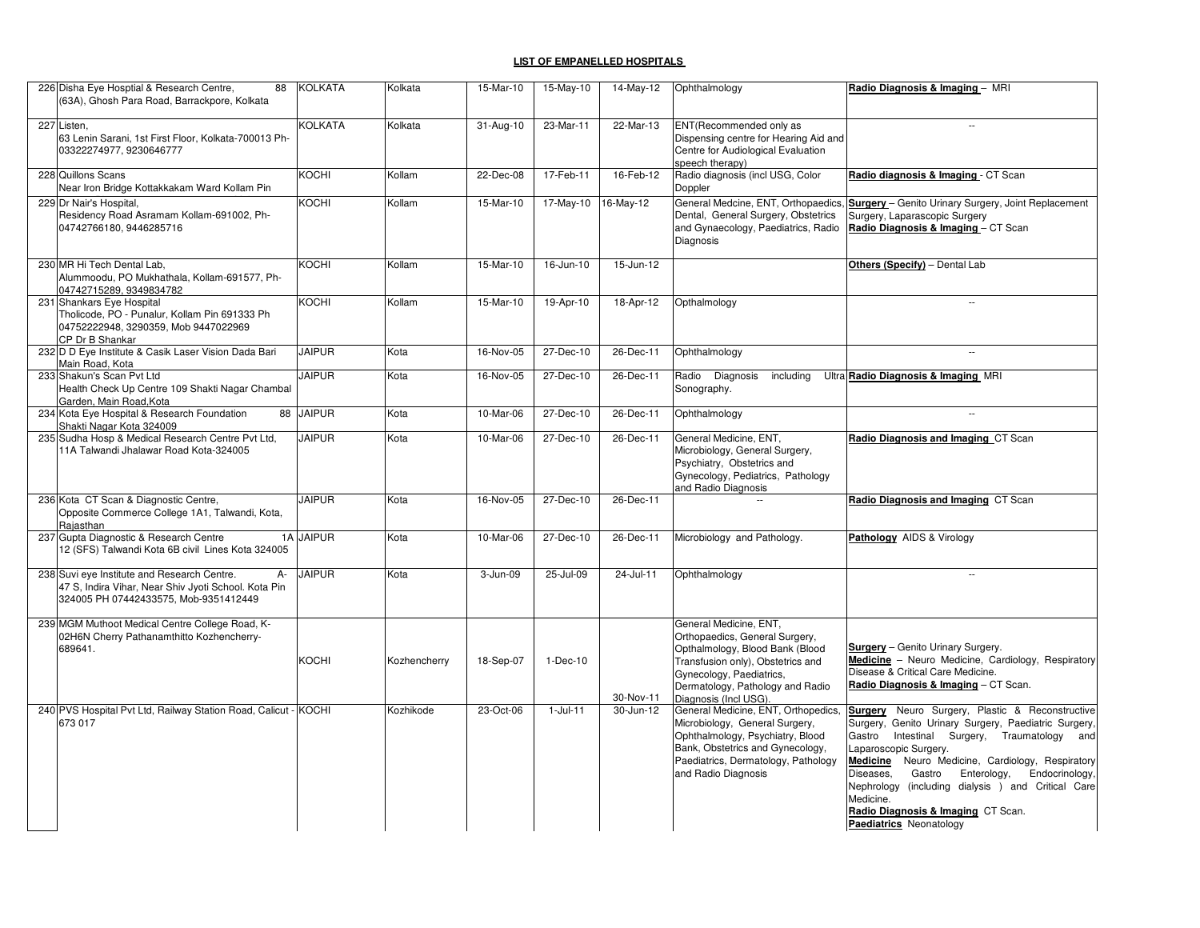## LIST OF EMPANELLED HOSPITALS

| | | | | | | | | |
|---|---|---|---|---|---|---|---|---|
| 226 | Disha Eye Hosptial & Research Centre, 88 (63A), Ghosh Para Road, Barrackpore, Kolkata | KOLKATA | Kolkata | 15-Mar-10 | 15-May-10 | 14-May-12 | Ophthalmology | **Radio Diagnosis & Imaging** – MRI |
| 227 | Listen, 63 Lenin Sarani, 1st First Floor, Kolkata-700013 Ph-03322274977, 9230646777 | KOLKATA | Kolkata | 31-Aug-10 | 23-Mar-11 | 22-Mar-13 | ENT(Recommended only as Dispensing centre for Hearing Aid and Centre for Audiological Evaluation speech therapy) | -- |
| 228 | Quillons Scans Near Iron Bridge Kottakkakam Ward Kollam Pin | KOCHI | Kollam | 22-Dec-08 | 17-Feb-11 | 16-Feb-12 | Radio diagnosis (incl USG, Color Doppler | **Radio diagnosis & Imaging** - CT Scan |
| 229 | Dr Nair's Hospital, Residency Road Asramam Kollam-691002, Ph-04742766180, 9446285716 | KOCHI | Kollam | 15-Mar-10 | 17-May-10 | 16-May-12 | General Medcine, ENT, Orthopaedics, Dental, General Surgery, Obstetrics and Gynaecology, Paediatrics, Radio Diagnosis | **Surgery** – Genito Urinary Surgery, Joint Replacement Surgery, Laparascopic Surgery **Radio Diagnosis & Imaging** – CT Scan |
| 230 | MR Hi Tech Dental Lab, Alummoodu, PO Mukhathala, Kollam-691577, Ph-04742715289, 9349834782 | KOCHI | Kollam | 15-Mar-10 | 16-Jun-10 | 15-Jun-12 | | **Others (Specify)** – Dental Lab |
| 231 | Shankars Eye Hospital Tholicode, PO - Punalur, Kollam Pin 691333 Ph 04752222948, 3290359, Mob 9447022969 CP Dr B Shankar | KOCHI | Kollam | 15-Mar-10 | 19-Apr-10 | 18-Apr-12 | Opthalmology | -- |
| 232 | D D Eye Institute & Casik Laser Vision Dada Bari Main Road, Kota | JAIPUR | Kota | 16-Nov-05 | 27-Dec-10 | 26-Dec-11 | Ophthalmology | -- |
| 233 | Shakun's Scan Pvt Ltd Health Check Up Centre 109 Shakti Nagar Chambal Garden, Main Road,Kota | JAIPUR | Kota | 16-Nov-05 | 27-Dec-10 | 26-Dec-11 | Radio Diagnosis including Ultra Sonography. | **Radio Diagnosis & Imaging** MRI |
| 234 | Kota Eye Hospital & Research Foundation 88 Shakti Nagar Kota 324009 | JAIPUR | Kota | 10-Mar-06 | 27-Dec-10 | 26-Dec-11 | Ophthalmology | -- |
| 235 | Sudha Hosp & Medical Research Centre Pvt Ltd, 11A Talwandi Jhalawar Road Kota-324005 | JAIPUR | Kota | 10-Mar-06 | 27-Dec-10 | 26-Dec-11 | General Medicine, ENT, Microbiology, General Surgery, Psychiatry, Obstetrics and Gynecology, Pediatrics, Pathology and Radio Diagnosis | **Radio Diagnosis and Imaging** CT Scan |
| 236 | Kota CT Scan & Diagnostic Centre, Opposite Commerce College 1A1, Talwandi, Kota, Rajasthan | JAIPUR | Kota | 16-Nov-05 | 27-Dec-10 | 26-Dec-11 | -- | **Radio Diagnosis and Imaging** CT Scan |
| 237 | Gupta Diagnostic & Research Centre 1A 12 (SFS) Talwandi Kota 6B civil Lines Kota 324005 | JAIPUR | Kota | 10-Mar-06 | 27-Dec-10 | 26-Dec-11 | Microbiology and Pathology. | **Pathology** AIDS & Virology |
| 238 | Suvi eye Institute and Research Centre. A-47 S, Indira Vihar, Near Shiv Jyoti School. Kota Pin 324005 PH 07442433575, Mob-9351412449 | JAIPUR | Kota | 3-Jun-09 | 25-Jul-09 | 24-Jul-11 | Ophthalmology | -- |
| 239 | MGM Muthoot Medical Centre College Road, K-02H6N Cherry Pathanamthitto Kozhencherry-689641. | KOCHI | Kozhencherry | 18-Sep-07 | 1-Dec-10 | 30-Nov-11 | General Medicine, ENT, Orthopaedics, General Surgery, Opthalmology, Blood Bank (Blood Transfusion only), Obstetrics and Gynecology, Paediatrics, Dermatology, Pathology and Radio Diagnosis (Incl USG). | **Surgery** – Genito Urinary Surgery. **Medicine** – Neuro Medicine, Cardiology, Respiratory Disease & Critical Care Medicine. **Radio Diagnosis & Imaging** – CT Scan. |
| 240 | PVS Hospital Pvt Ltd, Railway Station Road, Calicut - 673 017 | KOCHI | Kozhikode | 23-Oct-06 | 1-Jul-11 | 30-Jun-12 | General Medicine, ENT, Orthopedics, Microbiology, General Surgery, Ophthalmology, Psychiatry, Blood Bank, Obstetrics and Gynecology, Paediatrics, Dermatology, Pathology and Radio Diagnosis | **Surgery** Neuro Surgery, Plastic & Reconstructive Surgery, Genito Urinary Surgery, Paediatric Surgery, Gastro Intestinal Surgery, Traumatology and Laparoscopic Surgery. **Medicine** Neuro Medicine, Cardiology, Respiratory Diseases, Gastro Enterology, Endocrinology, Nephrology (including dialysis ) and Critical Care Medicine. **Radio Diagnosis & Imaging** CT Scan. **Paediatrics** Neonatology |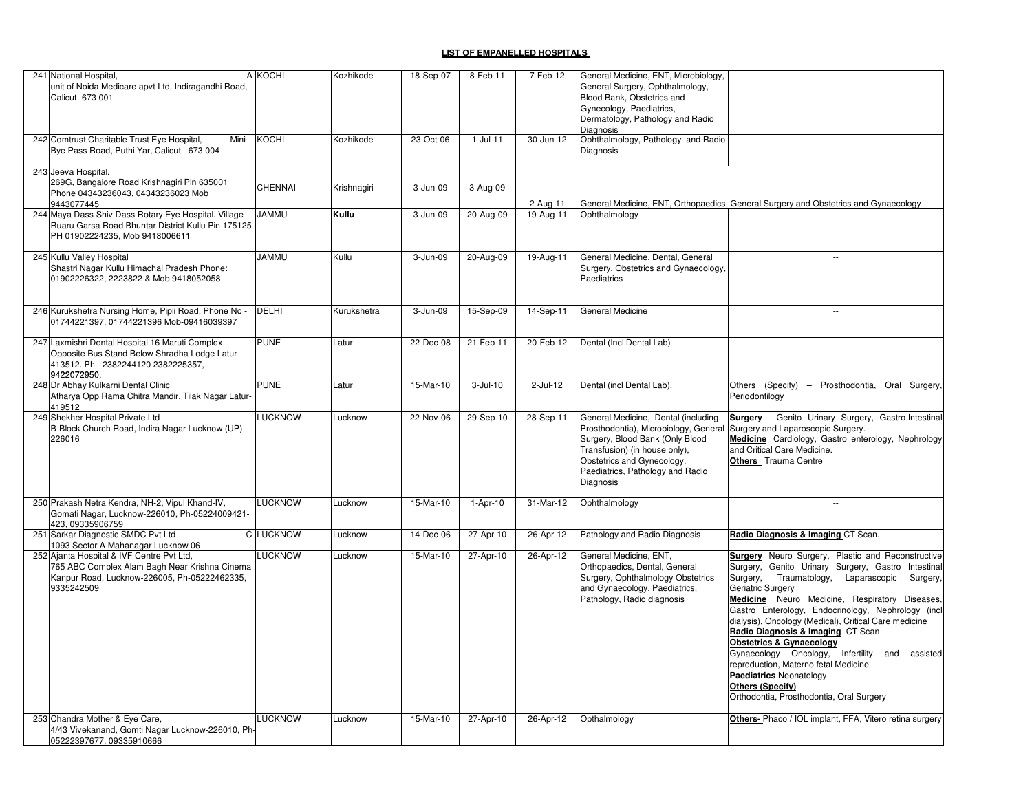## LIST OF EMPANELLED HOSPITALS

| | | | | | | | | |
|---|---|---|---|---|---|---|---|---|
| 241 | National Hospital, A<br>unit of Noida Medicare apvt Ltd, Indiragandhi Road, Calicut- 673 001 | KOCHI | Kozhikode | 18-Sep-07 | 8-Feb-11 | 7-Feb-12 | General Medicine, ENT, Microbiology, General Surgery, Ophthalmology, Blood Bank, Obstetrics and Gynecology, Paediatrics, Dermatology, Pathology and Radio Diagnosis | -- |
| 242 | Comtrust Charitable Trust Eye Hospital, Mini Bye Pass Road, Puthi Yar, Calicut - 673 004 | KOCHI | Kozhikode | 23-Oct-06 | 1-Jul-11 | 30-Jun-12 | Ophthalmology, Pathology and Radio Diagnosis | -- |
| 243 | Jeeva Hospital.<br>269G, Bangalore Road Krishnagiri Pin 635001 Phone 04343236043, 04343236023 Mob 9443077445 | CHENNAI | Krishnagiri | 3-Jun-09 | 3-Aug-09 | 2-Aug-11 | General Medicine, ENT, Orthopaedics, General Surgery and Obstetrics and Gynaecology | |
| 244 | Maya Dass Shiv Dass Rotary Eye Hospital. Village Ruaru Garsa Road Bhuntar District Kullu Pin 175125 PH 01902224235, Mob 9418006611 | JAMMU | **Kullu** | 3-Jun-09 | 20-Aug-09 | 19-Aug-11 | Ophthalmology | -- |
| 245 | Kullu Valley Hospital<br>Shastri Nagar Kullu Himachal Pradesh Phone: 01902226322, 2223822 & Mob 9418052058 | JAMMU | Kullu | 3-Jun-09 | 20-Aug-09 | 19-Aug-11 | General Medicine, Dental, General Surgery, Obstetrics and Gynaecology, Paediatrics | -- |
| 246 | Kurukshetra Nursing Home, Pipli Road, Phone No - 01744221397, 01744221396 Mob-09416039397 | DELHI | Kurukshetra | 3-Jun-09 | 15-Sep-09 | 14-Sep-11 | General Medicine | -- |
| 247 | Laxmishri Dental Hospital 16 Maruti Complex Opposite Bus Stand Below Shradha Lodge Latur - 413512. Ph - 2382244120 2382225357, 9422072950. | PUNE | Latur | 22-Dec-08 | 21-Feb-11 | 20-Feb-12 | Dental (Incl Dental Lab) | -- |
| 248 | Dr Abhay Kulkarni Dental Clinic<br>Atharya Opp Rama Chitra Mandir, Tilak Nagar Latur-419512 | PUNE | Latur | 15-Mar-10 | 3-Jul-10 | 2-Jul-12 | Dental (incl Dental Lab). | Others (Specify) – Prosthodontia, Oral Surgery, Periodontilogy |
| 249 | Shekher Hospital Private Ltd<br>B-Block Church Road, Indira Nagar Lucknow (UP) 226016 | LUCKNOW | Lucknow | 22-Nov-06 | 29-Sep-10 | 28-Sep-11 | General Medicine, Dental (including Prosthodontia), Microbiology, General Surgery, Blood Bank (Only Blood Transfusion) (in house only), Obstetrics and Gynecology, Paediatrics, Pathology and Radio Diagnosis | **Surgery** Genito Urinary Surgery, Gastro Intestinal Surgery and Laparoscopic Surgery.<br>**Medicine** Cardiology, Gastro enterology, Nephrology and Critical Care Medicine.<br>**Others** Trauma Centre |
| 250 | Prakash Netra Kendra, NH-2, Vipul Khand-IV, Gomati Nagar, Lucknow-226010, Ph-05224009421-423, 09335906759 | LUCKNOW | Lucknow | 15-Mar-10 | 1-Apr-10 | 31-Mar-12 | Ophthalmology | -- |
| 251 | Sarkar Diagnostic SMDC Pvt Ltd C<br>1093 Sector A Mahanagar Lucknow 06 | LUCKNOW | Lucknow | 14-Dec-06 | 27-Apr-10 | 26-Apr-12 | Pathology and Radio Diagnosis | **Radio Diagnosis & Imaging** CT Scan. |
| 252 | Ajanta Hospital & IVF Centre Pvt Ltd,<br>765 ABC Complex Alam Bagh Near Krishna Cinema Kanpur Road, Lucknow-226005, Ph-05222462335, 9335242509 | LUCKNOW | Lucknow | 15-Mar-10 | 27-Apr-10 | 26-Apr-12 | General Medicine, ENT, Orthopaedics, Dental, General Surgery, Ophthalmology Obstetrics and Gynaecology, Paediatrics, Pathology, Radio diagnosis | **Surgery** Neuro Surgery, Plastic and Reconstructive Surgery, Genito Urinary Surgery, Gastro Intestinal Surgery, Traumatology, Laparoscopic Surgery, Geriatric Surgery<br>**Medicine** Neuro Medicine, Respiratory Diseases, Gastro Enterology, Endocrinology, Nephrology (incl dialysis), Oncology (Medical), Critical Care medicine<br>**Radio Diagnosis & Imaging** CT Scan<br>**Obstetrics & Gynaecology**<br>Gynaecology Oncology, Infertility and assisted reproduction, Materno fetal Medicine<br>**Paediatrics** Neonatology<br>**Others (Specify)**<br>Orthodontia, Prosthodontia, Oral Surgery |
| 253 | Chandra Mother & Eye Care,<br>4/43 Vivekanand, Gomti Nagar Lucknow-226010, Ph-05222397677, 09335910666 | LUCKNOW | Lucknow | 15-Mar-10 | 27-Apr-10 | 26-Apr-12 | Opthalmology | **Others-** Phaco / IOL implant, FFA, Vitero retina surgery |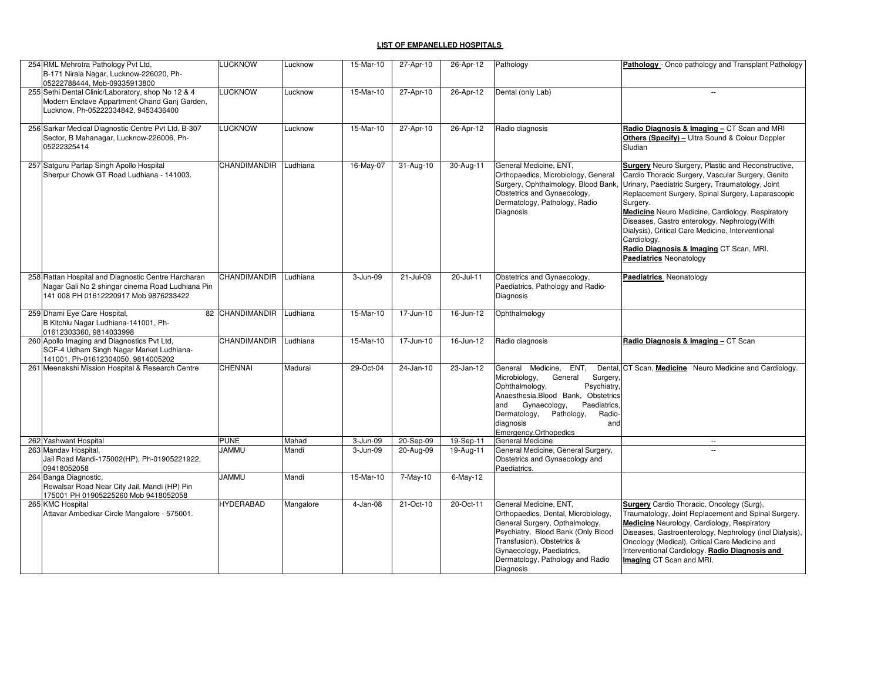## LIST OF EMPANELLED HOSPITALS

| | | | | | | | | |
|---|---|---|---|---|---|---|---|---|
| 254 | RML Mehrotra Pathology Pvt Ltd, B-171 Nirala Nagar, Lucknow-226020, Ph-05222788444, Mob-09335913800 | LUCKNOW | Lucknow | 15-Mar-10 | 27-Apr-10 | 26-Apr-12 | Pathology | **Pathology** - Onco pathology and Transplant Pathology |
| 255 | Sethi Dental Clinic/Laboratory, shop No 12 & 4 Modern Enclave Appartment Chand Ganj Garden, Lucknow, Ph-05222334842, 9453436400 | LUCKNOW | Lucknow | 15-Mar-10 | 27-Apr-10 | 26-Apr-12 | Dental (only Lab) | -- |
| 256 | Sarkar Medical Diagnostic Centre Pvt Ltd, B-307 Sector, B Mahanagar, Lucknow-226006, Ph-05222325414 | LUCKNOW | Lucknow | 15-Mar-10 | 27-Apr-10 | 26-Apr-12 | Radio diagnosis | **Radio Diagnosis & Imaging –** CT Scan and MRI **Others (Specify) –** Ultra Sound & Colour Doppler Sludian |
| 257 | Satguru Partap Singh Apollo Hospital Sherpur Chowk GT Road Ludhiana - 141003. | CHANDIMANDIR | Ludhiana | 16-May-07 | 31-Aug-10 | 30-Aug-11 | General Medicine, ENT, Orthopaedics, Microbiology, General Surgery, Ophthalmology, Blood Bank, Obstetrics and Gynaecology, Dermatology, Pathology, Radio Diagnosis | **Surgery** Neuro Surgery, Plastic and Reconstructive, Cardio Thoracic Surgery, Vascular Surgery, Genito Urinary, Paediatric Surgery, Traumatology, Joint Replacement Surgery, Spinal Surgery, Laparascopic Surgery. **Medicine** Neuro Medicine, Cardiology, Respiratory Diseases, Gastro enterology, Nephrology(With Dialysis), Critical Care Medicine, Interventional Cardiology. **Radio Diagnosis & Imaging** CT Scan, MRI. **Paediatrics** Neonatology |
| 258 | Rattan Hospital and Diagnostic Centre Harcharan Nagar Gali No 2 shingar cinema Road Ludhiana Pin 141 008 PH 01612220917 Mob 9876233422 | CHANDIMANDIR | Ludhiana | 3-Jun-09 | 21-Jul-09 | 20-Jul-11 | Obstetrics and Gynaecology, Paediatrics, Pathology and Radio-Diagnosis | **Paediatrics** Neonatology |
| 259 | Dhami Eye Care Hospital, 82 B Kitchlu Nagar Ludhiana-141001, Ph-01612303360, 9814033998 | CHANDIMANDIR | Ludhiana | 15-Mar-10 | 17-Jun-10 | 16-Jun-12 | Ophthalmology | |
| 260 | Apollo Imaging and Diagnostics Pvt Ltd, SCF-4 Udham Singh Nagar Market Ludhiana-141001, Ph-01612304050, 9814005202 | CHANDIMANDIR | Ludhiana | 15-Mar-10 | 17-Jun-10 | 16-Jun-12 | Radio diagnosis | **Radio Diagnosis & Imaging –** CT Scan |
| 261 | Meenakshi Mission Hospital & Research Centre | CHENNAI | Madurai | 29-Oct-04 | 24-Jan-10 | 23-Jan-12 | General Medicine, ENT, Dental, Microbiology, General Surgery, Ophthalmology, Psychiatry, Anaesthesia,Blood Bank, Obstetrics and Gynaecology, Paediatrics, Dermatology, Pathology, Radio-diagnosis and Emergency.Orthopedics | CT Scan, **Medicine** Neuro Medicine and Cardiology. |
| 262 | Yashwant Hospital | PUNE | Mahad | 3-Jun-09 | 20-Sep-09 | 19-Sep-11 | General Medicine | -- |
| 263 | Mandav Hospital, Jail Road Mandi-175002(HP), Ph-01905221922, 09418052058 | JAMMU | Mandi | 3-Jun-09 | 20-Aug-09 | 19-Aug-11 | General Medicine, General Surgery, Obstetrics and Gynaecology and Paediatrics. | -- |
| 264 | Banga Diagnostic, Rewalsar Road Near City Jail, Mandi (HP) Pin 175001 PH 01905225260 Mob 9418052058 | JAMMU | Mandi | 15-Mar-10 | 7-May-10 | 6-May-12 | | |
| 265 | KMC Hospital Attavar Ambedkar Circle Mangalore - 575001. | HYDERABAD | Mangalore | 4-Jan-08 | 21-Oct-10 | 20-Oct-11 | General Medicine, ENT, Orthopaedics, Dental, Microbiology, General Surgery, Opthalmology, Psychiatry, Blood Bank (Only Blood Transfusion), Obstetrics & Gynaecology, Paediatrics, Dermatology, Pathology and Radio Diagnosis | **Surgery** Cardio Thoracic, Oncology (Surg), Traumatology, Joint Replacement and Spinal Surgery. **Medicine** Neurology, Cardiology, Respiratory Diseases, Gastroenterology, Nephrology (incl Dialysis), Oncology (Medical), Critical Care Medicine and Interventional Cardiology. **Radio Diagnosis and Imaging** CT Scan and MRI. |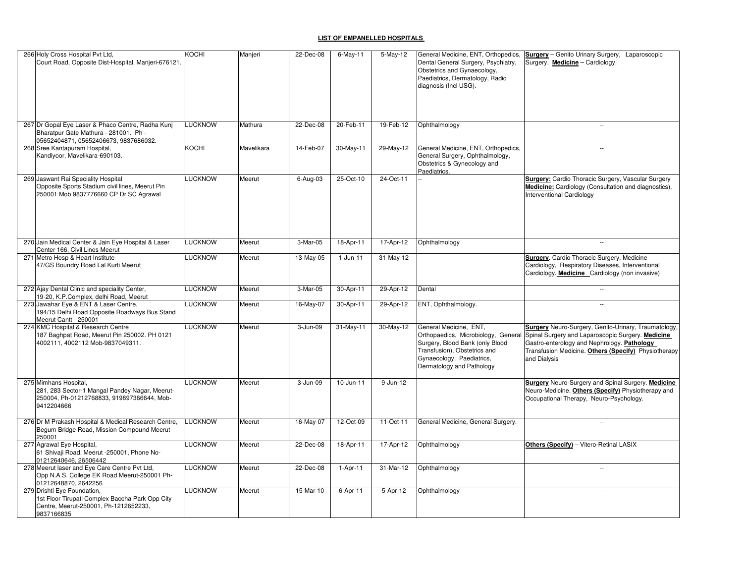## LIST OF EMPANELLED HOSPITALS

| | | | | | | | | |
|---|---|---|---|---|---|---|---|---|
| 266 | Holy Cross Hospital Pvt Ltd, Court Road, Opposite Dist-Hospital, Manjeri-676121. | KOCHI | Manjeri | 22-Dec-08 | 6-May-11 | 5-May-12 | General Medicine, ENT, Orthopedics, Dental General Surgery, Psychiatry, Obstetrics and Gynaecology, Paediatrics, Dermatology, Radio diagnosis (Incl USG). | **Surgery** – Genito Urinary Surgery, Laparoscopic Surgery. **Medicine** – Cardiology. |
| 267 | Dr Gopal Eye Laser & Phaco Centre, Radha Kunj Bharatpur Gate Mathura - 281001. Ph - 05652404871, 05652406673, 9837686032. | LUCKNOW | Mathura | 22-Dec-08 | 20-Feb-11 | 19-Feb-12 | Ophthalmology | -- |
| 268 | Sree Kantapuram Hospital, Kandiyoor, Mavelikara-690103. | KOCHI | Mavelikara | 14-Feb-07 | 30-May-11 | 29-May-12 | General Medicine, ENT, Orthopedics, General Surgery, Ophthalmology, Obstetrics & Gynecology and Paediatrics. | -- |
| 269 | Jaswant Rai Speciality Hospital Opposite Sports Stadium civil lines, Meerut Pin 250001 Mob 9837776660 CP Dr SC Agrawal | LUCKNOW | Meerut | 6-Aug-03 | 25-Oct-10 | 24-Oct-11 | -- | **Surgery:** Cardio Thoracic Surgery, Vascular Surgery **Medicine:** Cardiology (Consultation and diagnostics), Interventional Cardiology |
| 270 | Jain Medical Center & Jain Eye Hospital & Laser Center 166, Civil Lines Meerut | LUCKNOW | Meerut | 3-Mar-05 | 18-Apr-11 | 17-Apr-12 | Ophthalmology | -- |
| 271 | Metro Hosp & Heart Institute 47/GS Boundry Road Lal Kurti Meerut | LUCKNOW | Meerut | 13-May-05 | 1-Jun-11 | 31-May-12 | -- | **Surgery**. Cardio Thoracic Surgery. Medicine Cardiology, Respiratory Diseases, Interventional Cardiology. **Medicine** Cardiology (non invasive) |
| 272 | Ajay Dental Clinic and speciality Center, 19-20, K.P.Complex, delhi Road, Meerut | LUCKNOW | Meerut | 3-Mar-05 | 30-Apr-11 | 29-Apr-12 | Dental | -- |
| 273 | Jawahar Eye & ENT & Laser Centre, 194/15 Delhi Road Opposite Roadways Bus Stand Meerut Cantt - 250001 | LUCKNOW | Meerut | 16-May-07 | 30-Apr-11 | 29-Apr-12 | ENT, Ophthalmology. | -- |
| 274 | KMC Hospital & Research Centre 187 Baghpat Road, Meerut Pin 250002. PH 0121 4002111, 4002112 Mob-9837049311. | LUCKNOW | Meerut | 3-Jun-09 | 31-May-11 | 30-May-12 | General Medicine, ENT, Orthopaedics, Microbiology, General Surgery, Blood Bank (only Blood Transfusion), Obstetrics and Gynaecology, Paediatrics, Dermatology and Pathology | **Surgery** Neuro-Surgery, Genito-Urinary, Traumatology, Spinal Surgery and Laparoscopic Surgery. **Medicine** Gastro-enterology and Nephrology. **Pathology** Transfusion Medicine. **Others (Specify)** Physiotherapy and Dialysis |
| 275 | Mimhans Hospital, 281, 283 Sector-1 Mangal Pandey Nagar, Meerut-250004, Ph-01212768833, 919897366644, Mob-9412204666 | LUCKNOW | Meerut | 3-Jun-09 | 10-Jun-11 | 9-Jun-12 | | **Surgery** Neuro-Surgery and Spinal Surgery. **Medicine** Neuro-Medicine. **Others (Specify)** Physiotherapy and Occupational Therapy, Neuro-Psychology. |
| 276 | Dr M Prakash Hospital & Medical Research Centre, Begum Bridge Road, Mission Compound Meerut - 250001 | LUCKNOW | Meerut | 16-May-07 | 12-Oct-09 | 11-Oct-11 | General Medicine, General Surgery. | -- |
| 277 | Agrawal Eye Hospital, 61 Shivaji Road, Meerut -250001, Phone No-01212640646, 26506442 | LUCKNOW | Meerut | 22-Dec-08 | 18-Apr-11 | 17-Apr-12 | Ophthalmology | **Others (Specify)** – Vitero-Retinal LASIX |
| 278 | Meerut laser and Eye Care Centre Pvt Ltd, Opp N.A.S. College EK Road Meerut-250001 Ph-01212648870, 2642256 | LUCKNOW | Meerut | 22-Dec-08 | 1-Apr-11 | 31-Mar-12 | Ophthalmology | -- |
| 279 | Drishti Eye Foundation, 1st Floor Tirupati Complex Baccha Park Opp City Centre, Meerut-250001, Ph-1212652233, 9837166835 | LUCKNOW | Meerut | 15-Mar-10 | 6-Apr-11 | 5-Apr-12 | Ophthalmology | -- |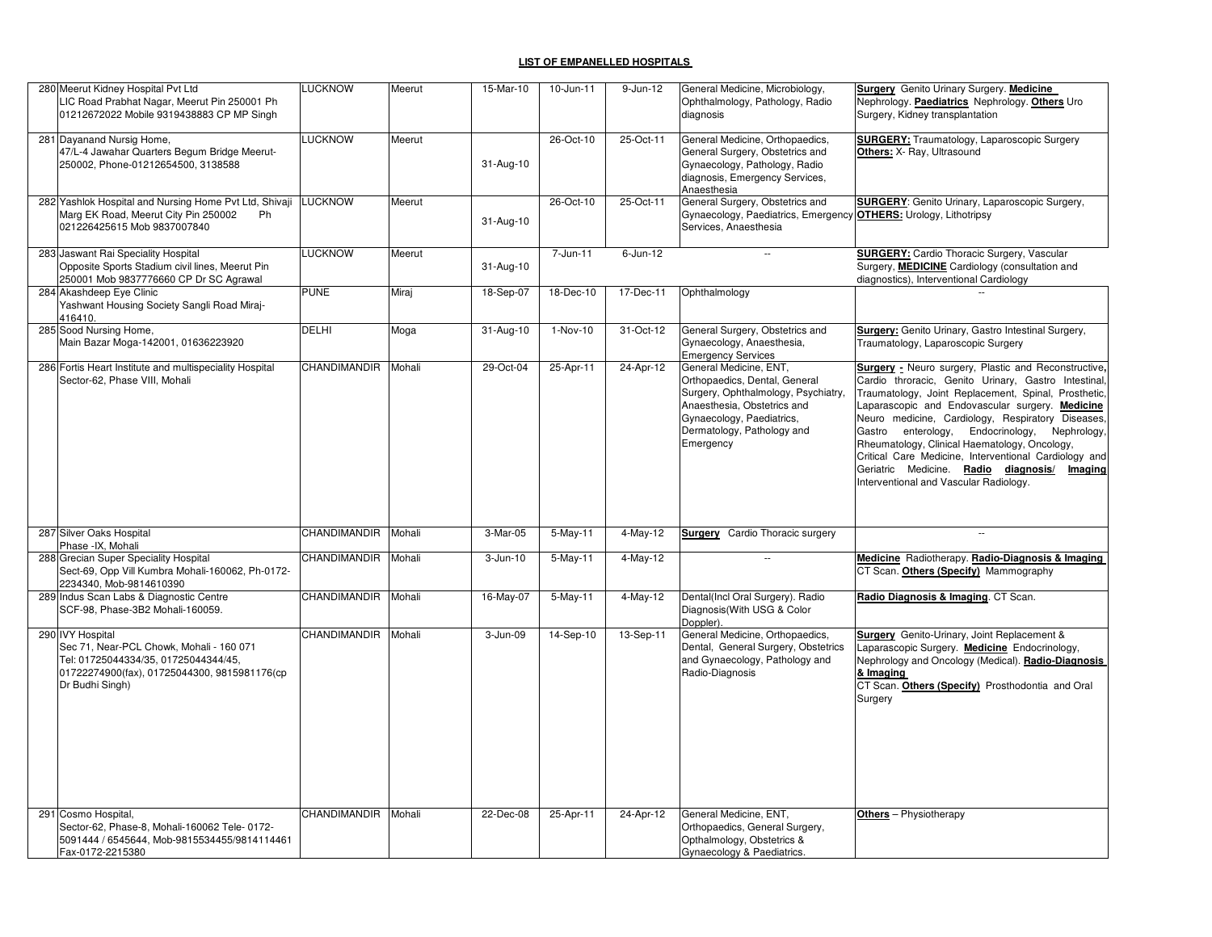**LIST OF EMPANELLED HOSPITALS**

| | | | | | | | | |
|---|---|---|---|---|---|---|---|---|
| 280 | Meerut Kidney Hospital Pvt Ltd LIC Road Prabhat Nagar, Meerut Pin 250001 Ph 01212672022 Mobile 9319438883 CP MP Singh | LUCKNOW | Meerut | 15-Mar-10 | 10-Jun-11 | 9-Jun-12 | General Medicine, Microbiology, Ophthalmology, Pathology, Radio diagnosis | **Surgery** Genito Urinary Surgery. **Medicine** Nephrology. **Paediatrics** Nephrology. **Others** Uro Surgery, Kidney transplantation |
| 281 | Dayanand Nursig Home, 47/L-4 Jawahar Quarters Begum Bridge Meerut-250002, Phone-01212654500, 3138588 | LUCKNOW | Meerut | 31-Aug-10 | 26-Oct-10 | 25-Oct-11 | General Medicine, Orthopaedics, General Surgery, Obstetrics and Gynaecology, Pathology, Radio diagnosis, Emergency Services, Anaesthesia | **SURGERY:** Traumatology, Laparoscopic Surgery **Others:** X- Ray, Ultrasound |
| 282 | Yashlok Hospital and Nursing Home Pvt Ltd, Shivaji Marg EK Road, Meerut City Pin 250002 Ph 021226425615 Mob 9837007840 | LUCKNOW | Meerut | 31-Aug-10 | 26-Oct-10 | 25-Oct-11 | General Surgery, Obstetrics and Gynaecology, Paediatrics, Emergency Services, Anaesthesia | **SURGERY**: Genito Urinary, Laparoscopic Surgery, **OTHERS:** Urology, Lithotripsy |
| 283 | Jaswant Rai Speciality Hospital Opposite Sports Stadium civil lines, Meerut Pin 250001 Mob 9837776660 CP Dr SC Agrawal | LUCKNOW | Meerut | 31-Aug-10 | 7-Jun-11 | 6-Jun-12 | -- | **SURGERY:** Cardio Thoracic Surgery, Vascular Surgery, **MEDICINE** Cardiology (consultation and diagnostics), Interventional Cardiology |
| 284 | Akashdeep Eye Clinic Yashwant Housing Society Sangli Road Miraj-416410. | PUNE | Miraj | 18-Sep-07 | 18-Dec-10 | 17-Dec-11 | Ophthalmology | -- |
| 285 | Sood Nursing Home, Main Bazar Moga-142001, 01636223920 | DELHI | Moga | 31-Aug-10 | 1-Nov-10 | 31-Oct-12 | General Surgery, Obstetrics and Gynaecology, Anaesthesia, Emergency Services | **Surgery:** Genito Urinary, Gastro Intestinal Surgery, Traumatology, Laparoscopic Surgery |
| 286 | Fortis Heart Institute and multispeciality Hospital Sector-62, Phase VIII, Mohali | CHANDIMANDIR | Mohali | 29-Oct-04 | 25-Apr-11 | 24-Apr-12 | General Medicine, ENT, Orthopaedics, Dental, General Surgery, Ophthalmology, Psychiatry, Anaesthesia, Obstetrics and Gynaecology, Paediatrics, Dermatology, Pathology and Emergency | **Surgery -** Neuro surgery, Plastic and Reconstructive**,** Cardio throracic, Genito Urinary, Gastro Intestinal, Traumatology, Joint Replacement, Spinal, Prosthetic, Laparascopic and Endovascular surgery. **Medicine** Neuro medicine, Cardiology, Respiratory Diseases, Gastro enterology, Endocrinology, Nephrology, Rheumatology, Clinical Haematology, Oncology, Critical Care Medicine, Interventional Cardiology and Geriatric Medicine. **Radio diagnosis**/ **Imaging** Interventional and Vascular Radiology. |
| 287 | Silver Oaks Hospital Phase -IX, Mohali | CHANDIMANDIR | Mohali | 3-Mar-05 | 5-May-11 | 4-May-12 | **Surgery** Cardio Thoracic surgery | -- |
| 288 | Grecian Super Speciality Hospital Sect-69, Opp Vill Kumbra Mohali-160062, Ph-0172-2234340, Mob-9814610390 | CHANDIMANDIR | Mohali | 3-Jun-10 | 5-May-11 | 4-May-12 | -- | **Medicine** Radiotherapy. **Radio-Diagnosis & Imaging** CT Scan. **Others (Specify)** Mammography |
| 289 | Indus Scan Labs & Diagnostic Centre SCF-98, Phase-3B2 Mohali-160059. | CHANDIMANDIR | Mohali | 16-May-07 | 5-May-11 | 4-May-12 | Dental(Incl Oral Surgery). Radio Diagnosis(With USG & Color Doppler). | **Radio Diagnosis & Imaging**. CT Scan. |
| 290 | IVY Hospital Sec 71, Near-PCL Chowk, Mohali - 160 071 Tel: 01725044334/35, 01725044344/45, 01722274900(fax), 01725044300, 9815981176(cp Dr Budhi Singh) | CHANDIMANDIR | Mohali | 3-Jun-09 | 14-Sep-10 | 13-Sep-11 | General Medicine, Orthopaedics, Dental, General Surgery, Obstetrics and Gynaecology, Pathology and Radio-Diagnosis | **Surgery** Genito-Urinary, Joint Replacement & Laparoscopic Surgery. **Medicine** Endocrinology, Nephrology and Oncology (Medical). **Radio-Diagnosis & Imaging** CT Scan. **Others (Specify)** Prosthodontia and Oral Surgery |
| 291 | Cosmo Hospital, Sector-62, Phase-8, Mohali-160062 Tele- 0172-5091444 / 6545644, Mob-9815534455/9814114461 Fax-0172-2215380 | CHANDIMANDIR | Mohali | 22-Dec-08 | 25-Apr-11 | 24-Apr-12 | General Medicine, ENT, Orthopaedics, General Surgery, Opthalmology, Obstetrics & Gynaecology & Paediatrics. | **Others** – Physiotherapy |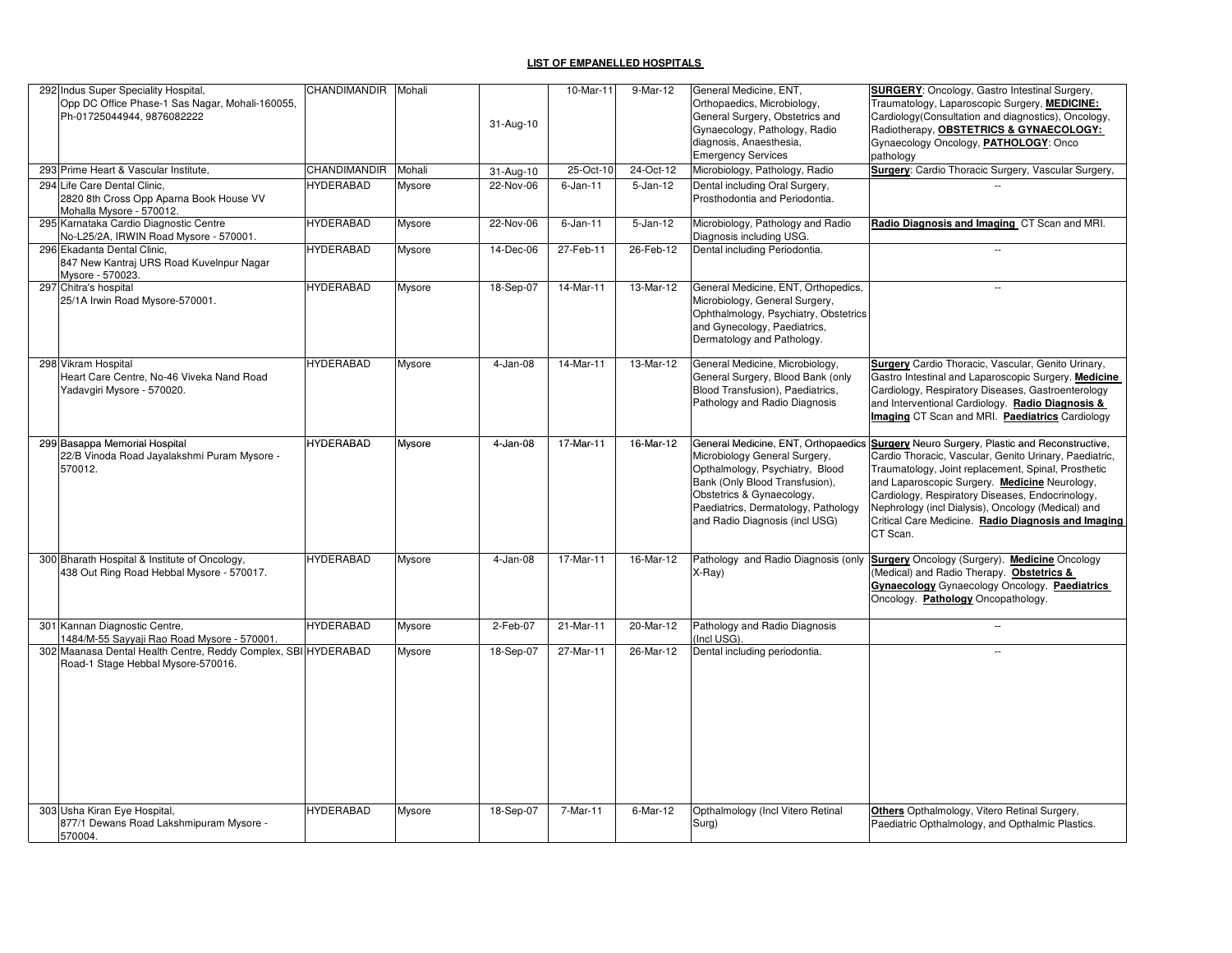**LIST OF EMPANELLED HOSPITALS**

| | | | | | | | | |
|---|---|---|---|---|---|---|---|---|
| 292 | Indus Super Speciality Hospital, Opp DC Office Phase-1 Sas Nagar, Mohali-160055, Ph-01725044944, 9876082222 | CHANDIMANDIR | Mohali | 31-Aug-10 | 10-Mar-11 | 9-Mar-12 | General Medicine, ENT, Orthopaedics, Microbiology, General Surgery, Obstetrics and Gynaecology, Pathology, Radio diagnosis, Anaesthesia, Emergency Services | **SURGERY**: Oncology, Gastro Intestinal Surgery, Traumatology, Laparoscopic Surgery, **MEDICINE:** Cardiology(Consultation and diagnostics), Oncology, Radiotherapy, **OBSTETRICS & GYNAECOLOGY:** Gynaecology Oncology, **PATHOLOGY**: Onco pathology |
| 293 | Prime Heart & Vascular Institute, | CHANDIMANDIR | Mohali | 31-Aug-10 | 25-Oct-10 | 24-Oct-12 | Microbiology, Pathology, Radio | **Surgery**: Cardio Thoracic Surgery, Vascular Surgery, |
| 294 | Life Care Dental Clinic, 2820 8th Cross Opp Aparna Book House VV Mohalla Mysore - 570012. | HYDERABAD | Mysore | 22-Nov-06 | 6-Jan-11 | 5-Jan-12 | Dental including Oral Surgery, Prosthodontia and Periodontia. | -- |
| 295 | Karnataka Cardio Diagnostic Centre No-L25/2A, IRWIN Road Mysore - 570001. | HYDERABAD | Mysore | 22-Nov-06 | 6-Jan-11 | 5-Jan-12 | Microbiology, Pathology and Radio Diagnosis including USG. | **Radio Diagnosis and Imaging** CT Scan and MRI. |
| 296 | Ekadanta Dental Clinic, 847 New Kantraj URS Road Kuvelnpur Nagar Mysore - 570023. | HYDERABAD | Mysore | 14-Dec-06 | 27-Feb-11 | 26-Feb-12 | Dental including Periodontia. | -- |
| 297 | Chitra's hospital 25/1A Irwin Road Mysore-570001. | HYDERABAD | Mysore | 18-Sep-07 | 14-Mar-11 | 13-Mar-12 | General Medicine, ENT, Orthopedics, Microbiology, General Surgery, Ophthalmology, Psychiatry, Obstetrics and Gynecology, Paediatrics, Dermatology and Pathology. | -- |
| 298 | Vikram Hospital Heart Care Centre, No-46 Viveka Nand Road Yadavgiri Mysore - 570020. | HYDERABAD | Mysore | 4-Jan-08 | 14-Mar-11 | 13-Mar-12 | General Medicine, Microbiology, General Surgery, Blood Bank (only Blood Transfusion), Paediatrics, Pathology and Radio Diagnosis | **Surgery** Cardio Thoracic, Vascular, Genito Urinary, Gastro Intestinal and Laparoscopic Surgery. **Medicine** Cardiology, Respiratory Diseases, Gastroenterology and Interventional Cardiology. **Radio Diagnosis & Imaging** CT Scan and MRI. **Paediatrics** Cardiology |
| 299 | Basappa Memorial Hospital 22/B Vinoda Road Jayalakshmi Puram Mysore - 570012. | HYDERABAD | Mysore | 4-Jan-08 | 17-Mar-11 | 16-Mar-12 | General Medicine, ENT, Orthopaedics Microbiology General Surgery, Opthalmology, Psychiatry, Blood Bank (Only Blood Transfusion), Obstetrics & Gynaecology, Paediatrics, Dermatology, Pathology and Radio Diagnosis (incl USG) | **Surgery** Neuro Surgery, Plastic and Reconstructive, Cardio Thoracic, Vascular, Genito Urinary, Paediatric, Traumatology, Joint replacement, Spinal, Prosthetic and Laparoscopic Surgery. **Medicine** Neurology, Cardiology, Respiratory Diseases, Endocrinology, Nephrology (incl Dialysis), Oncology (Medical) and Critical Care Medicine. **Radio Diagnosis and Imaging** CT Scan. |
| 300 | Bharath Hospital & Institute of Oncology, 438 Out Ring Road Hebbal Mysore - 570017. | HYDERABAD | Mysore | 4-Jan-08 | 17-Mar-11 | 16-Mar-12 | Pathology and Radio Diagnosis (only X-Ray) | **Surgery** Oncology (Surgery). **Medicine** Oncology (Medical) and Radio Therapy. **Obstetrics & Gynaecology** Gynaecology Oncology. **Paediatrics** Oncology. **Pathology** Oncopathology. |
| 301 | Kannan Diagnostic Centre, 1484/M-55 Sayyaji Rao Road Mysore - 570001. | HYDERABAD | Mysore | 2-Feb-07 | 21-Mar-11 | 20-Mar-12 | Pathology and Radio Diagnosis (Incl USG). | -- |
| 302 | Maanasa Dental Health Centre, Reddy Complex, SBI Road-1 Stage Hebbal Mysore-570016. | HYDERABAD | Mysore | 18-Sep-07 | 27-Mar-11 | 26-Mar-12 | Dental including periodontia. | -- |
| 303 | Usha Kiran Eye Hospital, 877/1 Dewans Road Lakshmipuram Mysore - 570004. | HYDERABAD | Mysore | 18-Sep-07 | 7-Mar-11 | 6-Mar-12 | Opthalmology (Incl Vitero Retinal Surg) | **Others** Opthalmology, Vitero Retinal Surgery, Paediatric Opthalmology, and Opthalmic Plastics. |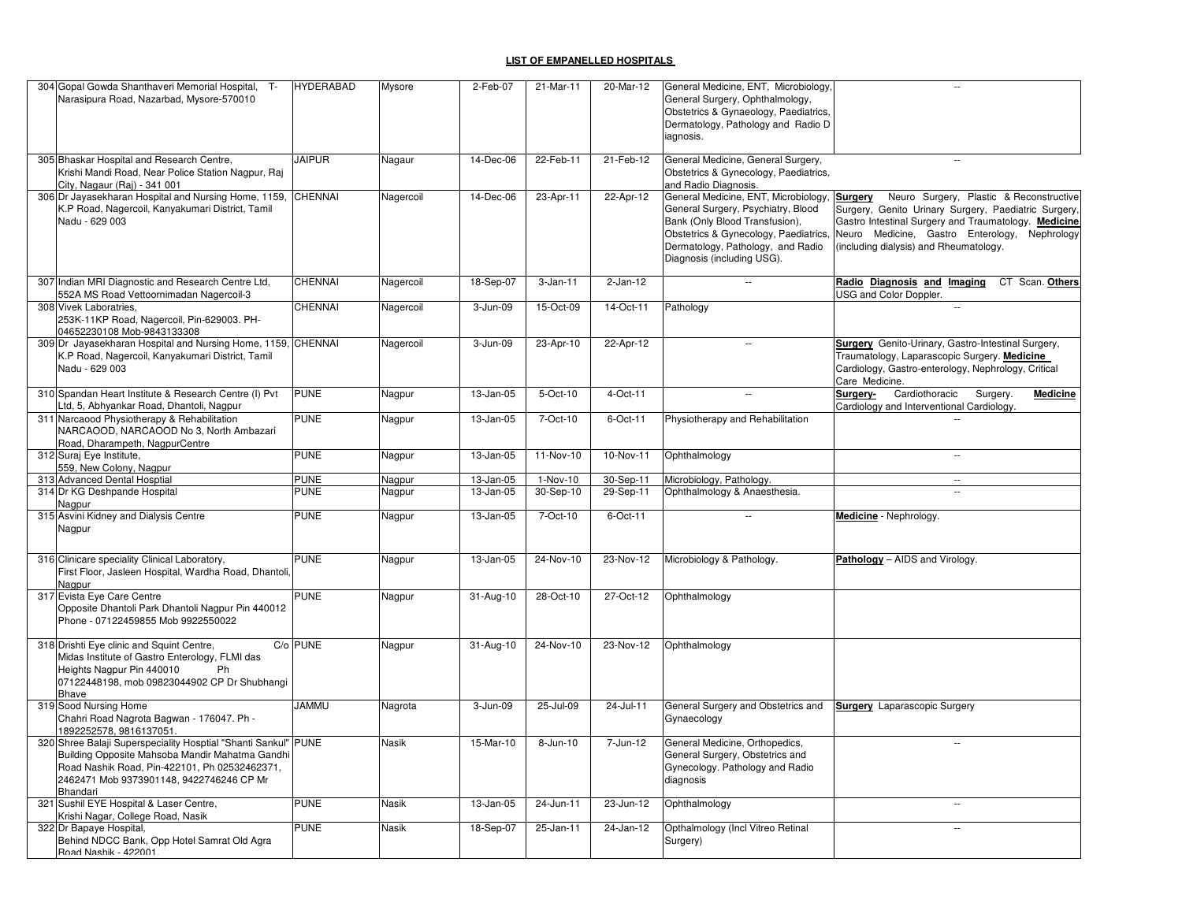## LIST OF EMPANELLED HOSPITALS

| | | | | | | | | |
|---|---|---|---|---|---|---|---|---|
| 304 | Gopal Gowda Shanthaveri Memorial Hospital, T-Narasipura Road, Nazarbad, Mysore-570010 | HYDERABAD | Mysore | 2-Feb-07 | 21-Mar-11 | 20-Mar-12 | General Medicine, ENT, Microbiology, General Surgery, Ophthalmology, Obstetrics & Gynaeology, Paediatrics, Dermatology, Pathology and Radio D iagnosis. | -- |
| 305 | Bhaskar Hospital and Research Centre, Krishi Mandi Road, Near Police Station Nagpur, Raj City, Nagaur (Raj) - 341 001 | JAIPUR | Nagaur | 14-Dec-06 | 22-Feb-11 | 21-Feb-12 | General Medicine, General Surgery, Obstetrics & Gynecology, Paediatrics, and Radio Diagnosis. | -- |
| 306 | Dr Jayasekharan Hospital and Nursing Home, 1159, K.P Road, Nagercoil, Kanyakumari District, Tamil Nadu - 629 003 | CHENNAI | Nagercoil | 14-Dec-06 | 23-Apr-11 | 22-Apr-12 | General Medicine, ENT, Microbiology, General Surgery, Psychiatry, Blood Bank (Only Blood Transfusion), Obstetrics & Gynecology, Paediatrics, Dermatology, Pathology, and Radio Diagnosis (including USG). | **Surgery** Neuro Surgery, Plastic & Reconstructive Surgery, Genito Urinary Surgery, Paediatric Surgery, Gastro Intestinal Surgery and Traumatology. **Medicine** Neuro Medicine, Gastro Enterology, Nephrology (including dialysis) and Rheumatology. |
| 307 | Indian MRI Diagnostic and Research Centre Ltd, 552A MS Road Vettoornimadan Nagercoil-3 | CHENNAI | Nagercoil | 18-Sep-07 | 3-Jan-11 | 2-Jan-12 | -- | **Radio Diagnosis and Imaging** CT Scan. **Others** USG and Color Doppler. |
| 308 | Vivek Laboratries, 253K-11KP Road, Nagercoil, Pin-629003. PH-04652230108 Mob-9843133308 | CHENNAI | Nagercoil | 3-Jun-09 | 15-Oct-09 | 14-Oct-11 | Pathology | -- |
| 309 | Dr Jayasekharan Hospital and Nursing Home, 1159, K.P Road, Nagercoil, Kanyakumari District, Tamil Nadu - 629 003 | CHENNAI | Nagercoil | 3-Jun-09 | 23-Apr-10 | 22-Apr-12 | -- | **Surgery** Genito-Urinary, Gastro-Intestinal Surgery, Traumatology, Laparascopic Surgery. **Medicine** Cardiology, Gastro-enterology, Nephrology, Critical Care Medicine. |
| 310 | Spandan Heart Institute & Research Centre (I) Pvt Ltd, 5, Abhyankar Road, Dhantoli, Nagpur | PUNE | Nagpur | 13-Jan-05 | 5-Oct-10 | 4-Oct-11 | -- | **Surgery-** Cardiothoracic Surgery. **Medicine** Cardiology and Interventional Cardiology. |
| 311 | Narcaood Physiotherapy & Rehabilitation NARCAOOD, NARCAOOD No 3, North Ambazari Road, Dharampeth, NagpurCentre | PUNE | Nagpur | 13-Jan-05 | 7-Oct-10 | 6-Oct-11 | Physiotherapy and Rehabilitation | -- |
| 312 | Suraj Eye Institute, 559, New Colony, Nagpur | PUNE | Nagpur | 13-Jan-05 | 11-Nov-10 | 10-Nov-11 | Ophthalmology | -- |
| 313 | Advanced Dental Hosptial | PUNE | Nagpur | 13-Jan-05 | 1-Nov-10 | 30-Sep-11 | Microbiology, Pathology. | -- |
| 314 | Dr KG Deshpande Hospital Nagpur | PUNE | Nagpur | 13-Jan-05 | 30-Sep-10 | 29-Sep-11 | Ophthalmology & Anaesthesia. | -- |
| 315 | Asvini Kidney and Dialysis Centre Nagpur | PUNE | Nagpur | 13-Jan-05 | 7-Oct-10 | 6-Oct-11 | -- | **Medicine** - Nephrology. |
| 316 | Clinicare speciality Clinical Laboratory, First Floor, Jasleen Hospital, Wardha Road, Dhantoli, Nagpur | PUNE | Nagpur | 13-Jan-05 | 24-Nov-10 | 23-Nov-12 | Microbiology & Pathology. | **Pathology** – AIDS and Virology. |
| 317 | Evista Eye Care Centre Opposite Dhantoli Park Dhantoli Nagpur Pin 440012 Phone - 07122459855 Mob 9922550022 | PUNE | Nagpur | 31-Aug-10 | 28-Oct-10 | 27-Oct-12 | Ophthalmology | |
| 318 | Drishti Eye clinic and Squint Centre, C/o Midas Institute of Gastro Enterology, FLMI das Heights Nagpur Pin 440010 Ph 07122448198, mob 09823044902 CP Dr Shubhangi Bhave | PUNE | Nagpur | 31-Aug-10 | 24-Nov-10 | 23-Nov-12 | Ophthalmology | |
| 319 | Sood Nursing Home Chahri Road Nagrota Bagwan - 176047. Ph - 1892252578, 9816137051. | JAMMU | Nagrota | 3-Jun-09 | 25-Jul-09 | 24-Jul-11 | General Surgery and Obstetrics and Gynaecology | **Surgery** Laparascopic Surgery |
| 320 | Shree Balaji Superspeciality Hosptial "Shanti Sankul" Building Opposite Mahsoba Mandir Mahatma Gandhi Road Nashik Road, Pin-422101, Ph 02532462371, 2462471 Mob 9373901148, 9422746246 CP Mr Bhandari | PUNE | Nasik | 15-Mar-10 | 8-Jun-10 | 7-Jun-12 | General Medicine, Orthopedics, General Surgery, Obstetrics and Gynecology. Pathology and Radio diagnosis | -- |
| 321 | Sushil EYE Hospital & Laser Centre, Krishi Nagar, College Road, Nasik | PUNE | Nasik | 13-Jan-05 | 24-Jun-11 | 23-Jun-12 | Ophthalmology | -- |
| 322 | Dr Bapaye Hospital, Behind NDCC Bank, Opp Hotel Samrat Old Agra Road Nashik - 422001 | PUNE | Nasik | 18-Sep-07 | 25-Jan-11 | 24-Jan-12 | Opthalmology (Incl Vitreo Retinal Surgery) | -- |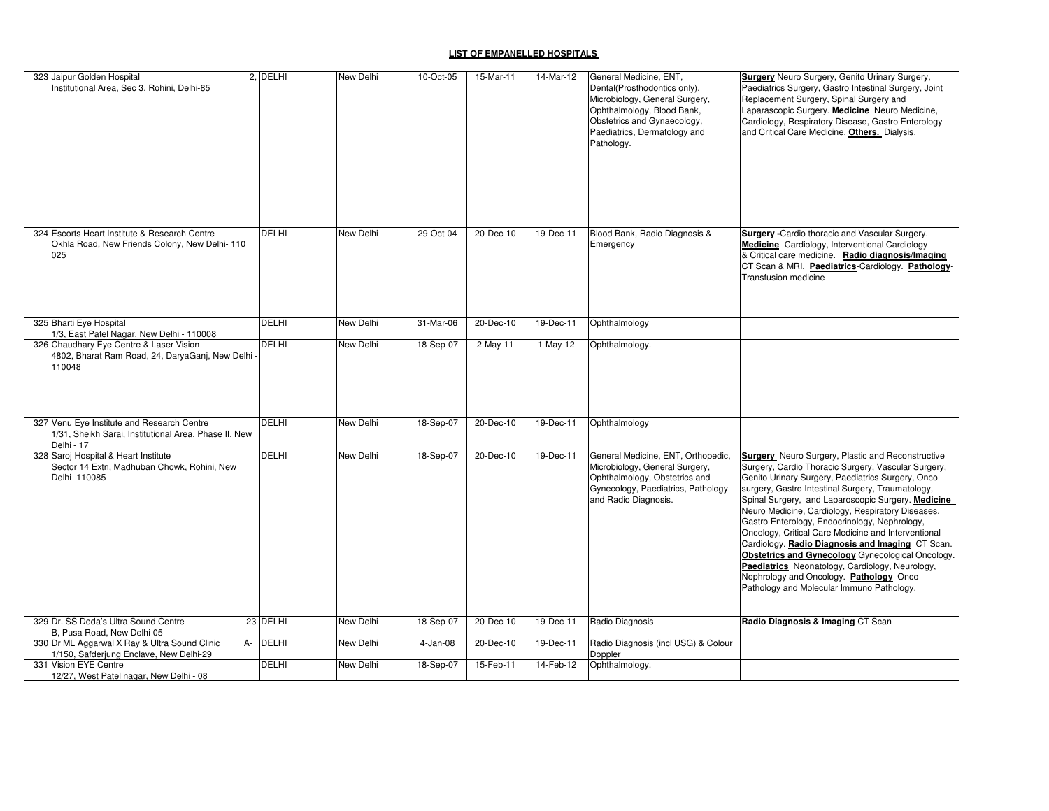## LIST OF EMPANELLED HOSPITALS

| | | | | | | | | |
|---|---|---|---|---|---|---|---|---|
| 323 | Jaipur Golden Hospital 2, Institutional Area, Sec 3, Rohini, Delhi-85 | DELHI | New Delhi | 10-Oct-05 | 15-Mar-11 | 14-Mar-12 | General Medicine, ENT, Dental(Prosthodontics only), Microbiology, General Surgery, Ophthalmology, Blood Bank, Obstetrics and Gynaecology, Paediatrics, Dermatology and Pathology. | **Surgery** Neuro Surgery, Genito Urinary Surgery, Paediatrics Surgery, Gastro Intestinal Surgery, Joint Replacement Surgery, Spinal Surgery and Laparascopic Surgery. **Medicine** Neuro Medicine, Cardiology, Respiratory Disease, Gastro Enterology and Critical Care Medicine. **Others.** Dialysis. |
| 324 | Escorts Heart Institute & Research Centre Okhla Road, New Friends Colony, New Delhi- 110 025 | DELHI | New Delhi | 29-Oct-04 | 20-Dec-10 | 19-Dec-11 | Blood Bank, Radio Diagnosis & Emergency | **Surgery -**Cardio thoracic and Vascular Surgery. **Medicine**- Cardiology, Interventional Cardiology & Critical care medicine. **Radio diagnosis/Imaging** CT Scan & MRI. **Paediatrics**-Cardiology. **Pathology**-Transfusion medicine |
| 325 | Bharti Eye Hospital 1/3, East Patel Nagar, New Delhi - 110008 | DELHI | New Delhi | 31-Mar-06 | 20-Dec-10 | 19-Dec-11 | Ophthalmology | |
| 326 | Chaudhary Eye Centre & Laser Vision 4802, Bharat Ram Road, 24, DaryaGanj, New Delhi - 110048 | DELHI | New Delhi | 18-Sep-07 | 2-May-11 | 1-May-12 | Ophthalmology. | |
| 327 | Venu Eye Institute and Research Centre 1/31, Sheikh Sarai, Institutional Area, Phase II, New Delhi - 17 | DELHI | New Delhi | 18-Sep-07 | 20-Dec-10 | 19-Dec-11 | Ophthalmology | |
| 328 | Saroj Hospital & Heart Institute Sector 14 Extn, Madhuban Chowk, Rohini, New Delhi -110085 | DELHI | New Delhi | 18-Sep-07 | 20-Dec-10 | 19-Dec-11 | General Medicine, ENT, Orthopedic, Microbiology, General Surgery, Ophthalmology, Obstetrics and Gynecology, Paediatrics, Pathology and Radio Diagnosis. | **Surgery** Neuro Surgery, Plastic and Reconstructive Surgery, Cardio Thoracic Surgery, Vascular Surgery, Genito Urinary Surgery, Paediatrics Surgery, Onco surgery, Gastro Intestinal Surgery, Traumatology, Spinal Surgery, and Laparoscopic Surgery. **Medicine** Neuro Medicine, Cardiology, Respiratory Diseases, Gastro Enterology, Endocrinology, Nephrology, Oncology, Critical Care Medicine and Interventional Cardiology. **Radio Diagnosis and Imaging** CT Scan. **Obstetrics and Gynecology** Gynecological Oncology. **Paediatrics** Neonatology, Cardiology, Neurology, Nephrology and Oncology. **Pathology** Onco Pathology and Molecular Immuno Pathology. |
| 329 | Dr. SS Doda's Ultra Sound Centre 23 B, Pusa Road, New Delhi-05 | DELHI | New Delhi | 18-Sep-07 | 20-Dec-10 | 19-Dec-11 | Radio Diagnosis | **Radio Diagnosis & Imaging** CT Scan |
| 330 | Dr ML Aggarwal X Ray & Ultra Sound Clinic A-1/150, Safderjung Enclave, New Delhi-29 | DELHI | New Delhi | 4-Jan-08 | 20-Dec-10 | 19-Dec-11 | Radio Diagnosis (incl USG) & Colour Doppler | |
| 331 | Vision EYE Centre 12/27, West Patel nagar, New Delhi - 08 | DELHI | New Delhi | 18-Sep-07 | 15-Feb-11 | 14-Feb-12 | Ophthalmology. | |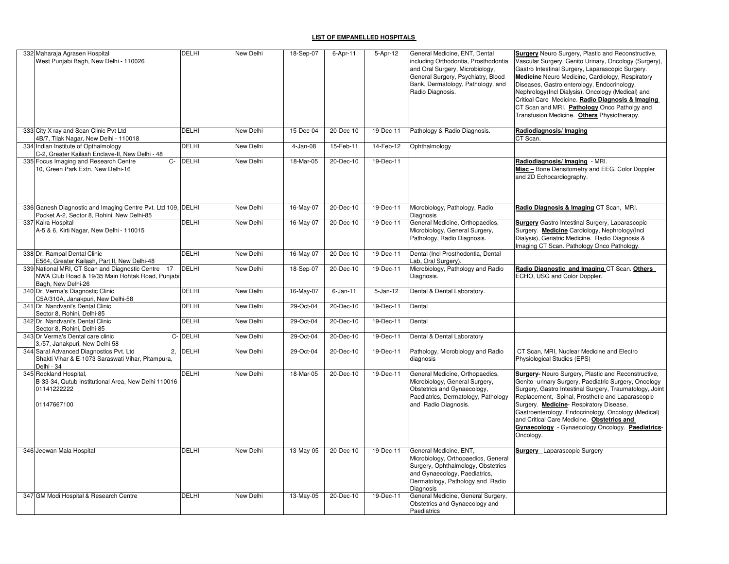## LIST OF EMPANELLED HOSPITALS

| | | | | | | | | |
|---|---|---|---|---|---|---|---|---|
| 332 | Maharaja Agrasen Hospital West Punjabi Bagh, New Delhi - 110026 | DELHI | New Delhi | 18-Sep-07 | 6-Apr-11 | 5-Apr-12 | General Medicine, ENT, Dental including Orthodontia, Prosthodontia and Oral Surgery, Microbiology, General Surgery, Psychiatry, Blood Bank, Dermatology, Pathology, and Radio Diagnosis. | **Surgery** Neuro Surgery, Plastic and Reconstructive, Vascular Surgery, Genito Urinary, Oncology (Surgery), Gastro Intestinal Surgery, Laparascopic Surgery. **Medicine** Neuro Medicine, Cardiology, Respiratory Diseases, Gastro enterology, Endocrinology, Nephrology(Incl Dialysis), Oncology (Medical) and Critical Care Medicine. **Radio Diagnosis & Imaging** CT Scan and MRI. **Pathology** Onco Patholgy and Transfusion Medicine. **Others** Physiotherapy. |
| 333 | City X ray and Scan Clinic Pvt Ltd 4B/7, Tilak Nagar, New Delhi - 110018 | DELHI | New Delhi | 15-Dec-04 | 20-Dec-10 | 19-Dec-11 | Pathology & Radio Diagnosis. | **Radiodiagnosis/ Imaging** CT Scan. |
| 334 | Indian Institute of Opthalmology C-2, Greater Kailash Enclave-II, New Delhi - 48 | DELHI | New Delhi | 4-Jan-08 | 15-Feb-11 | 14-Feb-12 | Ophthalmology | |
| 335 | Focus Imaging and Research Centre C-10, Green Park Extn, New Delhi-16 | DELHI | New Delhi | 18-Mar-05 | 20-Dec-10 | 19-Dec-11 | | **Radiodiagnosis/ Imaging** - MRI. **Misc –** Bone Densitometry and EEG, Color Doppler and 2D Echocardiography. |
| 336 | Ganesh Diagnostic and Imaging Centre Pvt. Ltd 109, Pocket A-2, Sector 8, Rohini, New Delhi-85 | DELHI | New Delhi | 16-May-07 | 20-Dec-10 | 19-Dec-11 | Microbiology, Pathology, Radio Diagnosis | **Radio Diagnosis & Imaging** CT Scan, MRI. |
| 337 | Kalra Hospital A-5 & 6, Kirti Nagar, New Delhi - 110015 | DELHI | New Delhi | 16-May-07 | 20-Dec-10 | 19-Dec-11 | General Medicine, Orthopaedics, Microbiology, General Surgery, Pathology, Radio Diagnosis. | **Surgery** Gastro Intestinal Surgery, Laparascopic Surgery. **Medicine** Cardiology, Nephrology(Incl Dialysis), Geriatric Medicine. Radio Diagnosis & Imaging CT Scan. Pathology Onco Pathology. |
| 338 | Dr. Rampal Dental Clinic E564, Greater Kailash, Part II, New Delhi-48 | DELHI | New Delhi | 16-May-07 | 20-Dec-10 | 19-Dec-11 | Dental (Incl Prosthodontia, Dental Lab, Oral Surgery). | |
| 339 | National MRI, CT Scan and Diagnostic Centre 17 NWA Club Road & 19/35 Main Rohtak Road, Punjabi Bagh, New Delhi-26 | DELHI | New Delhi | 18-Sep-07 | 20-Dec-10 | 19-Dec-11 | Microbiology, Pathology and Radio Diagnosis. | **Radio Diagnostic and Imaging** CT Scan. **Others** ECHO, USG and Color Doppler. |
| 340 | Dr. Verma's Diagnostic Clinic C5A/310A, Janakpuri, New Delhi-58 | DELHI | New Delhi | 16-May-07 | 6-Jan-11 | 5-Jan-12 | Dental & Dental Laboratory. | |
| 341 | Dr. Nandvani's Dental Clinic Sector 8, Rohini, Delhi-85 | DELHI | New Delhi | 29-Oct-04 | 20-Dec-10 | 19-Dec-11 | Dental | |
| 342 | Dr. Nandvani's Dental Clinic Sector 8, Rohini, Delhi-85 | DELHI | New Delhi | 29-Oct-04 | 20-Dec-10 | 19-Dec-11 | Dental | |
| 343 | Dr Verma's Dental care clinic C-3,/57, Janakpuri, New Delhi-58 | DELHI | New Delhi | 29-Oct-04 | 20-Dec-10 | 19-Dec-11 | Dental & Dental Laboratory | |
| 344 | Saral Advanced Diagnostics Pvt. Ltd 2, Shakti Vihar & E-1073 Saraswati Vihar, Pitampura, Delhi - 34 | DELHI | New Delhi | 29-Oct-04 | 20-Dec-10 | 19-Dec-11 | Pathology, Microbiology and Radio diagnosis | CT Scan, MRI, Nuclear Medicine and Electro Physiological Studies (EPS) |
| 345 | Rockland Hospital, B-33-34, Qutub Institutional Area, New Delhi 110016 01141222222 01147667100 | DELHI | New Delhi | 18-Mar-05 | 20-Dec-10 | 19-Dec-11 | General Medicine, Orthopaedics, Microbiology, General Surgery, Obstetrics and Gynaecology, Paediatrics, Dermatology, Pathology and Radio Diagnosis. | **Surgery-** Neuro Surgery, Plastic and Reconstructive, Genito -urinary Surgery, Paediatric Surgery, Oncology Surgery, Gastro Intestinal Surgery, Traumatology, Joint Replacement, Spinal, Prosthetic and Laparascopic Surgery. **Medicine**- Respiratory Disease, Gastroenterology, Endocrinology, Oncology (Medical) and Critical Care Medicine. **Obstetrics and Gynaecology** - Gynaecology Oncology. **Paediatrics**-Oncology. |
| 346 | Jeewan Mala Hospital | DELHI | New Delhi | 13-May-05 | 20-Dec-10 | 19-Dec-11 | General Medicine, ENT, Microbiology, Orthopaedics, General Surgery, Ophthalmology, Obstetrics and Gynaecology, Paediatrics, Dermatology, Pathology and Radio Diagnosis | **Surgery** Laparascopic Surgery |
| 347 | GM Modi Hospital & Research Centre | DELHI | New Delhi | 13-May-05 | 20-Dec-10 | 19-Dec-11 | General Medicine, General Surgery, Obstetrics and Gynaecology and Paediatrics | |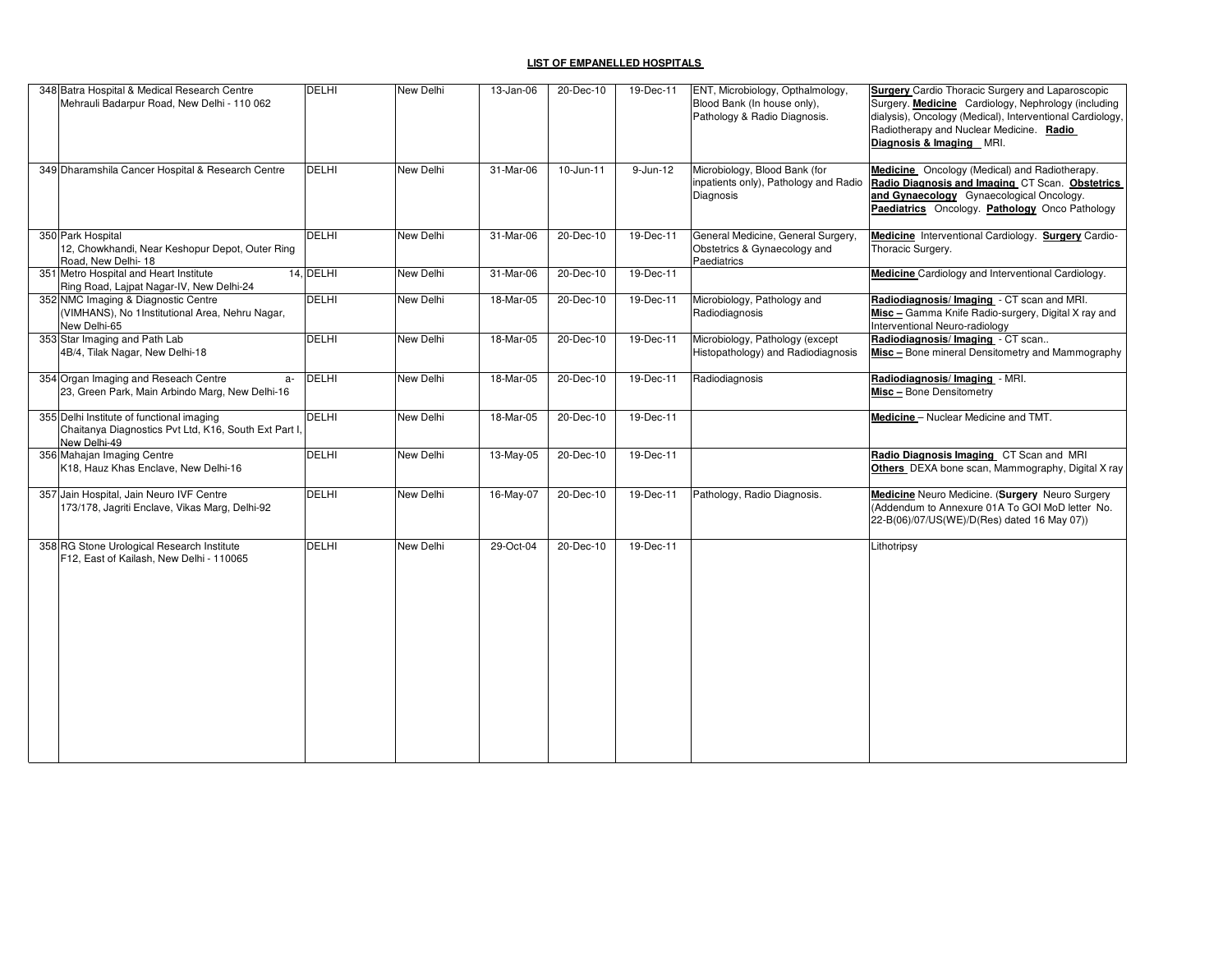## LIST OF EMPANELLED HOSPITALS

| | | | | | | | | |
|---|---|---|---|---|---|---|---|---|
| 348 | Batra Hospital & Medical Research Centre Mehrauli Badarpur Road, New Delhi - 110 062 | DELHI | New Delhi | 13-Jan-06 | 20-Dec-10 | 19-Dec-11 | ENT, Microbiology, Opthalmology, Blood Bank (In house only), Pathology & Radio Diagnosis. | **Surgery** Cardio Thoracic Surgery and Laparoscopic Surgery. **Medicine** Cardiology, Nephrology (including dialysis), Oncology (Medical), Interventional Cardiology, Radiotherapy and Nuclear Medicine. **Radio Diagnosis & Imaging** MRI. |
| 349 | Dharamshila Cancer Hospital & Research Centre | DELHI | New Delhi | 31-Mar-06 | 10-Jun-11 | 9-Jun-12 | Microbiology, Blood Bank (for inpatients only), Pathology and Radio Diagnosis | **Medicine** Oncology (Medical) and Radiotherapy. **Radio Diagnosis and Imaging** CT Scan. **Obstetrics and Gynaecology** Gynaecological Oncology. **Paediatrics** Oncology. **Pathology** Onco Pathology |
| 350 | Park Hospital 12, Chowkhandi, Near Keshopur Depot, Outer Ring Road, New Delhi- 18 | DELHI | New Delhi | 31-Mar-06 | 20-Dec-10 | 19-Dec-11 | General Medicine, General Surgery, Obstetrics & Gynaecology and Paediatrics | **Medicine** Interventional Cardiology. **Surgery** Cardio-Thoracic Surgery. |
| 351 | Metro Hospital and Heart Institute 14, Ring Road, Lajpat Nagar-IV, New Delhi-24 | DELHI | New Delhi | 31-Mar-06 | 20-Dec-10 | 19-Dec-11 | | **Medicine** Cardiology and Interventional Cardiology. |
| 352 | NMC Imaging & Diagnostic Centre (VIMHANS), No 1Institutional Area, Nehru Nagar, New Delhi-65 | DELHI | New Delhi | 18-Mar-05 | 20-Dec-10 | 19-Dec-11 | Microbiology, Pathology and Radiodiagnosis | **Radiodiagnosis/ Imaging** - CT scan and MRI. **Misc –** Gamma Knife Radio-surgery, Digital X ray and Interventional Neuro-radiology |
| 353 | Star Imaging and Path Lab 4B/4, Tilak Nagar, New Delhi-18 | DELHI | New Delhi | 18-Mar-05 | 20-Dec-10 | 19-Dec-11 | Microbiology, Pathology (except Histopathology) and Radiodiagnosis | **Radiodiagnosis/ Imaging** - CT scan.. **Misc –** Bone mineral Densitometry and Mammography |
| 354 | Organ Imaging and Reseach Centre a-23, Green Park, Main Arbindo Marg, New Delhi-16 | DELHI | New Delhi | 18-Mar-05 | 20-Dec-10 | 19-Dec-11 | Radiodiagnosis | **Radiodiagnosis/ Imaging** - MRI. **Misc –** Bone Densitometry |
| 355 | Delhi Institute of functional imaging Chaitanya Diagnostics Pvt Ltd, K16, South Ext Part I, New Delhi-49 | DELHI | New Delhi | 18-Mar-05 | 20-Dec-10 | 19-Dec-11 | | **Medicine** – Nuclear Medicine and TMT. |
| 356 | Mahajan Imaging Centre K18, Hauz Khas Enclave, New Delhi-16 | DELHI | New Delhi | 13-May-05 | 20-Dec-10 | 19-Dec-11 | | **Radio Diagnosis Imaging** CT Scan and MRI **Others** DEXA bone scan, Mammography, Digital X ray |
| 357 | Jain Hospital, Jain Neuro IVF Centre 173/178, Jagriti Enclave, Vikas Marg, Delhi-92 | DELHI | New Delhi | 16-May-07 | 20-Dec-10 | 19-Dec-11 | Pathology, Radio Diagnosis. | **Medicine** Neuro Medicine. (**Surgery** Neuro Surgery (Addendum to Annexure 01A To GOI MoD letter No. 22-B(06)/07/US(WE)/D(Res) dated 16 May 07)) |
| 358 | RG Stone Urological Research Institute F12, East of Kailash, New Delhi - 110065 | DELHI | New Delhi | 29-Oct-04 | 20-Dec-10 | 19-Dec-11 | | Lithotripsy |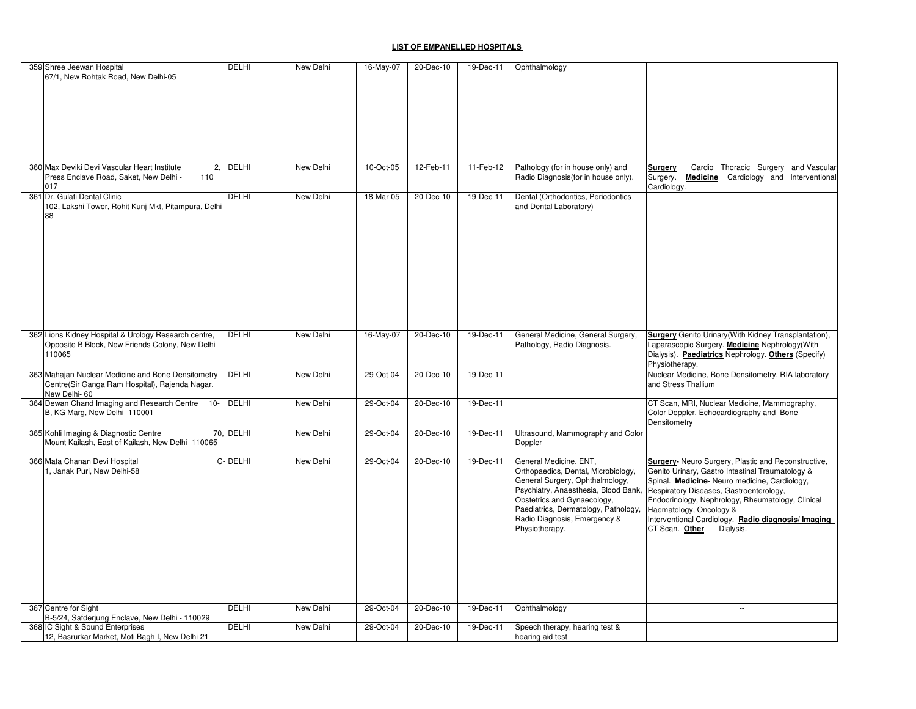**LIST OF EMPANELLED HOSPITALS**

| | | | | | | | | |
|---|---|---|---|---|---|---|---|---|
| 359 | Shree Jeewan Hospital 67/1, New Rohtak Road, New Delhi-05 | DELHI | New Delhi | 16-May-07 | 20-Dec-10 | 19-Dec-11 | Ophthalmology | |
| 360 | Max Deviki Devi Vascular Heart Institute 2, Press Enclave Road, Saket, New Delhi - 110 017 | DELHI | New Delhi | 10-Oct-05 | 12-Feb-11 | 11-Feb-12 | Pathology (for in house only) and Radio Diagnosis(for in house only). | **Surgery** Cardio Thoracic Surgery and Vascular Surgery. **Medicine** Cardiology and Interventional Cardiology. |
| 361 | Dr. Gulati Dental Clinic 102, Lakshi Tower, Rohit Kunj Mkt, Pitampura, Delhi-88 | DELHI | New Delhi | 18-Mar-05 | 20-Dec-10 | 19-Dec-11 | Dental (Orthodontics, Periodontics and Dental Laboratory) | |
| 362 | Lions Kidney Hospital & Urology Research centre, Opposite B Block, New Friends Colony, New Delhi -110065 | DELHI | New Delhi | 16-May-07 | 20-Dec-10 | 19-Dec-11 | General Medicine, General Surgery, Pathology, Radio Diagnosis. | **Surgery** Genito Urinary(With Kidney Transplantation), Laparascopic Surgery. **Medicine** Nephrology(With Dialysis). **Paediatrics** Nephrology. **Others** (Specify) Physiotherapy. |
| 363 | Mahajan Nuclear Medicine and Bone Densitometry Centre(Sir Ganga Ram Hospital), Rajenda Nagar, New Delhi- 60 | DELHI | New Delhi | 29-Oct-04 | 20-Dec-10 | 19-Dec-11 | | Nuclear Medicine, Bone Densitometry, RIA laboratory and Stress Thallium |
| 364 | Dewan Chand Imaging and Research Centre 10-B, KG Marg, New Delhi -110001 | DELHI | New Delhi | 29-Oct-04 | 20-Dec-10 | 19-Dec-11 | | CT Scan, MRI, Nuclear Medicine, Mammography, Color Doppler, Echocardiography and Bone Densitometry |
| 365 | Kohli Imaging & Diagnostic Centre 70, Mount Kailash, East of Kailash, New Delhi -110065 | DELHI | New Delhi | 29-Oct-04 | 20-Dec-10 | 19-Dec-11 | Ultrasound, Mammography and Color Doppler | |
| 366 | Mata Chanan Devi Hospital C-1, Janak Puri, New Delhi-58 | DELHI | New Delhi | 29-Oct-04 | 20-Dec-10 | 19-Dec-11 | General Medicine, ENT, Orthopaedics, Dental, Microbiology, General Surgery, Ophthalmology, Psychiatry, Anaesthesia, Blood Bank, Obstetrics and Gynaecology, Paediatrics, Dermatology, Pathology, Radio Diagnosis, Emergency & Physiotherapy. | **Surgery-** Neuro Surgery, Plastic and Reconstructive, Genito Urinary, Gastro Intestinal Traumatology & Spinal. **Medicine**- Neuro medicine, Cardiology, Respiratory Diseases, Gastroenterology, Endocrinology, Nephrology, Rheumatology, Clinical Haematology, Oncology & Interventional Cardiology. **Radio diagnosis/ Imaging** CT Scan. **Other**– Dialysis. |
| 367 | Centre for Sight B-5/24, Safderjung Enclave, New Delhi - 110029 | DELHI | New Delhi | 29-Oct-04 | 20-Dec-10 | 19-Dec-11 | Ophthalmology | -- |
| 368 | IC Sight & Sound Enterprises 12, Basrurkar Market, Moti Bagh I, New Delhi-21 | DELHI | New Delhi | 29-Oct-04 | 20-Dec-10 | 19-Dec-11 | Speech therapy, hearing test & hearing aid test | |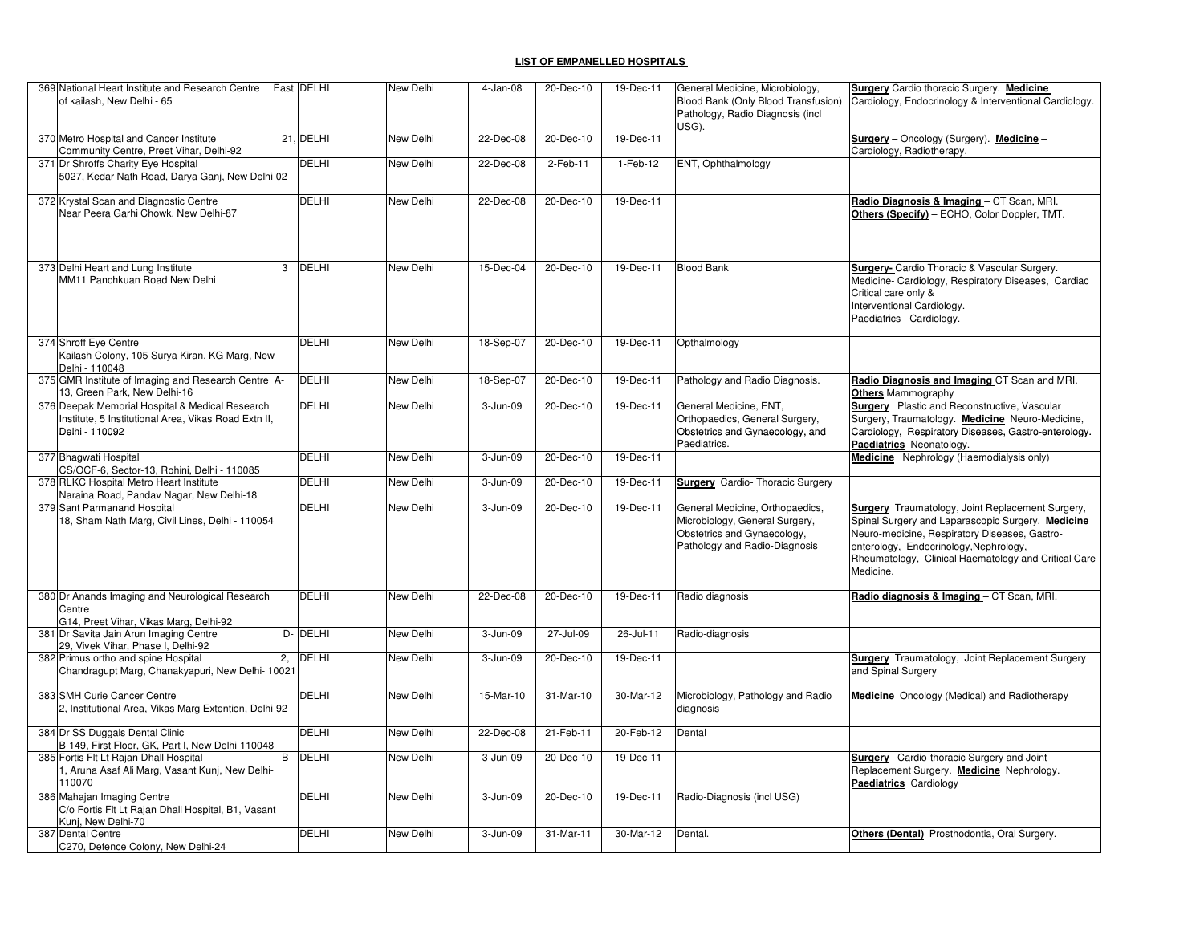## LIST OF EMPANELLED HOSPITALS

| | | | | | | | | |
|---|---|---|---|---|---|---|---|---|
| 369 | National Heart Institute and Research Centre East of kailash, New Delhi - 65 | DELHI | New Delhi | 4-Jan-08 | 20-Dec-10 | 19-Dec-11 | General Medicine, Microbiology, Blood Bank (Only Blood Transfusion) Pathology, Radio Diagnosis (incl USG). | **Surgery** Cardio thoracic Surgery. **Medicine** Cardiology, Endocrinology & Interventional Cardiology. |
| 370 | Metro Hospital and Cancer Institute 21, Community Centre, Preet Vihar, Delhi-92 | DELHI | New Delhi | 22-Dec-08 | 20-Dec-10 | 19-Dec-11 | | **Surgery** – Oncology (Surgery). **Medicine** – Cardiology, Radiotherapy. |
| 371 | Dr Shroffs Charity Eye Hospital 5027, Kedar Nath Road, Darya Ganj, New Delhi-02 | DELHI | New Delhi | 22-Dec-08 | 2-Feb-11 | 1-Feb-12 | ENT, Ophthalmology | |
| 372 | Krystal Scan and Diagnostic Centre Near Peera Garhi Chowk, New Delhi-87 | DELHI | New Delhi | 22-Dec-08 | 20-Dec-10 | 19-Dec-11 | | **Radio Diagnosis & Imaging** – CT Scan, MRI. **Others (Specify)** – ECHO, Color Doppler, TMT. |
| 373 | Delhi Heart and Lung Institute 3 MM11 Panchkuan Road New Delhi | DELHI | New Delhi | 15-Dec-04 | 20-Dec-10 | 19-Dec-11 | Blood Bank | **Surgery-** Cardio Thoracic & Vascular Surgery. Medicine- Cardiology, Respiratory Diseases, Cardiac Critical care only & Interventional Cardiology. Paediatrics - Cardiology. |
| 374 | Shroff Eye Centre Kailash Colony, 105 Surya Kiran, KG Marg, New Delhi - 110048 | DELHI | New Delhi | 18-Sep-07 | 20-Dec-10 | 19-Dec-11 | Opthalmology | |
| 375 | GMR Institute of Imaging and Research Centre A-13, Green Park, New Delhi-16 | DELHI | New Delhi | 18-Sep-07 | 20-Dec-10 | 19-Dec-11 | Pathology and Radio Diagnosis. | **Radio Diagnosis and Imaging** CT Scan and MRI. **Others** Mammography |
| 376 | Deepak Memorial Hospital & Medical Research Institute, 5 Institutional Area, Vikas Road Extn II, Delhi - 110092 | DELHI | New Delhi | 3-Jun-09 | 20-Dec-10 | 19-Dec-11 | General Medicine, ENT, Orthopaedics, General Surgery, Obstetrics and Gynaecology, and Paediatrics. | **Surgery** Plastic and Reconstructive, Vascular Surgery, Traumatology. **Medicine** Neuro-Medicine, Cardiology, Respiratory Diseases, Gastro-enterology. **Paediatrics** Neonatology. |
| 377 | Bhagwati Hospital CS/OCF-6, Sector-13, Rohini, Delhi - 110085 | DELHI | New Delhi | 3-Jun-09 | 20-Dec-10 | 19-Dec-11 | | **Medicine** Nephrology (Haemodialysis only) |
| 378 | RLKC Hospital Metro Heart Institute Naraina Road, Pandav Nagar, New Delhi-18 | DELHI | New Delhi | 3-Jun-09 | 20-Dec-10 | 19-Dec-11 | **Surgery** Cardio- Thoracic Surgery | |
| 379 | Sant Parmanand Hospital 18, Sham Nath Marg, Civil Lines, Delhi - 110054 | DELHI | New Delhi | 3-Jun-09 | 20-Dec-10 | 19-Dec-11 | General Medicine, Orthopaedics, Microbiology, General Surgery, Obstetrics and Gynaecology, Pathology and Radio-Diagnosis | **Surgery** Traumatology, Joint Replacement Surgery, Spinal Surgery and Laparascopic Surgery. **Medicine** Neuro-medicine, Respiratory Diseases, Gastro-enterology, Endocrinology,Nephrology, Rheumatology, Clinical Haematology and Critical Care Medicine. |
| 380 | Dr Anands Imaging and Neurological Research Centre G14, Preet Vihar, Vikas Marg, Delhi-92 | DELHI | New Delhi | 22-Dec-08 | 20-Dec-10 | 19-Dec-11 | Radio diagnosis | **Radio diagnosis & Imaging** – CT Scan, MRI. |
| 381 | Dr Savita Jain Arun Imaging Centre D-29, Vivek Vihar, Phase I, Delhi-92 | DELHI | New Delhi | 3-Jun-09 | 27-Jul-09 | 26-Jul-11 | Radio-diagnosis | |
| 382 | Primus ortho and spine Hospital 2, Chandragupt Marg, Chanakyapuri, New Delhi- 10021 | DELHI | New Delhi | 3-Jun-09 | 20-Dec-10 | 19-Dec-11 | | **Surgery** Traumatology, Joint Replacement Surgery and Spinal Surgery |
| 383 | SMH Curie Cancer Centre 2, Institutional Area, Vikas Marg Extention, Delhi-92 | DELHI | New Delhi | 15-Mar-10 | 31-Mar-10 | 30-Mar-12 | Microbiology, Pathology and Radio diagnosis | **Medicine** Oncology (Medical) and Radiotherapy |
| 384 | Dr SS Duggals Dental Clinic B-149, First Floor, GK, Part I, New Delhi-110048 | DELHI | New Delhi | 22-Dec-08 | 21-Feb-11 | 20-Feb-12 | Dental | |
| 385 | Fortis Flt Lt Rajan Dhall Hospital B-1, Aruna Asaf Ali Marg, Vasant Kunj, New Delhi-110070 | DELHI | New Delhi | 3-Jun-09 | 20-Dec-10 | 19-Dec-11 | | **Surgery** Cardio-thoracic Surgery and Joint Replacement Surgery. **Medicine** Nephrology. **Paediatrics** Cardiology |
| 386 | Mahajan Imaging Centre C/o Fortis Flt Lt Rajan Dhall Hospital, B1, Vasant Kunj, New Delhi-70 | DELHI | New Delhi | 3-Jun-09 | 20-Dec-10 | 19-Dec-11 | Radio-Diagnosis (incl USG) | |
| 387 | Dental Centre C270, Defence Colony, New Delhi-24 | DELHI | New Delhi | 3-Jun-09 | 31-Mar-11 | 30-Mar-12 | Dental. | **Others (Dental)** Prosthodontia, Oral Surgery. |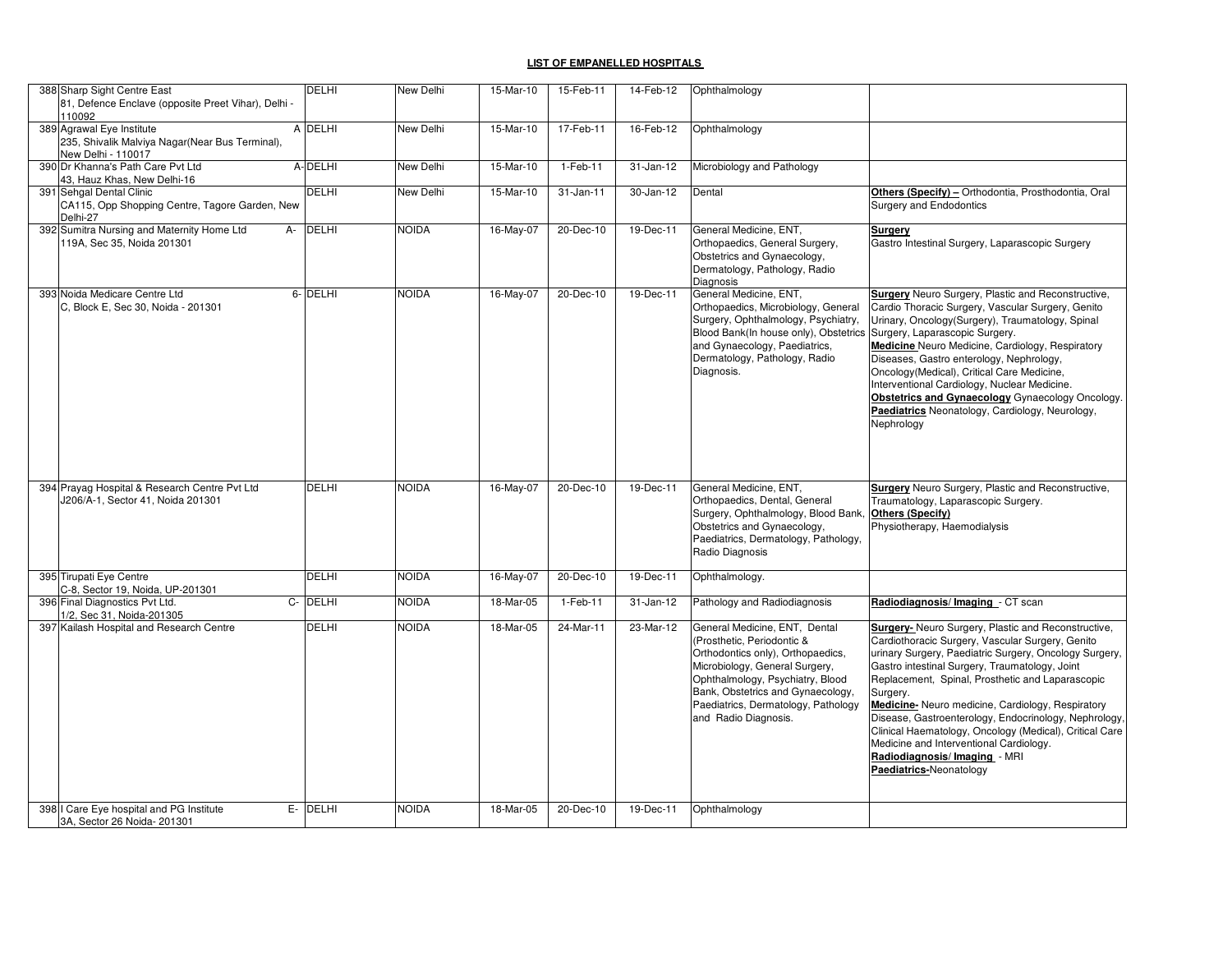## LIST OF EMPANELLED HOSPITALS

| | | | | | | | | |
|---|---|---|---|---|---|---|---|---|
| 388 | Sharp Sight Centre East<br>81, Defence Enclave (opposite Preet Vihar), Delhi - 110092 | DELHI | New Delhi | 15-Mar-10 | 15-Feb-11 | 14-Feb-12 | Ophthalmology | |
| 389 | Agrawal Eye Institute A<br>235, Shivalik Malviya Nagar(Near Bus Terminal), New Delhi - 110017 | DELHI | New Delhi | 15-Mar-10 | 17-Feb-11 | 16-Feb-12 | Ophthalmology | |
| 390 | Dr Khanna's Path Care Pvt Ltd A-<br>43, Hauz Khas, New Delhi-16 | DELHI | New Delhi | 15-Mar-10 | 1-Feb-11 | 31-Jan-12 | Microbiology and Pathology | |
| 391 | Sehgal Dental Clinic<br>CA115, Opp Shopping Centre, Tagore Garden, New Delhi-27 | DELHI | New Delhi | 15-Mar-10 | 31-Jan-11 | 30-Jan-12 | Dental | **Others (Specify) –** Orthodontia, Prosthodontia, Oral Surgery and Endodontics |
| 392 | Sumitra Nursing and Maternity Home Ltd A-<br>119A, Sec 35, Noida 201301 | DELHI | NOIDA | 16-May-07 | 20-Dec-10 | 19-Dec-11 | General Medicine, ENT, Orthopaedics, General Surgery, Obstetrics and Gynaecology, Dermatology, Pathology, Radio Diagnosis | **Surgery**<br>Gastro Intestinal Surgery, Laparascopic Surgery |
| 393 | Noida Medicare Centre Ltd 6-<br>C, Block E, Sec 30, Noida - 201301 | DELHI | NOIDA | 16-May-07 | 20-Dec-10 | 19-Dec-11 | General Medicine, ENT, Orthopaedics, Microbiology, General Surgery, Ophthalmology, Psychiatry, Blood Bank(In house only), Obstetrics and Gynaecology, Paediatrics, Dermatology, Pathology, Radio Diagnosis. | **Surgery** Neuro Surgery, Plastic and Reconstructive, Cardio Thoracic Surgery, Vascular Surgery, Genito Urinary, Oncology(Surgery), Traumatology, Spinal Surgery, Laparascopic Surgery.<br>**Medicine** Neuro Medicine, Cardiology, Respiratory Diseases, Gastro enterology, Nephrology, Oncology(Medical), Critical Care Medicine, Interventional Cardiology, Nuclear Medicine.<br>**Obstetrics and Gynaecology** Gynaecology Oncology.<br>**Paediatrics** Neonatology, Cardiology, Neurology, Nephrology |
| 394 | Prayag Hospital & Research Centre Pvt Ltd<br>J206/A-1, Sector 41, Noida 201301 | DELHI | NOIDA | 16-May-07 | 20-Dec-10 | 19-Dec-11 | General Medicine, ENT, Orthopaedics, Dental, General Surgery, Ophthalmology, Blood Bank, Obstetrics and Gynaecology, Paediatrics, Dermatology, Pathology, Radio Diagnosis | **Surgery** Neuro Surgery, Plastic and Reconstructive, Traumatology, Laparascopic Surgery.<br>**Others (Specify)**<br>Physiotherapy, Haemodialysis |
| 395 | Tirupati Eye Centre<br>C-8, Sector 19, Noida, UP-201301 | DELHI | NOIDA | 16-May-07 | 20-Dec-10 | 19-Dec-11 | Ophthalmology. | |
| 396 | Final Diagnostics Pvt Ltd. C-<br>1/2, Sec 31, Noida-201305 | DELHI | NOIDA | 18-Mar-05 | 1-Feb-11 | 31-Jan-12 | Pathology and Radiodiagnosis | **Radiodiagnosis/ Imaging** - CT scan |
| 397 | Kailash Hospital and Research Centre | DELHI | NOIDA | 18-Mar-05 | 24-Mar-11 | 23-Mar-12 | General Medicine, ENT, Dental (Prosthetic, Periodontic & Orthodontics only), Orthopaedics, Microbiology, General Surgery, Ophthalmology, Psychiatry, Blood Bank, Obstetrics and Gynaecology, Paediatrics, Dermatology, Pathology and Radio Diagnosis. | **Surgery-** Neuro Surgery, Plastic and Reconstructive, Cardiothoracic Surgery, Vascular Surgery, Genito urinary Surgery, Paediatric Surgery, Oncology Surgery, Gastro intestinal Surgery, Traumatology, Joint Replacement, Spinal, Prosthetic and Laparascopic Surgery.<br>**Medicine-** Neuro medicine, Cardiology, Respiratory Disease, Gastroenterology, Endocrinology, Nephrology, Clinical Haematology, Oncology (Medical), Critical Care Medicine and Interventional Cardiology.<br>**Radiodiagnosis/ Imaging** - MRI<br>**Paediatrics-**Neonatology |
| 398 | I Care Eye hospital and PG Institute E-<br>3A, Sector 26 Noida- 201301 | DELHI | NOIDA | 18-Mar-05 | 20-Dec-10 | 19-Dec-11 | Ophthalmology | |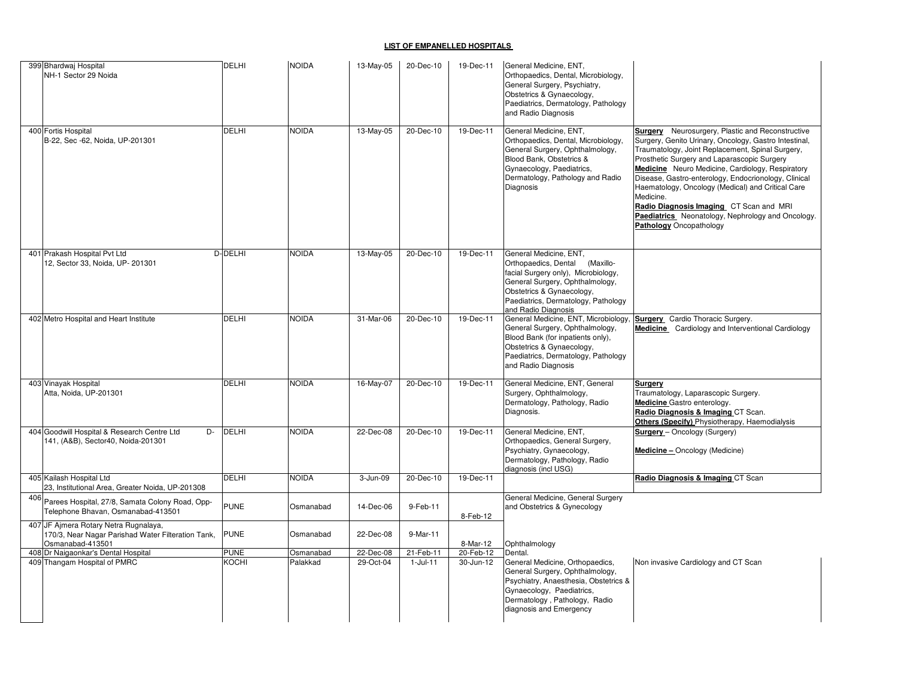**LIST OF EMPANELLED HOSPITALS**

| | | | | | | | | |
|---|---|---|---|---|---|---|---|---|
| 399 | Bhardwaj Hospital NH-1 Sector 29 Noida | DELHI | NOIDA | 13-May-05 | 20-Dec-10 | 19-Dec-11 | General Medicine, ENT, Orthopaedics, Dental, Microbiology, General Surgery, Psychiatry, Obstetrics & Gynaecology, Paediatrics, Dermatology, Pathology and Radio Diagnosis | |
| 400 | Fortis Hospital B-22, Sec -62, Noida, UP-201301 | DELHI | NOIDA | 13-May-05 | 20-Dec-10 | 19-Dec-11 | General Medicine, ENT, Orthopaedics, Dental, Microbiology, General Surgery, Ophthalmology, Blood Bank, Obstetrics & Gynaecology, Paediatrics, Dermatology, Pathology and Radio Diagnosis | **Surgery** Neurosurgery, Plastic and Reconstructive Surgery, Genito Urinary, Oncology, Gastro Intestinal, Traumatology, Joint Replacement, Spinal Surgery, Prosthetic Surgery and Laparascopic Surgery **Medicine** Neuro Medicine, Cardiology, Respiratory Disease, Gastro-enterology, Endocrionology, Clinical Haematology, Oncology (Medical) and Critical Care Medicine. **Radio Diagnosis Imaging** CT Scan and MRI **Paediatrics** Neonatology, Nephrology and Oncology. **Pathology** Oncopathology |
| 401 | Prakash Hospital Pvt Ltd D-12, Sector 33, Noida, UP- 201301 | DELHI | NOIDA | 13-May-05 | 20-Dec-10 | 19-Dec-11 | General Medicine, ENT, Orthopaedics, Dental (Maxillo-facial Surgery only), Microbiology, General Surgery, Ophthalmology, Obstetrics & Gynaecology, Paediatrics, Dermatology, Pathology and Radio Diagnosis | |
| 402 | Metro Hospital and Heart Institute | DELHI | NOIDA | 31-Mar-06 | 20-Dec-10 | 19-Dec-11 | General Medicine, ENT, Microbiology, General Surgery, Ophthalmology, Blood Bank (for inpatients only), Obstetrics & Gynaecology, Paediatrics, Dermatology, Pathology and Radio Diagnosis | **Surgery** Cardio Thoracic Surgery. **Medicine** Cardiology and Interventional Cardiology |
| 403 | Vinayak Hospital Atta, Noida, UP-201301 | DELHI | NOIDA | 16-May-07 | 20-Dec-10 | 19-Dec-11 | General Medicine, ENT, General Surgery, Ophthalmology, Dermatology, Pathology, Radio Diagnosis. | **Surgery** Traumatology, Laparascopic Surgery. **Medicine** Gastro enterology. **Radio Diagnosis & Imaging** CT Scan. **Others (Specify)** Physiotherapy, Haemodialysis |
| 404 | Goodwill Hospital & Research Centre Ltd D-141, (A&B), Sector40, Noida-201301 | DELHI | NOIDA | 22-Dec-08 | 20-Dec-10 | 19-Dec-11 | General Medicine, ENT, Orthopaedics, General Surgery, Psychiatry, Gynaecology, Dermatology, Pathology, Radio diagnosis (incl USG) | **Surgery** – Oncology (Surgery) **Medicine –** Oncology (Medicine) |
| 405 | Kailash Hospital Ltd 23, Institutional Area, Greater Noida, UP-201308 | DELHI | NOIDA | 3-Jun-09 | 20-Dec-10 | 19-Dec-11 | | **Radio Diagnosis & Imaging** CT Scan |
| 406 | Parees Hospital, 27/8, Samata Colony Road, Opp-Telephone Bhavan, Osmanabad-413501 | PUNE | Osmanabad | 14-Dec-06 | 9-Feb-11 | 8-Feb-12 | General Medicine, General Surgery and Obstetrics & Gynecology | |
| 407 | JF Ajmera Rotary Netra Rugnalaya, 170/3, Near Nagar Parishad Water Filteration Tank, Osmanabad-413501 | PUNE | Osmanabad | 22-Dec-08 | 9-Mar-11 | 8-Mar-12 | Ophthalmology | |
| 408 | Dr Naigaonkar's Dental Hospital | PUNE | Osmanabad | 22-Dec-08 | 21-Feb-11 | 20-Feb-12 | Dental. | |
| 409 | Thangam Hospital of PMRC | KOCHI | Palakkad | 29-Oct-04 | 1-Jul-11 | 30-Jun-12 | General Medicine, Orthopaedics, General Surgery, Ophthalmology, Psychiatry, Anaesthesia, Obstetrics & Gynaecology, Paediatrics, Dermatology , Pathology, Radio diagnosis and Emergency | Non invasive Cardiology and CT Scan |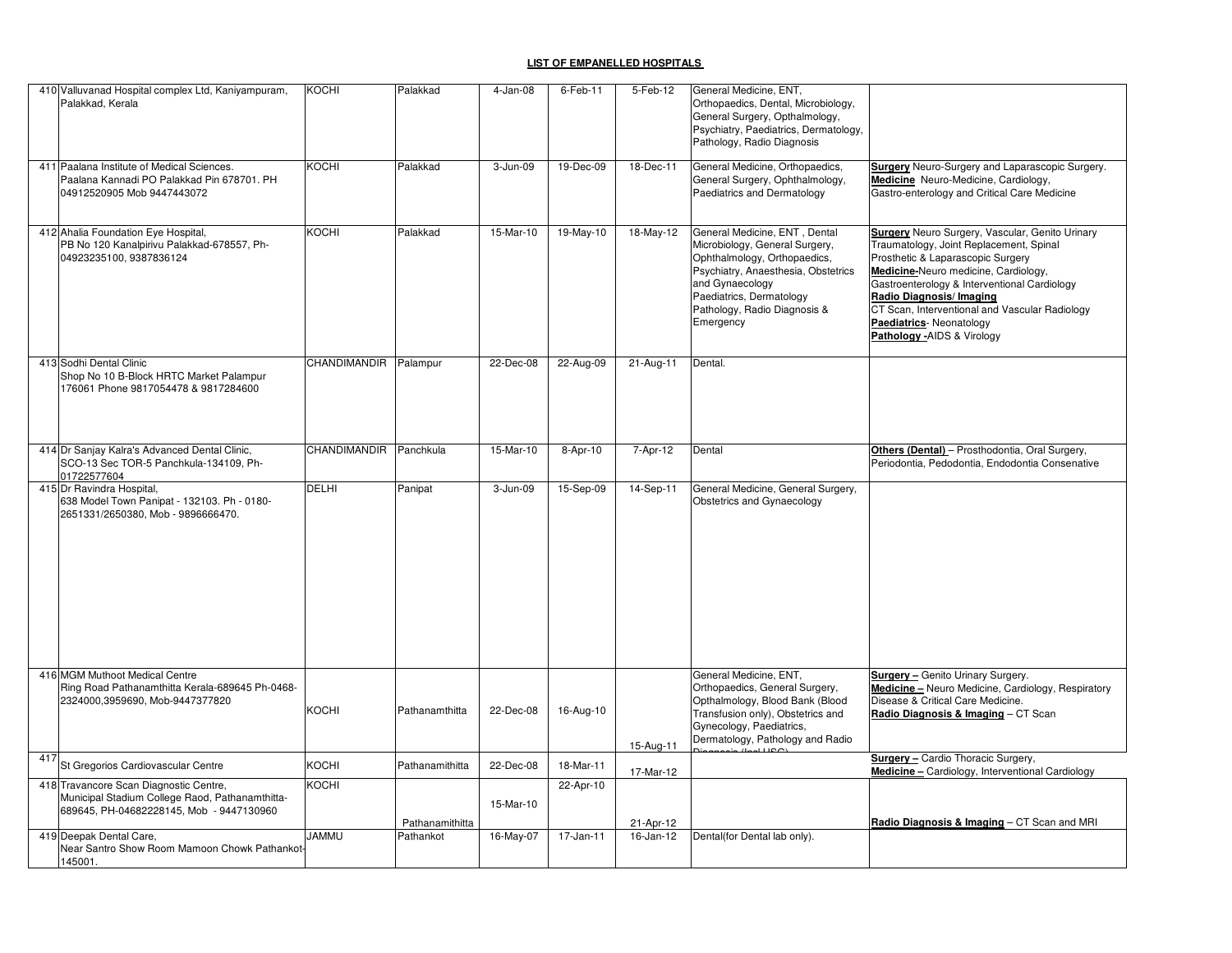## LIST OF EMPANELLED HOSPITALS

| | | | | | | | | |
|---|---|---|---|---|---|---|---|---|
| 410 | Valluvanad Hospital complex Ltd, Kaniyampuram, Palakkad, Kerala | KOCHI | Palakkad | 4-Jan-08 | 6-Feb-11 | 5-Feb-12 | General Medicine, ENT, Orthopaedics, Dental, Microbiology, General Surgery, Opthalmology, Psychiatry, Paediatrics, Dermatology, Pathology, Radio Diagnosis | |
| 411 | Paalana Institute of Medical Sciences. Paalana Kannadi PO Palakkad Pin 678701. PH 04912520905 Mob 9447443072 | KOCHI | Palakkad | 3-Jun-09 | 19-Dec-09 | 18-Dec-11 | General Medicine, Orthopaedics, General Surgery, Ophthalmology, Paediatrics and Dermatology | **Surgery** Neuro-Surgery and Laparascopic Surgery. **Medicine** Neuro-Medicine, Cardiology, Gastro-enterology and Critical Care Medicine |
| 412 | Ahalia Foundation Eye Hospital, PB No 120 Kanalpirivu Palakkad-678557, Ph-04923235100, 9387836124 | KOCHI | Palakkad | 15-Mar-10 | 19-May-10 | 18-May-12 | General Medicine, ENT , Dental Microbiology, General Surgery, Ophthalmology, Orthopaedics, Psychiatry, Anaesthesia, Obstetrics and Gynaecology Paediatrics, Dermatology Pathology, Radio Diagnosis & Emergency | **Surgery** Neuro Surgery, Vascular, Genito Urinary Traumatology, Joint Replacement, Spinal Prosthetic & Laparascopic Surgery **Medicine-**Neuro medicine, Cardiology, Gastroenterology & Interventional Cardiology **Radio Diagnosis/ Imaging** CT Scan, Interventional and Vascular Radiology **Paediatrics**- Neonatology **Pathology -**AIDS & Virology |
| 413 | Sodhi Dental Clinic Shop No 10 B-Block HRTC Market Palampur 176061 Phone 9817054478 & 9817284600 | CHANDIMANDIR | Palampur | 22-Dec-08 | 22-Aug-09 | 21-Aug-11 | Dental. | |
| 414 | Dr Sanjay Kalra's Advanced Dental Clinic, SCO-13 Sec TOR-5 Panchkula-134109, Ph-01722577604 | CHANDIMANDIR | Panchkula | 15-Mar-10 | 8-Apr-10 | 7-Apr-12 | Dental | **Others (Dental)** – Prosthodontia, Oral Surgery, Periodontia, Pedodontia, Endodontia Consenative |
| 415 | Dr Ravindra Hospital, 638 Model Town Panipat - 132103. Ph - 0180-2651331/2650380, Mob - 9896666470. | DELHI | Panipat | 3-Jun-09 | 15-Sep-09 | 14-Sep-11 | General Medicine, General Surgery, Obstetrics and Gynaecology | |
| 416 | MGM Muthoot Medical Centre Ring Road Pathanamthitta Kerala-689645 Ph-0468-2324000,3959690, Mob-9447377820 | KOCHI | Pathanamthitta | 22-Dec-08 | 16-Aug-10 | 15-Aug-11 | General Medicine, ENT, Orthopaedics, General Surgery, Opthalmology, Blood Bank (Blood Transfusion only), Obstetrics and Gynecology, Paediatrics, Dermatology, Pathology and Radio Diagnosis (Incl USG) | **Surgery –** Genito Urinary Surgery. **Medicine –** Neuro Medicine, Cardiology, Respiratory Disease & Critical Care Medicine. **Radio Diagnosis & Imaging** – CT Scan |
| 417 | St Gregorios Cardiovascular Centre | KOCHI | Pathanamithitta | 22-Dec-08 | 18-Mar-11 | 17-Mar-12 | | **Surgery –** Cardio Thoracic Surgery, **Medicine –** Cardiology, Interventional Cardiology |
| 418 | Travancore Scan Diagnostic Centre, Municipal Stadium College Raod, Pathanamthitta-689645, PH-04682228145, Mob - 9447130960 | KOCHI | Pathanamithitta | 15-Mar-10 | 22-Apr-10 | 21-Apr-12 | | **Radio Diagnosis & Imaging** – CT Scan and MRI |
| 419 | Deepak Dental Care, Near Santro Show Room Mamoon Chowk Pathankot-145001. | JAMMU | Pathankot | 16-May-07 | 17-Jan-11 | 16-Jan-12 | Dental(for Dental lab only). | |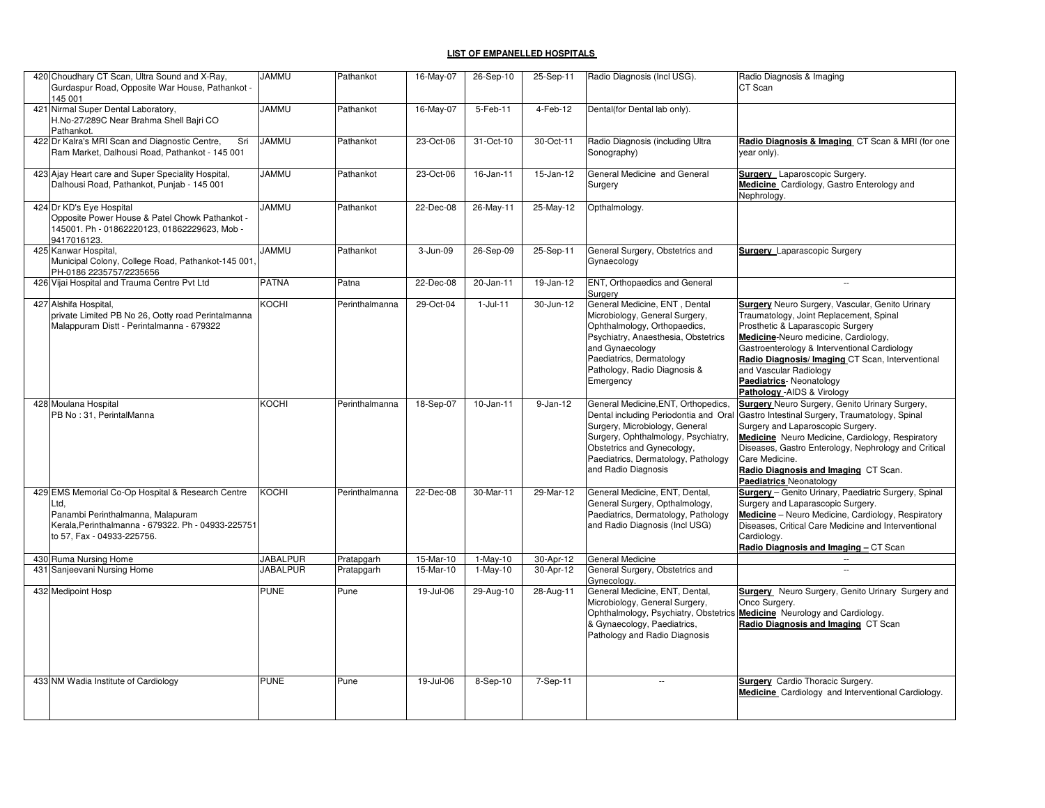## LIST OF EMPANELLED HOSPITALS

| | | | | | | | | |
|---|---|---|---|---|---|---|---|---|
| 420 | Choudhary CT Scan, Ultra Sound and X-Ray, Gurdaspur Road, Opposite War House, Pathankot - 145 001 | JAMMU | Pathankot | 16-May-07 | 26-Sep-10 | 25-Sep-11 | Radio Diagnosis (Incl USG). | Radio Diagnosis & Imaging CT Scan |
| 421 | Nirmal Super Dental Laboratory, H.No-27/289C Near Brahma Shell Bajri CO Pathankot. | JAMMU | Pathankot | 16-May-07 | 5-Feb-11 | 4-Feb-12 | Dental(for Dental lab only). | |
| 422 | Dr Kalra's MRI Scan and Diagnostic Centre, Sri Ram Market, Dalhousi Road, Pathankot - 145 001 | JAMMU | Pathankot | 23-Oct-06 | 31-Oct-10 | 30-Oct-11 | Radio Diagnosis (including Ultra Sonography) | **Radio Diagnosis & Imaging** CT Scan & MRI (for one year only). |
| 423 | Ajay Heart care and Super Speciality Hospital, Dalhousi Road, Pathankot, Punjab - 145 001 | JAMMU | Pathankot | 23-Oct-06 | 16-Jan-11 | 15-Jan-12 | General Medicine and General Surgery | **Surgery** Laparoscopic Surgery. **Medicine** Cardiology, Gastro Enterology and Nephrology. |
| 424 | Dr KD's Eye Hospital Opposite Power House & Patel Chowk Pathankot - 145001. Ph - 01862220123, 01862229623, Mob - 9417016123. | JAMMU | Pathankot | 22-Dec-08 | 26-May-11 | 25-May-12 | Opthalmology. | |
| 425 | Kanwar Hospital, Municipal Colony, College Road, Pathankot-145 001, PH-0186 2235757/2235656 | JAMMU | Pathankot | 3-Jun-09 | 26-Sep-09 | 25-Sep-11 | General Surgery, Obstetrics and Gynaecology | **Surgery** Laparascopic Surgery |
| 426 | Vijai Hospital and Trauma Centre Pvt Ltd | PATNA | Patna | 22-Dec-08 | 20-Jan-11 | 19-Jan-12 | ENT, Orthopaedics and General Surgery | -- |
| 427 | Alshifa Hospital, private Limited PB No 26, Ootty road Perintalmanna Malappuram Distt - Perintalmanna - 679322 | KOCHI | Perinthalmanna | 29-Oct-04 | 1-Jul-11 | 30-Jun-12 | General Medicine, ENT , Dental Microbiology, General Surgery, Ophthalmology, Orthopaedics, Psychiatry, Anaesthesia, Obstetrics and Gynaecology Paediatrics, Dermatology Pathology, Radio Diagnosis & Emergency | **Surgery** Neuro Surgery, Vascular, Genito Urinary Traumatology, Joint Replacement, Spinal Prosthetic & Laparascopic Surgery **Medicine**-Neuro medicine, Cardiology, Gastroenterology & Interventional Cardiology **Radio Diagnosis/ Imaging** CT Scan, Interventional and Vascular Radiology **Paediatrics**- Neonatology **Pathology** -AIDS & Virology |
| 428 | Moulana Hospital PB No : 31, PerintalManna | KOCHI | Perinthalmanna | 18-Sep-07 | 10-Jan-11 | 9-Jan-12 | General Medicine,ENT, Orthopedics, Dental including Periodontia and Oral Surgery, Microbiology, General Surgery, Ophthalmology, Psychiatry, Obstetrics and Gynecology, Paediatrics, Dermatology, Pathology and Radio Diagnosis | **Surgery** Neuro Surgery, Genito Urinary Surgery, Gastro Intestinal Surgery, Traumatology, Spinal Surgery and Laparoscopic Surgery. **Medicine** Neuro Medicine, Cardiology, Respiratory Diseases, Gastro Enterology, Nephrology and Critical Care Medicine. **Radio Diagnosis and Imaging** CT Scan. **Paediatrics** Neonatology |
| 429 | EMS Memorial Co-Op Hospital & Research Centre Ltd, Panambi Perinthalmanna, Malapuram Kerala,Perinthalmanna - 679322. Ph - 04933-225751 to 57, Fax - 04933-225756. | KOCHI | Perinthalmanna | 22-Dec-08 | 30-Mar-11 | 29-Mar-12 | General Medicine, ENT, Dental, General Surgery, Opthalmology, Paediatrics, Dermatology, Pathology and Radio Diagnosis (Incl USG) | **Surgery** – Genito Urinary, Paediatric Surgery, Spinal Surgery and Laparascopic Surgery. **Medicine** – Neuro Medicine, Cardiology, Respiratory Diseases, Critical Care Medicine and Interventional Cardiology. **Radio Diagnosis and Imaging –** CT Scan |
| 430 | Ruma Nursing Home | JABALPUR | Pratapgarh | 15-Mar-10 | 1-May-10 | 30-Apr-12 | General Medicine | -- |
| 431 | Sanjeevani Nursing Home | JABALPUR | Pratapgarh | 15-Mar-10 | 1-May-10 | 30-Apr-12 | General Surgery, Obstetrics and Gynecology. | -- |
| 432 | Medipoint Hosp | PUNE | Pune | 19-Jul-06 | 29-Aug-10 | 28-Aug-11 | General Medicine, ENT, Dental, Microbiology, General Surgery, Ophthalmology, Psychiatry, Obstetrics & Gynaecology, Paediatrics, Pathology and Radio Diagnosis | **Surgery** Neuro Surgery, Genito Urinary Surgery and Onco Surgery. **Medicine** Neurology and Cardiology. **Radio Diagnosis and Imaging** CT Scan |
| 433 | NM Wadia Institute of Cardiology | PUNE | Pune | 19-Jul-06 | 8-Sep-10 | 7-Sep-11 | -- | **Surgery** Cardio Thoracic Surgery. **Medicine** Cardiology and Interventional Cardiology. |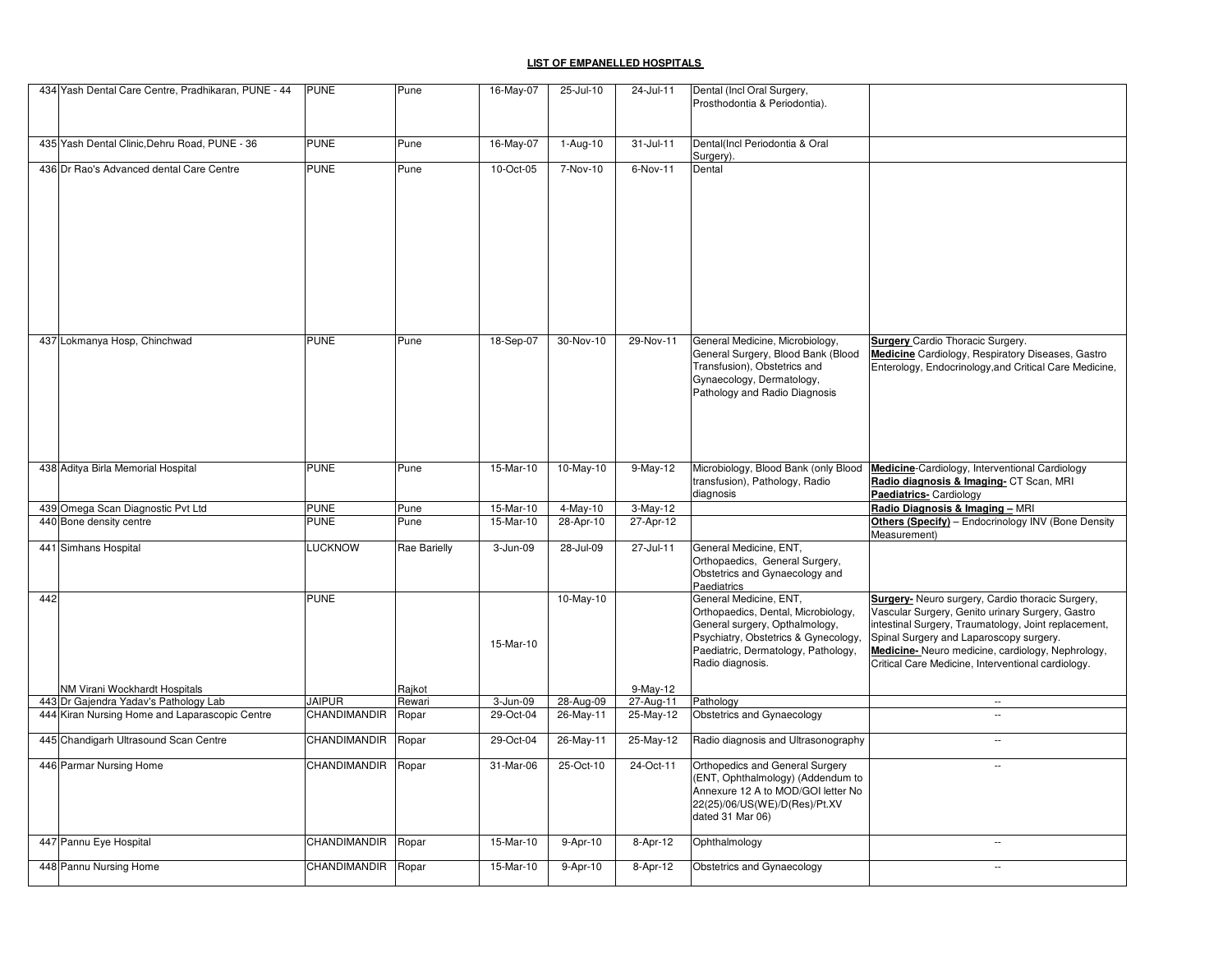## LIST OF EMPANELLED HOSPITALS

| | | | | | | | | |
|---|---|---|---|---|---|---|---|---|
| 434 | Yash Dental Care Centre, Pradhikaran, PUNE - 44 | PUNE | Pune | 16-May-07 | 25-Jul-10 | 24-Jul-11 | Dental (Incl Oral Surgery, Prosthodontia & Periodontia). | |
| 435 | Yash Dental Clinic,Dehru Road, PUNE - 36 | PUNE | Pune | 16-May-07 | 1-Aug-10 | 31-Jul-11 | Dental(Incl Periodontia & Oral Surgery). | |
| 436 | Dr Rao's Advanced dental Care Centre | PUNE | Pune | 10-Oct-05 | 7-Nov-10 | 6-Nov-11 | Dental | |
| 437 | Lokmanya Hosp, Chinchwad | PUNE | Pune | 18-Sep-07 | 30-Nov-10 | 29-Nov-11 | General Medicine, Microbiology, General Surgery, Blood Bank (Blood Transfusion), Obstetrics and Gynaecology, Dermatology, Pathology and Radio Diagnosis | **Surgery** Cardio Thoracic Surgery. **Medicine** Cardiology, Respiratory Diseases, Gastro Enterology, Endocrinology,and Critical Care Medicine, |
| 438 | Aditya Birla Memorial Hospital | PUNE | Pune | 15-Mar-10 | 10-May-10 | 9-May-12 | Microbiology, Blood Bank (only Blood transfusion), Pathology, Radio diagnosis | **Medicine**-Cardiology, Interventional Cardiology **Radio diagnosis & Imaging-** CT Scan, MRI **Paediatrics-** Cardiology |
| 439 | Omega Scan Diagnostic Pvt Ltd | PUNE | Pune | 15-Mar-10 | 4-May-10 | 3-May-12 | | **Radio Diagnosis & Imaging –** MRI |
| 440 | Bone density centre | PUNE | Pune | 15-Mar-10 | 28-Apr-10 | 27-Apr-12 | | **Others (Specify)** – Endocrinology INV (Bone Density Measurement) |
| 441 | Simhans Hospital | LUCKNOW | Rae Barielly | 3-Jun-09 | 28-Jul-09 | 27-Jul-11 | General Medicine, ENT, Orthopaedics, General Surgery, Obstetrics and Gynaecology and Paediatrics | |
| 442 | NM Virani Wockhardt Hospitals | PUNE | Rajkot | 15-Mar-10 | 10-May-10 | 9-May-12 | General Medicine, ENT, Orthopaedics, Dental, Microbiology, General surgery, Opthalmology, Psychiatry, Obstetrics & Gynecology, Paediatric, Dermatology, Pathology, Radio diagnosis. | **Surgery-** Neuro surgery, Cardio thoracic Surgery, Vascular Surgery, Genito urinary Surgery, Gastro intestinal Surgery, Traumatology, Joint replacement, Spinal Surgery and Laparascopy surgery. **Medicine-** Neuro medicine, cardiology, Nephrology, Critical Care Medicine, Interventional cardiology. |
| 443 | Dr Gajendra Yadav's Pathology Lab | JAIPUR | Rewari | 3-Jun-09 | 28-Aug-09 | 27-Aug-11 | Pathology | -- |
| 444 | Kiran Nursing Home and Laparascopic Centre | CHANDIMANDIR | Ropar | 29-Oct-04 | 26-May-11 | 25-May-12 | Obstetrics and Gynaecology | -- |
| 445 | Chandigarh Ultrasound Scan Centre | CHANDIMANDIR | Ropar | 29-Oct-04 | 26-May-11 | 25-May-12 | Radio diagnosis and Ultrasonography | -- |
| 446 | Parmar Nursing Home | CHANDIMANDIR | Ropar | 31-Mar-06 | 25-Oct-10 | 24-Oct-11 | Orthopedics and General Surgery (ENT, Ophthalmology) (Addendum to Annexure 12 A to MOD/GOI letter No 22(25)/06/US(WE)/D(Res)/Pt.XV dated 31 Mar 06) | -- |
| 447 | Pannu Eye Hospital | CHANDIMANDIR | Ropar | 15-Mar-10 | 9-Apr-10 | 8-Apr-12 | Ophthalmology | -- |
| 448 | Pannu Nursing Home | CHANDIMANDIR | Ropar | 15-Mar-10 | 9-Apr-10 | 8-Apr-12 | Obstetrics and Gynaecology | -- |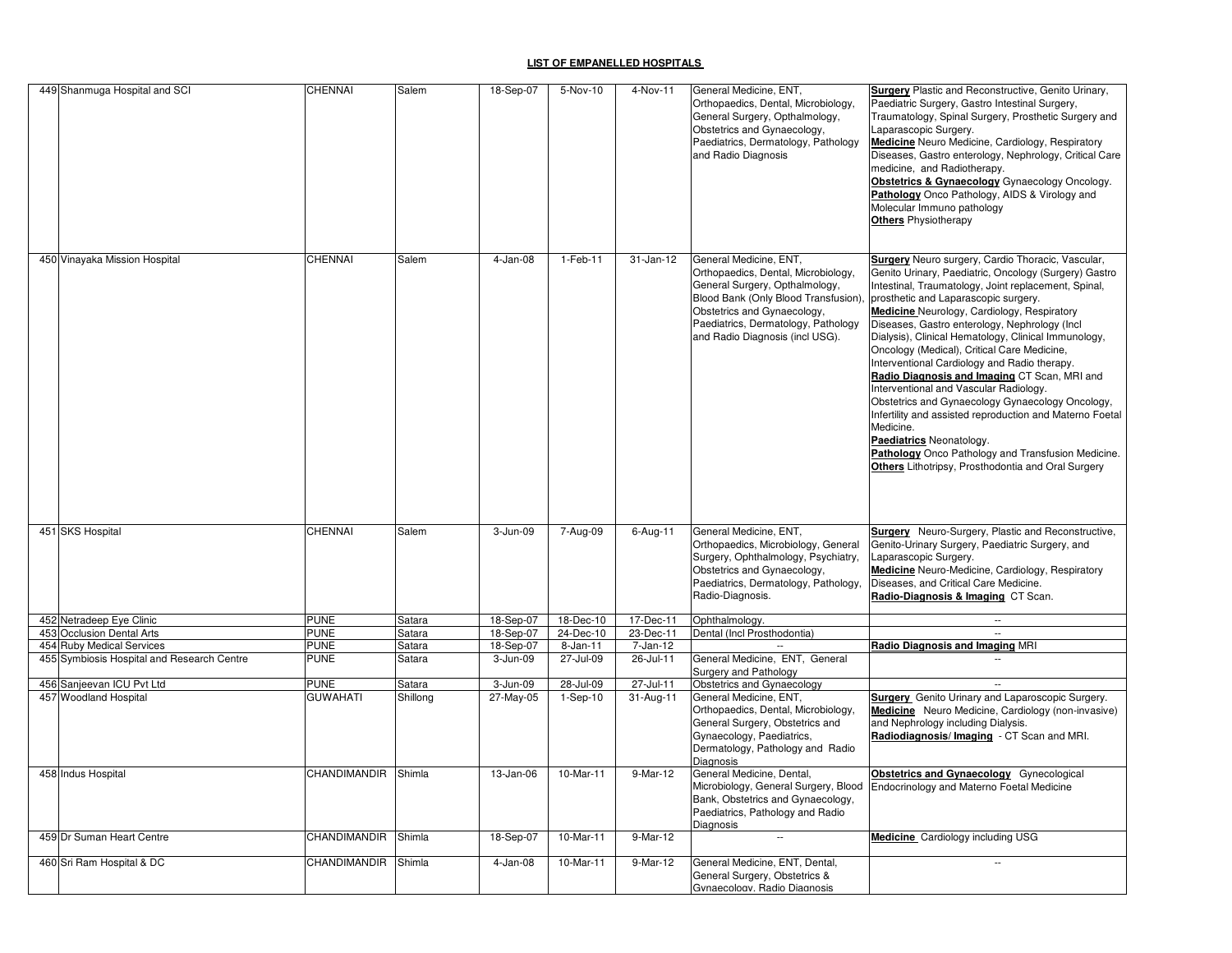## LIST OF EMPANELLED HOSPITALS

| | | | | | | | | |
|---|---|---|---|---|---|---|---|---|
| 449 | Shanmuga Hospital and SCI | CHENNAI | Salem | 18-Sep-07 | 5-Nov-10 | 4-Nov-11 | General Medicine, ENT, Orthopaedics, Dental, Microbiology, General Surgery, Opthalmology, Obstetrics and Gynaecology, Paediatrics, Dermatology, Pathology and Radio Diagnosis | **Surgery** Plastic and Reconstructive, Genito Urinary, Paediatric Surgery, Gastro Intestinal Surgery, Traumatology, Spinal Surgery, Prosthetic Surgery and Laparascopic Surgery. **Medicine** Neuro Medicine, Cardiology, Respiratory Diseases, Gastro enterology, Nephrology, Critical Care medicine, and Radiotherapy. **Obstetrics & Gynaecology** Gynaecology Oncology. **Pathology** Onco Pathology, AIDS & Virology and Molecular Immuno pathology **Others** Physiotherapy |
| 450 | Vinayaka Mission Hospital | CHENNAI | Salem | 4-Jan-08 | 1-Feb-11 | 31-Jan-12 | General Medicine, ENT, Orthopaedics, Dental, Microbiology, General Surgery, Opthalmology, Blood Bank (Only Blood Transfusion), Obstetrics and Gynaecology, Paediatrics, Dermatology, Pathology and Radio Diagnosis (incl USG). | **Surgery** Neuro surgery, Cardio Thoracic, Vascular, Genito Urinary, Paediatric, Oncology (Surgery) Gastro Intestinal, Traumatology, Joint replacement, Spinal, prosthetic and Laparoscopic surgery. **Medicine** Neurology, Cardiology, Respiratory Diseases, Gastro enterology, Nephrology (Incl Dialysis), Clinical Hematology, Clinical Immunology, Oncology (Medical), Critical Care Medicine, Interventional Cardiology and Radio therapy. **Radio Diagnosis and Imaging** CT Scan, MRI and Interventional and Vascular Radiology. Obstetrics and Gynaecology Gynaecology Oncology, Infertility and assisted reproduction and Materno Foetal Medicine. **Paediatrics** Neonatology. **Pathology** Onco Pathology and Transfusion Medicine. **Others** Lithotripsy, Prosthodontia and Oral Surgery |
| 451 | SKS Hospital | CHENNAI | Salem | 3-Jun-09 | 7-Aug-09 | 6-Aug-11 | General Medicine, ENT, Orthopaedics, Microbiology, General Surgery, Ophthalmology, Psychiatry, Obstetrics and Gynaecology, Paediatrics, Dermatology, Pathology, Radio-Diagnosis. | **Surgery** Neuro-Surgery, Plastic and Reconstructive, Genito-Urinary Surgery, Paediatric Surgery, and Laparascopic Surgery. **Medicine** Neuro-Medicine, Cardiology, Respiratory Diseases, and Critical Care Medicine. **Radio-Diagnosis & Imaging** CT Scan. |
| 452 | Netradeep Eye Clinic | PUNE | Satara | 18-Sep-07 | 18-Dec-10 | 17-Dec-11 | Ophthalmology. | -- |
| 453 | Occlusion Dental Arts | PUNE | Satara | 18-Sep-07 | 24-Dec-10 | 23-Dec-11 | Dental (Incl Prosthodontia) | -- |
| 454 | Ruby Medical Services | PUNE | Satara | 18-Sep-07 | 8-Jan-11 | 7-Jan-12 | -- | **Radio Diagnosis and Imaging** MRI |
| 455 | Symbiosis Hospital and Research Centre | PUNE | Satara | 3-Jun-09 | 27-Jul-09 | 26-Jul-11 | General Medicine, ENT, General Surgery and Pathology | -- |
| 456 | Sanjeevan ICU Pvt Ltd | PUNE | Satara | 3-Jun-09 | 28-Jul-09 | 27-Jul-11 | Obstetrics and Gynaecology | -- |
| 457 | Woodland Hospital | GUWAHATI | Shillong | 27-May-05 | 1-Sep-10 | 31-Aug-11 | General Medicine, ENT, Orthopaedics, Dental, Microbiology, General Surgery, Obstetrics and Gynaecology, Paediatrics, Dermatology, Pathology and Radio Diagnosis | **Surgery** Genito Urinary and Laparoscopic Surgery. **Medicine** Neuro Medicine, Cardiology (non-invasive) and Nephrology including Dialysis. **Radiodiagnosis/ Imaging** - CT Scan and MRI. |
| 458 | Indus Hospital | CHANDIMANDIR | Shimla | 13-Jan-06 | 10-Mar-11 | 9-Mar-12 | General Medicine, Dental, Microbiology, General Surgery, Blood Bank, Obstetrics and Gynaecology, Paediatrics, Pathology and Radio Diagnosis | **Obstetrics and Gynaecology** Gynecological Endocrinology and Materno Foetal Medicine |
| 459 | Dr Suman Heart Centre | CHANDIMANDIR | Shimla | 18-Sep-07 | 10-Mar-11 | 9-Mar-12 | -- | **Medicine** Cardiology including USG |
| 460 | Sri Ram Hospital & DC | CHANDIMANDIR | Shimla | 4-Jan-08 | 10-Mar-11 | 9-Mar-12 | General Medicine, ENT, Dental, General Surgery, Obstetrics & Gynaecology, Radio Diagnosis | -- |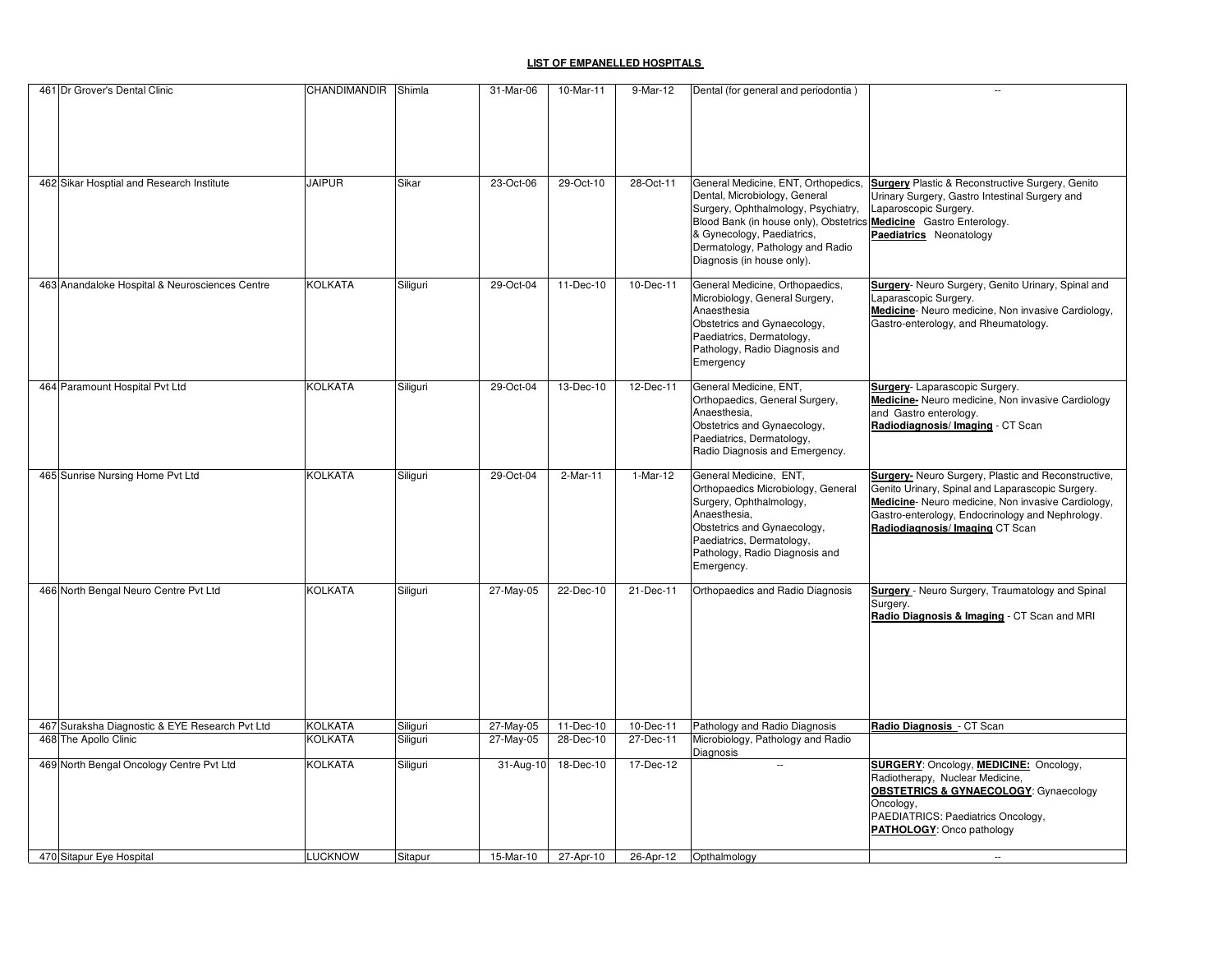**LIST OF EMPANELLED HOSPITALS**

| | | | | | | | | |
|---|---|---|---|---|---|---|---|---|
| 461 | Dr Grover's Dental Clinic | CHANDIMANDIR | Shimla | 31-Mar-06 | 10-Mar-11 | 9-Mar-12 | Dental (for general and periodontia ) | -- |
| 462 | Sikar Hosptial and Research Institute | JAIPUR | Sikar | 23-Oct-06 | 29-Oct-10 | 28-Oct-11 | General Medicine, ENT, Orthopedics, Dental, Microbiology, General Surgery, Ophthalmology, Psychiatry, Blood Bank (in house only), Obstetrics & Gynecology, Paediatrics, Dermatology, Pathology and Radio Diagnosis (in house only). | **Surgery** Plastic & Reconstructive Surgery, Genito Urinary Surgery, Gastro Intestinal Surgery and Laparoscopic Surgery. **Medicine** Gastro Enterology. **Paediatrics** Neonatology |
| 463 | Anandaloke Hospital & Neurosciences Centre | KOLKATA | Siliguri | 29-Oct-04 | 11-Dec-10 | 10-Dec-11 | General Medicine, Orthopaedics, Microbiology, General Surgery, Anaesthesia Obstetrics and Gynaecology, Paediatrics, Dermatology, Pathology, Radio Diagnosis and Emergency | **Surgery**- Neuro Surgery, Genito Urinary, Spinal and Laparoscopic Surgery. **Medicine**- Neuro medicine, Non invasive Cardiology, Gastro-enterology, and Rheumatology. |
| 464 | Paramount Hospital Pvt Ltd | KOLKATA | Siliguri | 29-Oct-04 | 13-Dec-10 | 12-Dec-11 | General Medicine, ENT, Orthopaedics, General Surgery, Anaesthesia, Obstetrics and Gynaecology, Paediatrics, Dermatology, Radio Diagnosis and Emergency. | **Surgery**- Laparoscopic Surgery. **Medicine-** Neuro medicine, Non invasive Cardiology and Gastro enterology. **Radiodiagnosis/ Imaging** - CT Scan |
| 465 | Sunrise Nursing Home Pvt Ltd | KOLKATA | Siliguri | 29-Oct-04 | 2-Mar-11 | 1-Mar-12 | General Medicine, ENT, Orthopaedics Microbiology, General Surgery, Ophthalmology, Anaesthesia, Obstetrics and Gynaecology, Paediatrics, Dermatology, Pathology, Radio Diagnosis and Emergency. | **Surgery-** Neuro Surgery, Plastic and Reconstructive, Genito Urinary, Spinal and Laparascopic Surgery. **Medicine**- Neuro medicine, Non invasive Cardiology, Gastro-enterology, Endocrinology and Nephrology. **Radiodiagnosis/ Imaging** CT Scan |
| 466 | North Bengal Neuro Centre Pvt Ltd | KOLKATA | Siliguri | 27-May-05 | 22-Dec-10 | 21-Dec-11 | Orthopaedics and Radio Diagnosis | **Surgery** - Neuro Surgery, Traumatology and Spinal Surgery. **Radio Diagnosis & Imaging** - CT Scan and MRI |
| 467 | Suraksha Diagnostic & EYE Research Pvt Ltd | KOLKATA | Siliguri | 27-May-05 | 11-Dec-10 | 10-Dec-11 | Pathology and Radio Diagnosis | **Radio Diagnosis** - CT Scan |
| 468 | The Apollo Clinic | KOLKATA | Siliguri | 27-May-05 | 28-Dec-10 | 27-Dec-11 | Microbiology, Pathology and Radio Diagnosis | |
| 469 | North Bengal Oncology Centre Pvt Ltd | KOLKATA | Siliguri | 31-Aug-10 | 18-Dec-10 | 17-Dec-12 | -- | **SURGERY**: Oncology, **MEDICINE:** Oncology, Radiotherapy, Nuclear Medicine, **OBSTETRICS & GYNAECOLOGY**: Gynaecology Oncology, PAEDIATRICS: Paediatrics Oncology, **PATHOLOGY**: Onco pathology |
| 470 | Sitapur Eye Hospital | LUCKNOW | Sitapur | 15-Mar-10 | 27-Apr-10 | 26-Apr-12 | Opthalmology | -- |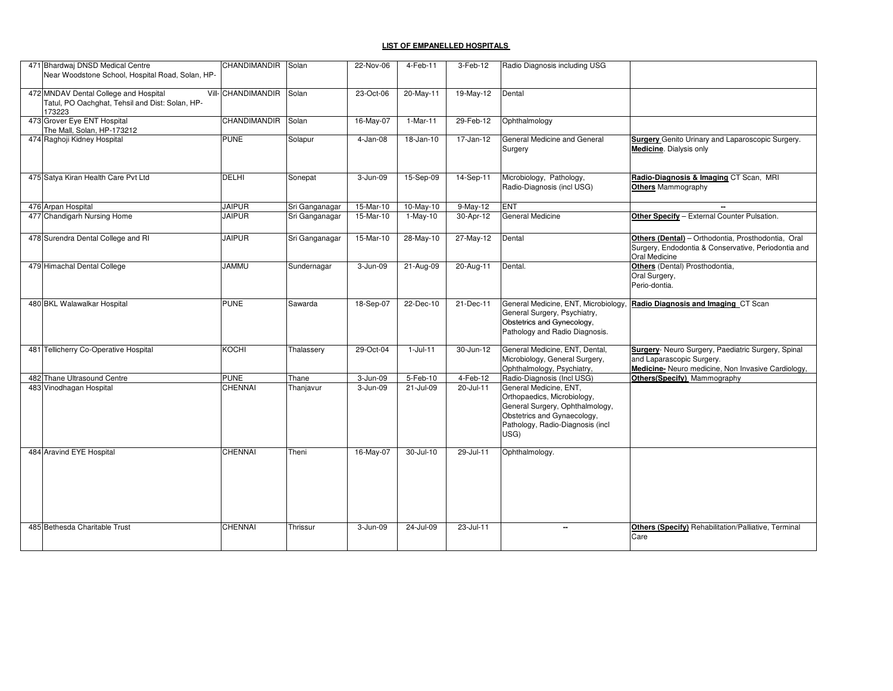## LIST OF EMPANELLED HOSPITALS

| | | | | | | | | |
|---|---|---|---|---|---|---|---|---|
| 471 | Bhardwaj DNSD Medical Centre Near Woodstone School, Hospital Road, Solan, HP- | CHANDIMANDIR | Solan | 22-Nov-06 | 4-Feb-11 | 3-Feb-12 | Radio Diagnosis including USG | |
| 472 | MNDAV Dental College and Hospital Vill- Tatul, PO Oachghat, Tehsil and Dist: Solan, HP-173223 | CHANDIMANDIR | Solan | 23-Oct-06 | 20-May-11 | 19-May-12 | Dental | |
| 473 | Grover Eye ENT Hospital The Mall, Solan, HP-173212 | CHANDIMANDIR | Solan | 16-May-07 | 1-Mar-11 | 29-Feb-12 | Ophthalmology | |
| 474 | Raghoji Kidney Hospital | PUNE | Solapur | 4-Jan-08 | 18-Jan-10 | 17-Jan-12 | General Medicine and General Surgery | **Surgery** Genito Urinary and Laparoscopic Surgery. **Medicine**. Dialysis only |
| 475 | Satya Kiran Health Care Pvt Ltd | DELHI | Sonepat | 3-Jun-09 | 15-Sep-09 | 14-Sep-11 | Microbiology, Pathology, Radio-Diagnosis (incl USG) | **Radio-Diagnosis & Imaging** CT Scan, MRI **Others** Mammography |
| 476 | Arpan Hospital | JAIPUR | Sri Ganganagar | 15-Mar-10 | 10-May-10 | 9-May-12 | ENT | -- |
| 477 | Chandigarh Nursing Home | JAIPUR | Sri Ganganagar | 15-Mar-10 | 1-May-10 | 30-Apr-12 | General Medicine | **Other Specify** – External Counter Pulsation. |
| 478 | Surendra Dental College and RI | JAIPUR | Sri Ganganagar | 15-Mar-10 | 28-May-10 | 27-May-12 | Dental | **Others (Dental)** – Orthodontia, Prosthodontia, Oral Surgery, Endodontia & Conservative, Periodontia and Oral Medicine |
| 479 | Himachal Dental College | JAMMU | Sundernagar | 3-Jun-09 | 21-Aug-09 | 20-Aug-11 | Dental. | **Others** (Dental) Prosthodontia, Oral Surgery, Perio-dontia. |
| 480 | BKL Walawalkar Hospital | PUNE | Sawarda | 18-Sep-07 | 22-Dec-10 | 21-Dec-11 | General Medicine, ENT, Microbiology, General Surgery, Psychiatry, Obstetrics and Gynecology, Pathology and Radio Diagnosis. | **Radio Diagnosis and Imaging** CT Scan |
| 481 | Tellicherry Co-Operative Hospital | KOCHI | Thalassery | 29-Oct-04 | 1-Jul-11 | 30-Jun-12 | General Medicine, ENT, Dental, Microbiology, General Surgery, Ophthalmology, Psychiatry, | **Surgery**- Neuro Surgery, Paediatric Surgery, Spinal and Laparascopic Surgery. **Medicine-** Neuro medicine, Non Invasive Cardiology, |
| 482 | Thane Ultrasound Centre | PUNE | Thane | 3-Jun-09 | 5-Feb-10 | 4-Feb-12 | Radio-Diagnosis (Incl USG) | **Others(Specify)** Mammography |
| 483 | Vinodhagan Hospital | CHENNAI | Thanjavur | 3-Jun-09 | 21-Jul-09 | 20-Jul-11 | General Medicine, ENT, Orthopaedics, Microbiology, General Surgery, Ophthalmology, Obstetrics and Gynaecology, Pathology, Radio-Diagnosis (incl USG) | |
| 484 | Aravind EYE Hospital | CHENNAI | Theni | 16-May-07 | 30-Jul-10 | 29-Jul-11 | Ophthalmology. | |
| 485 | Bethesda Charitable Trust | CHENNAI | Thrissur | 3-Jun-09 | 24-Jul-09 | 23-Jul-11 | -- | **Others (Specify)** Rehabilitation/Palliative, Terminal Care |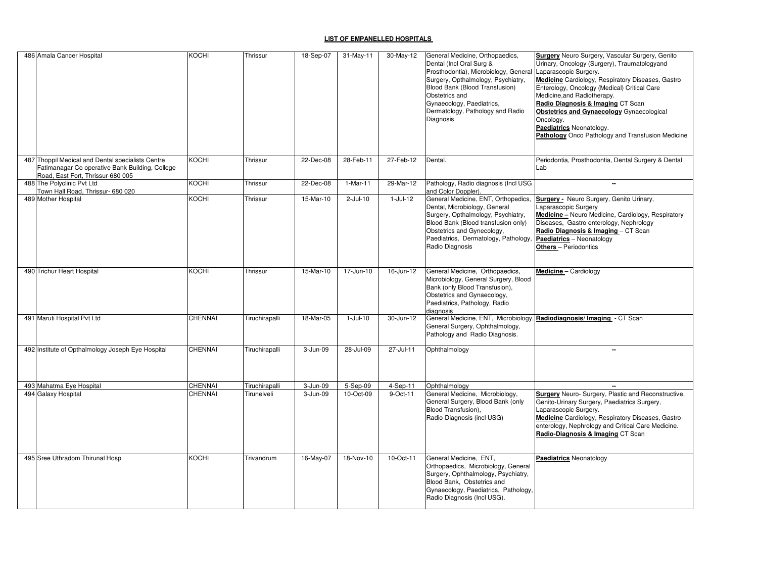## LIST OF EMPANELLED HOSPITALS

| | | | | | | | | |
|---|---|---|---|---|---|---|---|---|
| 486 | Amala Cancer Hospital | KOCHI | Thrissur | 18-Sep-07 | 31-May-11 | 30-May-12 | General Medicine, Orthopaedics, Dental (Incl Oral Surg & Prosthodontia), Microbiology, General Surgery, Opthalmology, Psychiatry, Blood Bank (Blood Transfusion) Obstetrics and Gynaecology, Paediatrics, Dermatology, Pathology and Radio Diagnosis | **Surgery** Neuro Surgery, Vascular Surgery, Genito Urinary, Oncology (Surgery), Traumatologyand Laparascopic Surgery. **Medicine** Cardiology, Respiratory Diseases, Gastro Enterology, Oncology (Medical) Critical Care Medicine,and Radiotherapy. **Radio Diagnosis & Imaging** CT Scan **Obstetrics and Gynaecology** Gynaecological Oncology. **Paediatrics** Neonatology. **Pathology** Onco Pathology and Transfusion Medicine |
| 487 | Thoppil Medical and Dental specialists Centre Fatimanagar Co operative Bank Building, College Road, East Fort, Thrissur-680 005 | KOCHI | Thrissur | 22-Dec-08 | 28-Feb-11 | 27-Feb-12 | Dental. | Periodontia, Prosthodontia, Dental Surgery & Dental Lab |
| 488 | The Polyclinic Pvt Ltd Town Hall Road, Thrissur- 680 020 | KOCHI | Thrissur | 22-Dec-08 | 1-Mar-11 | 29-Mar-12 | Pathology, Radio diagnosis (Incl USG and Color Doppler). | -- |
| 489 | Mother Hospital | KOCHI | Thrissur | 15-Mar-10 | 2-Jul-10 | 1-Jul-12 | General Medicine, ENT, Orthopedics, Dental, Microbiology, General Surgery, Opthalmology, Psychiatry, Blood Bank (Blood transfusion only) Obstetrics and Gynecology, Paediatrics, Dermatology, Pathology, Radio Diagnosis | **Surgery -** Neuro Surgery, Genito Urinary, Laparascopic Surgery **Medicine –** Neuro Medicine, Cardiology, Respiratory Diseases, Gastro enterology, Nephrology **Radio Diagnosis & Imaging** – CT Scan **Paediatrics** – Neonatology **Others** – Periodontics |
| 490 | Trichur Heart Hospital | KOCHI | Thrissur | 15-Mar-10 | 17-Jun-10 | 16-Jun-12 | General Medicine, Orthopaedics, Microbiology, General Surgery, Blood Bank (only Blood Transfusion), Obstetrics and Gynaecology, Paediatrics, Pathology, Radio diagnosis | **Medicine** – Cardiology |
| 491 | Maruti Hospital Pvt Ltd | CHENNAI | Tiruchirapalli | 18-Mar-05 | 1-Jul-10 | 30-Jun-12 | General Medicine, ENT, Microbiology, General Surgery, Ophthalmology, Pathology and Radio Diagnosis. | **Radiodiagnosis/ Imaging** - CT Scan |
| 492 | Institute of Opthalmology Joseph Eye Hospital | CHENNAI | Tiruchirapalli | 3-Jun-09 | 28-Jul-09 | 27-Jul-11 | Ophthalmology | -- |
| 493 | Mahatma Eye Hospital | CHENNAI | Tiruchirapalli | 3-Jun-09 | 5-Sep-09 | 4-Sep-11 | Ophthalmology | -- |
| 494 | Galaxy Hospital | CHENNAI | Tirunelveli | 3-Jun-09 | 10-Oct-09 | 9-Oct-11 | General Medicine, Microbiology, General Surgery, Blood Bank (only Blood Transfusion), Radio-Diagnosis (incl USG) | **Surgery** Neuro- Surgery, Plastic and Reconstructive, Genito-Urinary Surgery, Paediatrics Surgery, Laparascopic Surgery. **Medicine** Cardiology, Respiratory Diseases, Gastro-enterology, Nephrology and Critical Care Medicine. **Radio-Diagnosis & Imaging** CT Scan |
| 495 | Sree Uthradom Thirunal Hosp | KOCHI | Trivandrum | 16-May-07 | 18-Nov-10 | 10-Oct-11 | General Medicine, ENT, Orthopaedics, Microbiology, General Surgery, Ophthalmology, Psychiatry, Blood Bank, Obstetrics and Gynaecology, Paediatrics, Pathology, Radio Diagnosis (Incl USG). | **Paediatrics** Neonatology |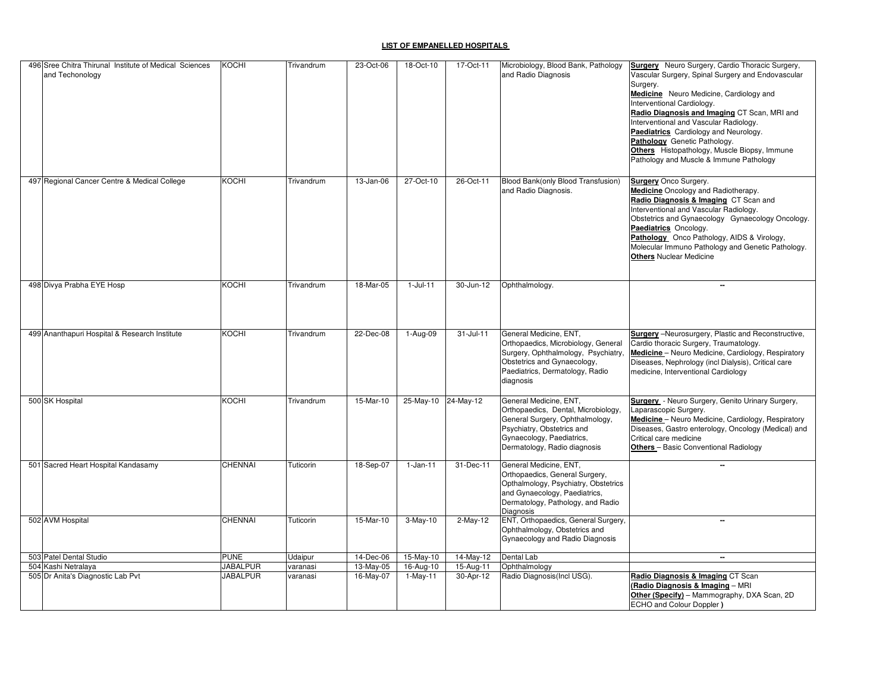## LIST OF EMPANELLED HOSPITALS

| | | | | | | | | |
|---|---|---|---|---|---|---|---|---|
| 496 | Sree Chitra Thirunal Institute of Medical Sciences and Techonology | KOCHI | Trivandrum | 23-Oct-06 | 18-Oct-10 | 17-Oct-11 | Microbiology, Blood Bank, Pathology and Radio Diagnosis | **Surgery** Neuro Surgery, Cardio Thoracic Surgery, Vascular Surgery, Spinal Surgery and Endovascular Surgery. **Medicine** Neuro Medicine, Cardiology and Interventional Cardiology. **Radio Diagnosis and Imaging** CT Scan, MRI and Interventional and Vascular Radiology. **Paediatrics** Cardiology and Neurology. **Pathology** Genetic Pathology. **Others** Histopathology, Muscle Biopsy, Immune Pathology and Muscle & Immune Pathology |
| 497 | Regional Cancer Centre & Medical College | KOCHI | Trivandrum | 13-Jan-06 | 27-Oct-10 | 26-Oct-11 | Blood Bank(only Blood Transfusion) and Radio Diagnosis. | **Surgery** Onco Surgery. **Medicine** Oncology and Radiotherapy. **Radio Diagnosis & Imaging** CT Scan and Interventional and Vascular Radiology. Obstetrics and Gynaecology Gynaecology Oncology. **Paediatrics** Oncology. **Pathology** Onco Pathology, AIDS & Virology, Molecular Immuno Pathology and Genetic Pathology. **Others** Nuclear Medicine |
| 498 | Divya Prabha EYE Hosp | KOCHI | Trivandrum | 18-Mar-05 | 1-Jul-11 | 30-Jun-12 | Ophthalmology. | -- |
| 499 | Ananthapuri Hospital & Research Institute | KOCHI | Trivandrum | 22-Dec-08 | 1-Aug-09 | 31-Jul-11 | General Medicine, ENT, Orthopaedics, Microbiology, General Surgery, Ophthalmology, Psychiatry, Obstetrics and Gynaecology, Paediatrics, Dermatology, Radio diagnosis | **Surgery** –Neurosurgery, Plastic and Reconstructive, Cardio thoracic Surgery, Traumatology. **Medicine** – Neuro Medicine, Cardiology, Respiratory Diseases, Nephrology (incl Dialysis), Critical care medicine, Interventional Cardiology |
| 500 | SK Hospital | KOCHI | Trivandrum | 15-Mar-10 | 25-May-10 | 24-May-12 | General Medicine, ENT, Orthopaedics, Dental, Microbiology, General Surgery, Ophthalmology, Psychiatry, Obstetrics and Gynaecology, Paediatrics, Dermatology, Radio diagnosis | **Surgery** - Neuro Surgery, Genito Urinary Surgery, Laparascopic Surgery. **Medicine** – Neuro Medicine, Cardiology, Respiratory Diseases, Gastro enterology, Oncology (Medical) and Critical care medicine **Others** – Basic Conventional Radiology |
| 501 | Sacred Heart Hospital Kandasamy | CHENNAI | Tuticorin | 18-Sep-07 | 1-Jan-11 | 31-Dec-11 | General Medicine, ENT, Orthopaedics, General Surgery, Opthalmology, Psychiatry, Obstetrics and Gynaecology, Paediatrics, Dermatology, Pathology, and Radio Diagnosis | -- |
| 502 | AVM Hospital | CHENNAI | Tuticorin | 15-Mar-10 | 3-May-10 | 2-May-12 | ENT, Orthopaedics, General Surgery, Ophthalmology, Obstetrics and Gynaecology and Radio Diagnosis | -- |
| 503 | Patel Dental Studio | PUNE | Udaipur | 14-Dec-06 | 15-May-10 | 14-May-12 | Dental Lab | -- |
| 504 | Kashi Netralaya | JABALPUR | varanasi | 13-May-05 | 16-Aug-10 | 15-Aug-11 | Ophthalmology | |
| 505 | Dr Anita's Diagnostic Lab Pvt | JABALPUR | varanasi | 16-May-07 | 1-May-11 | 30-Apr-12 | Radio Diagnosis(Incl USG). | **Radio Diagnosis & Imaging** CT Scan **(Radio Diagnosis & Imaging** – MRI **Other (Specify)** – Mammography, DXA Scan, 2D ECHO and Colour Doppler **)** |